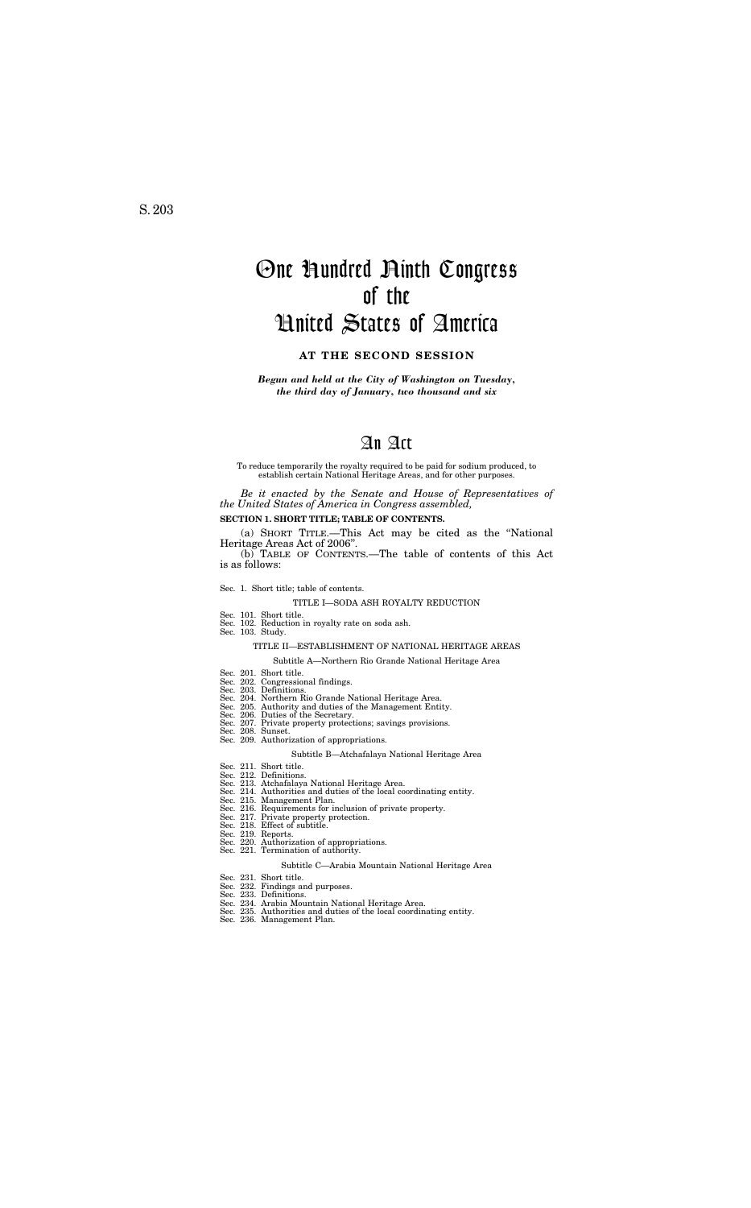S. 203

# One Hundred Ninth Congress of the United States of America

**AT THE SECOND SESSION**

***Begun and held at the City of Washington on Tuesday, the third day of January, two thousand and six***

# An Act

To reduce temporarily the royalty required to be paid for sodium produced, to establish certain National Heritage Areas, and for other purposes.

*Be it enacted by the Senate and House of Representatives of the United States of America in Congress assembled,*

**SECTION 1. SHORT TITLE; TABLE OF CONTENTS.**

(a) SHORT TITLE.—This Act may be cited as the "National Heritage Areas Act of 2006".

(b) TABLE OF CONTENTS.—The table of contents of this Act is as follows:

Sec. 1. Short title; table of contents.

TITLE I—SODA ASH ROYALTY REDUCTION

Sec. 101. Short title.
Sec. 102. Reduction in royalty rate on soda ash.
Sec. 103. Study.

TITLE II—ESTABLISHMENT OF NATIONAL HERITAGE AREAS

Subtitle A—Northern Rio Grande National Heritage Area

Sec. 201. Short title.
Sec. 202. Congressional findings.
Sec. 203. Definitions.
Sec. 204. Northern Rio Grande National Heritage Area.
Sec. 205. Authority and duties of the Management Entity.
Sec. 206. Duties of the Secretary.
Sec. 207. Private property protections; savings provisions.
Sec. 208. Sunset.
Sec. 209. Authorization of appropriations.

Subtitle B—Atchafalaya National Heritage Area

Sec. 211. Short title.
Sec. 212. Definitions.
Sec. 213. Atchafalaya National Heritage Area.
Sec. 214. Authorities and duties of the local coordinating entity.
Sec. 215. Management Plan.
Sec. 216. Requirements for inclusion of private property.
Sec. 217. Private property protection.
Sec. 218. Effect of subtitle.
Sec. 219. Reports.
Sec. 220. Authorization of appropriations.
Sec. 221. Termination of authority.

Subtitle C—Arabia Mountain National Heritage Area

Sec. 231. Short title.
Sec. 232. Findings and purposes.
Sec. 233. Definitions.
Sec. 234. Arabia Mountain National Heritage Area.
Sec. 235. Authorities and duties of the local coordinating entity.
Sec. 236. Management Plan.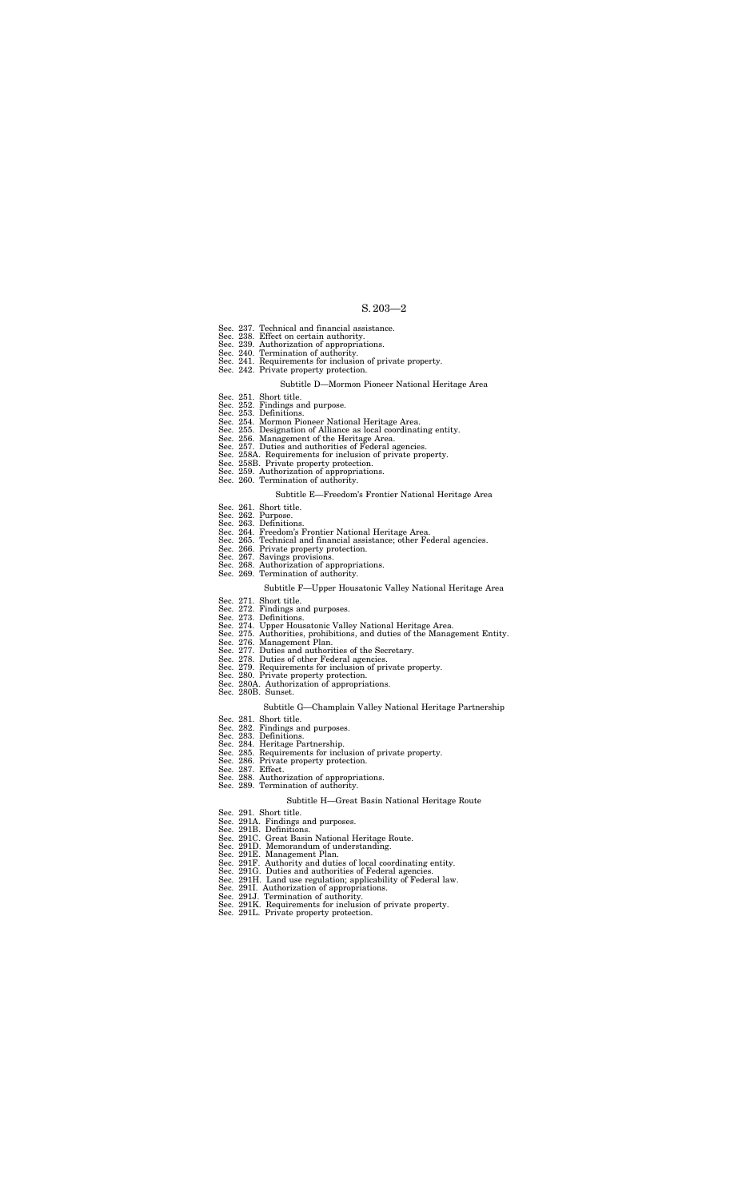Sec. 237. Technical and financial assistance.
Sec. 238. Effect on certain authority.
Sec. 239. Authorization of appropriations.
Sec. 240. Termination of authority.
Sec. 241. Requirements for inclusion of private property.
Sec. 242. Private property protection.

Subtitle D—Mormon Pioneer National Heritage Area

Sec. 251. Short title.
Sec. 252. Findings and purpose.
Sec. 253. Definitions.
Sec. 254. Mormon Pioneer National Heritage Area.
Sec. 255. Designation of Alliance as local coordinating entity.
Sec. 256. Management of the Heritage Area.
Sec. 257. Duties and authorities of Federal agencies.
Sec. 258A. Requirements for inclusion of private property.
Sec. 258B. Private property protection.
Sec. 259. Authorization of appropriations.
Sec. 260. Termination of authority.

Subtitle E—Freedom's Frontier National Heritage Area

Sec. 261. Short title.
Sec. 262. Purpose.
Sec. 263. Definitions.
Sec. 264. Freedom's Frontier National Heritage Area.
Sec. 265. Technical and financial assistance; other Federal agencies.
Sec. 266. Private property protection.
Sec. 267. Savings provisions.
Sec. 268. Authorization of appropriations.
Sec. 269. Termination of authority.

Subtitle F—Upper Housatonic Valley National Heritage Area

Sec. 271. Short title.
Sec. 272. Findings and purposes.
Sec. 273. Definitions.
Sec. 274. Upper Housatonic Valley National Heritage Area.
Sec. 275. Authorities, prohibitions, and duties of the Management Entity.
Sec. 276. Management Plan.
Sec. 277. Duties and authorities of the Secretary.
Sec. 278. Duties of other Federal agencies.
Sec. 279. Requirements for inclusion of private property.
Sec. 280. Private property protection.
Sec. 280A. Authorization of appropriations.
Sec. 280B. Sunset.

Subtitle G—Champlain Valley National Heritage Partnership

Sec. 281. Short title.
Sec. 282. Findings and purposes.
Sec. 283. Definitions.
Sec. 284. Heritage Partnership.
Sec. 285. Requirements for inclusion of private property.
Sec. 286. Private property protection.
Sec. 287. Effect.
Sec. 288. Authorization of appropriations.
Sec. 289. Termination of authority.

Subtitle H—Great Basin National Heritage Route

Sec. 291. Short title.
Sec. 291A. Findings and purposes.
Sec. 291B. Definitions.
Sec. 291C. Great Basin National Heritage Route.
Sec. 291D. Memorandum of understanding.
Sec. 291E. Management Plan.
Sec. 291F. Authority and duties of local coordinating entity.
Sec. 291G. Duties and authorities of Federal agencies.
Sec. 291H. Land use regulation; applicability of Federal law.
Sec. 291I. Authorization of appropriations.
Sec. 291J. Termination of authority.
Sec. 291K. Requirements for inclusion of private property.
Sec. 291L. Private property protection.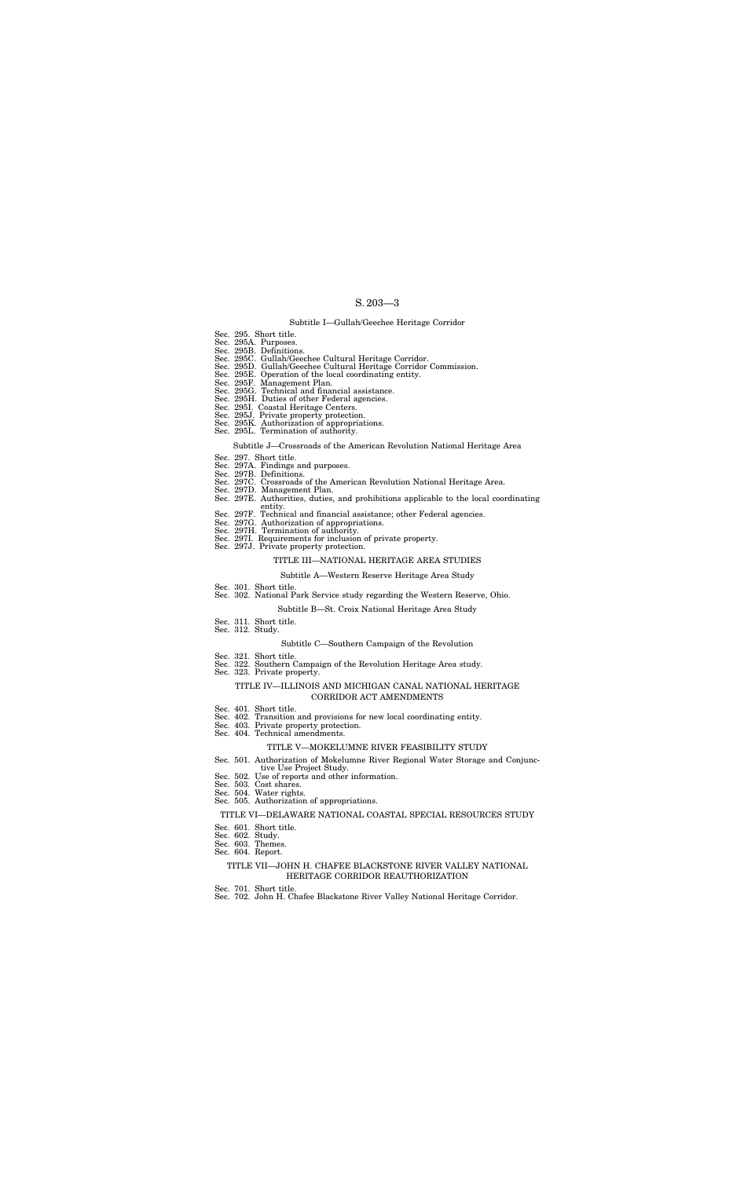Subtitle I—Gullah/Geechee Heritage Corridor

Sec. 295. Short title.
Sec. 295A. Purposes.
Sec. 295B. Definitions.
Sec. 295C. Gullah/Geechee Cultural Heritage Corridor.
Sec. 295D. Gullah/Geechee Cultural Heritage Corridor Commission.
Sec. 295E. Operation of the local coordinating entity.
Sec. 295F. Management Plan.
Sec. 295G. Technical and financial assistance.
Sec. 295H. Duties of other Federal agencies.
Sec. 295I. Coastal Heritage Centers.
Sec. 295J. Private property protection.
Sec. 295K. Authorization of appropriations.
Sec. 295L. Termination of authority.

Subtitle J—Crossroads of the American Revolution National Heritage Area

Sec. 297. Short title.
Sec. 297A. Findings and purposes.
Sec. 297B. Definitions.
Sec. 297C. Crossroads of the American Revolution National Heritage Area.
Sec. 297D. Management Plan.
Sec. 297E. Authorities, duties, and prohibitions applicable to the local coordinating entity.
Sec. 297F. Technical and financial assistance; other Federal agencies.
Sec. 297G. Authorization of appropriations.
Sec. 297H. Termination of authority.
Sec. 297I. Requirements for inclusion of private property.
Sec. 297J. Private property protection.

TITLE III—NATIONAL HERITAGE AREA STUDIES

Subtitle A—Western Reserve Heritage Area Study

Sec. 301. Short title.
Sec. 302. National Park Service study regarding the Western Reserve, Ohio.

Subtitle B—St. Croix National Heritage Area Study

Sec. 311. Short title.
Sec. 312. Study.

Subtitle C—Southern Campaign of the Revolution

Sec. 321. Short title.
Sec. 322. Southern Campaign of the Revolution Heritage Area study.
Sec. 323. Private property.

TITLE IV—ILLINOIS AND MICHIGAN CANAL NATIONAL HERITAGE CORRIDOR ACT AMENDMENTS

Sec. 401. Short title.
Sec. 402. Transition and provisions for new local coordinating entity.
Sec. 403. Private property protection.
Sec. 404. Technical amendments.

TITLE V—MOKELUMNE RIVER FEASIBILITY STUDY

Sec. 501. Authorization of Mokelumne River Regional Water Storage and Conjunctive Use Project Study.
Sec. 502. Use of reports and other information.
Sec. 503. Cost shares.
Sec. 504. Water rights.
Sec. 505. Authorization of appropriations.

TITLE VI—DELAWARE NATIONAL COASTAL SPECIAL RESOURCES STUDY

Sec. 601. Short title.
Sec. 602. Study.
Sec. 603. Themes.
Sec. 604. Report.

TITLE VII—JOHN H. CHAFEE BLACKSTONE RIVER VALLEY NATIONAL HERITAGE CORRIDOR REAUTHORIZATION

Sec. 701. Short title.
Sec. 702. John H. Chafee Blackstone River Valley National Heritage Corridor.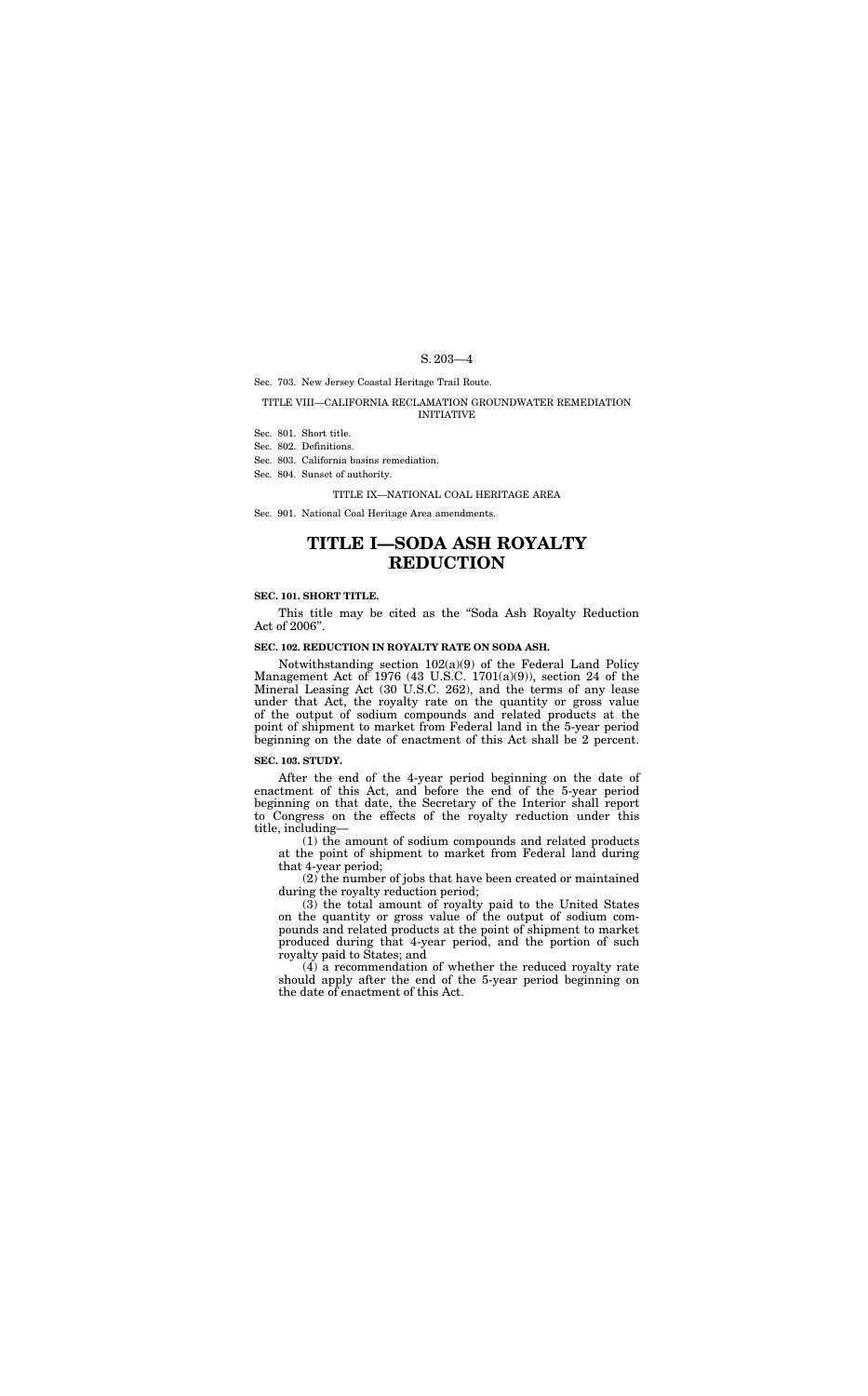Sec. 703. New Jersey Coastal Heritage Trail Route.

TITLE VIII—CALIFORNIA RECLAMATION GROUNDWATER REMEDIATION INITIATIVE

Sec. 801. Short title.
Sec. 802. Definitions.
Sec. 803. California basins remediation.
Sec. 804. Sunset of authority.

TITLE IX—NATIONAL COAL HERITAGE AREA

Sec. 901. National Coal Heritage Area amendments.

# TITLE I—SODA ASH ROYALTY REDUCTION

**SEC. 101. SHORT TITLE.**

This title may be cited as the "Soda Ash Royalty Reduction Act of 2006".

**SEC. 102. REDUCTION IN ROYALTY RATE ON SODA ASH.**

Notwithstanding section 102(a)(9) of the Federal Land Policy Management Act of 1976 (43 U.S.C. 1701(a)(9)), section 24 of the Mineral Leasing Act (30 U.S.C. 262), and the terms of any lease under that Act, the royalty rate on the quantity or gross value of the output of sodium compounds and related products at the point of shipment to market from Federal land in the 5-year period beginning on the date of enactment of this Act shall be 2 percent.

**SEC. 103. STUDY.**

After the end of the 4-year period beginning on the date of enactment of this Act, and before the end of the 5-year period beginning on that date, the Secretary of the Interior shall report to Congress on the effects of the royalty reduction under this title, including—

(1) the amount of sodium compounds and related products at the point of shipment to market from Federal land during that 4-year period;

(2) the number of jobs that have been created or maintained during the royalty reduction period;

(3) the total amount of royalty paid to the United States on the quantity or gross value of the output of sodium compounds and related products at the point of shipment to market produced during that 4-year period, and the portion of such royalty paid to States; and

(4) a recommendation of whether the reduced royalty rate should apply after the end of the 5-year period beginning on the date of enactment of this Act.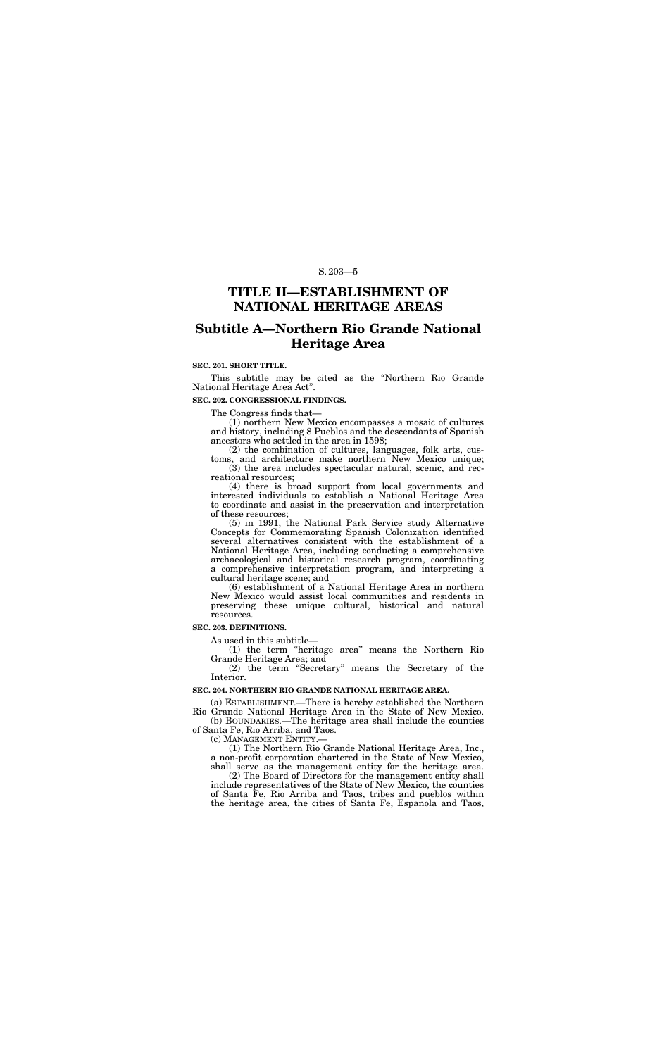# TITLE II—ESTABLISHMENT OF NATIONAL HERITAGE AREAS

## Subtitle A—Northern Rio Grande National Heritage Area

**SEC. 201. SHORT TITLE.**

This subtitle may be cited as the "Northern Rio Grande National Heritage Area Act".

**SEC. 202. CONGRESSIONAL FINDINGS.**

The Congress finds that—

(1) northern New Mexico encompasses a mosaic of cultures and history, including 8 Pueblos and the descendants of Spanish ancestors who settled in the area in 1598;

(2) the combination of cultures, languages, folk arts, customs, and architecture make northern New Mexico unique;

(3) the area includes spectacular natural, scenic, and recreational resources;

(4) there is broad support from local governments and interested individuals to establish a National Heritage Area to coordinate and assist in the preservation and interpretation of these resources;

(5) in 1991, the National Park Service study Alternative Concepts for Commemorating Spanish Colonization identified several alternatives consistent with the establishment of a National Heritage Area, including conducting a comprehensive archaeological and historical research program, coordinating a comprehensive interpretation program, and interpreting a cultural heritage scene; and

(6) establishment of a National Heritage Area in northern New Mexico would assist local communities and residents in preserving these unique cultural, historical and natural resources.

**SEC. 203. DEFINITIONS.**

As used in this subtitle—

(1) the term "heritage area" means the Northern Rio Grande Heritage Area; and

(2) the term "Secretary" means the Secretary of the Interior.

**SEC. 204. NORTHERN RIO GRANDE NATIONAL HERITAGE AREA.**

(a) ESTABLISHMENT.—There is hereby established the Northern Rio Grande National Heritage Area in the State of New Mexico.

(b) BOUNDARIES.—The heritage area shall include the counties of Santa Fe, Rio Arriba, and Taos.

(c) MANAGEMENT ENTITY.—

(1) The Northern Rio Grande National Heritage Area, Inc., a non-profit corporation chartered in the State of New Mexico, shall serve as the management entity for the heritage area.

(2) The Board of Directors for the management entity shall include representatives of the State of New Mexico, the counties of Santa Fe, Rio Arriba and Taos, tribes and pueblos within the heritage area, the cities of Santa Fe, Espanola and Taos,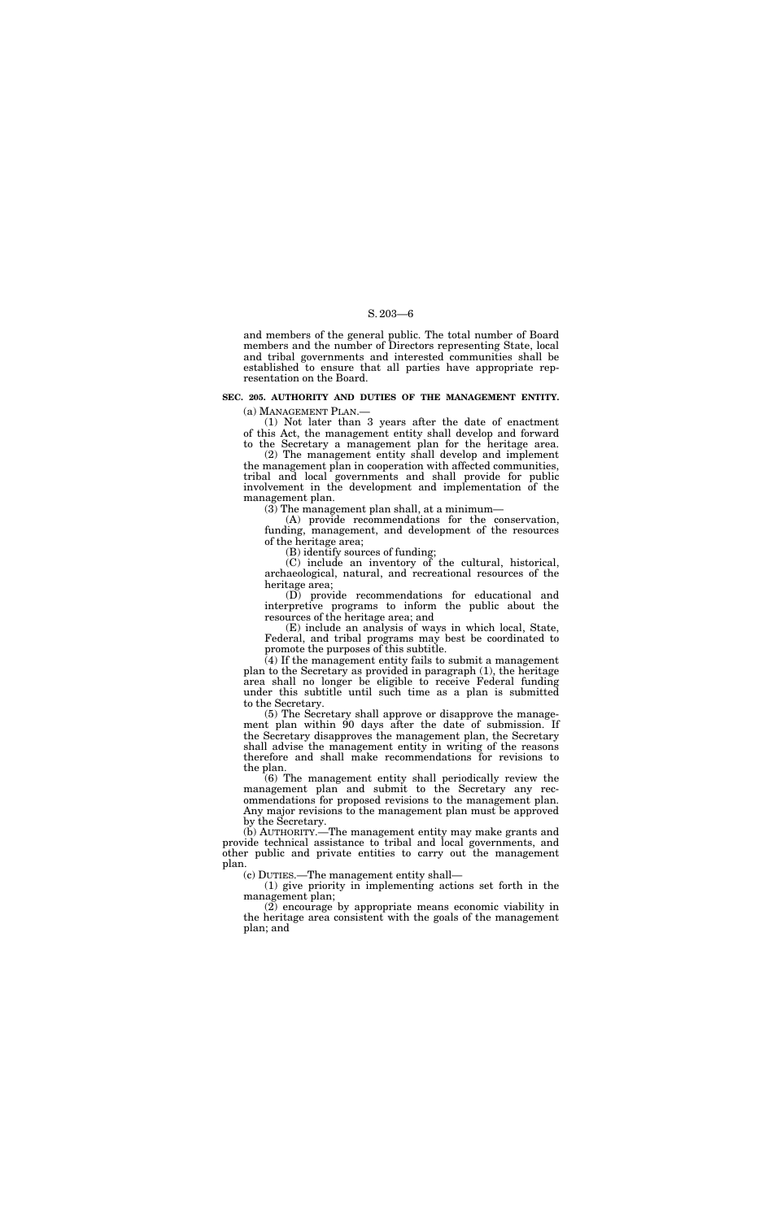and members of the general public. The total number of Board members and the number of Directors representing State, local and tribal governments and interested communities shall be established to ensure that all parties have appropriate representation on the Board.

**SEC. 205. AUTHORITY AND DUTIES OF THE MANAGEMENT ENTITY.**

(a) MANAGEMENT PLAN.—

(1) Not later than 3 years after the date of enactment of this Act, the management entity shall develop and forward to the Secretary a management plan for the heritage area.

(2) The management entity shall develop and implement the management plan in cooperation with affected communities, tribal and local governments and shall provide for public involvement in the development and implementation of the management plan.

(3) The management plan shall, at a minimum—

(A) provide recommendations for the conservation, funding, management, and development of the resources of the heritage area;

(B) identify sources of funding;

(C) include an inventory of the cultural, historical, archaeological, natural, and recreational resources of the heritage area;

(D) provide recommendations for educational and interpretive programs to inform the public about the resources of the heritage area; and

(E) include an analysis of ways in which local, State, Federal, and tribal programs may best be coordinated to promote the purposes of this subtitle.

(4) If the management entity fails to submit a management plan to the Secretary as provided in paragraph (1), the heritage area shall no longer be eligible to receive Federal funding under this subtitle until such time as a plan is submitted to the Secretary.

(5) The Secretary shall approve or disapprove the management plan within 90 days after the date of submission. If the Secretary disapproves the management plan, the Secretary shall advise the management entity in writing of the reasons therefore and shall make recommendations for revisions to the plan.

(6) The management entity shall periodically review the management plan and submit to the Secretary any recommendations for proposed revisions to the management plan. Any major revisions to the management plan must be approved by the Secretary.

(b) AUTHORITY.—The management entity may make grants and provide technical assistance to tribal and local governments, and other public and private entities to carry out the management plan.

(c) DUTIES.—The management entity shall—

(1) give priority in implementing actions set forth in the management plan;

(2) encourage by appropriate means economic viability in the heritage area consistent with the goals of the management plan; and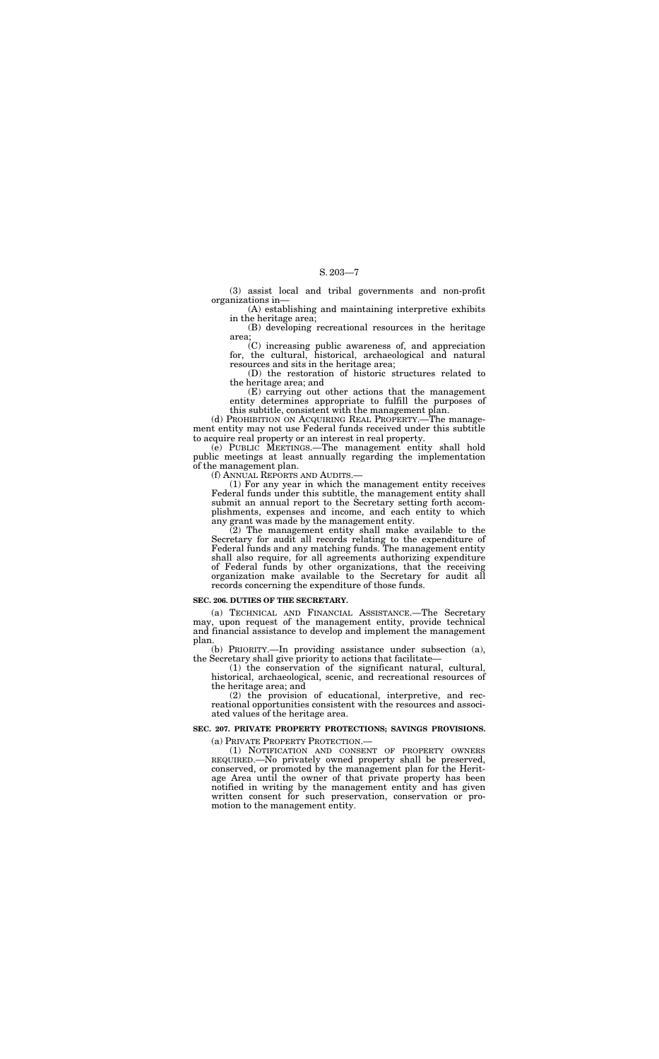(3) assist local and tribal governments and non-profit organizations in—

(A) establishing and maintaining interpretive exhibits in the heritage area;

(B) developing recreational resources in the heritage area;

(C) increasing public awareness of, and appreciation for, the cultural, historical, archaeological and natural resources and sits in the heritage area;

(D) the restoration of historic structures related to the heritage area; and

(E) carrying out other actions that the management entity determines appropriate to fulfill the purposes of this subtitle, consistent with the management plan.

(d) PROHIBITION ON ACQUIRING REAL PROPERTY.—The management entity may not use Federal funds received under this subtitle to acquire real property or an interest in real property.

(e) PUBLIC MEETINGS.—The management entity shall hold public meetings at least annually regarding the implementation of the management plan.

(f) ANNUAL REPORTS AND AUDITS.—

(1) For any year in which the management entity receives Federal funds under this subtitle, the management entity shall submit an annual report to the Secretary setting forth accomplishments, expenses and income, and each entity to which any grant was made by the management entity.

(2) The management entity shall make available to the Secretary for audit all records relating to the expenditure of Federal funds and any matching funds. The management entity shall also require, for all agreements authorizing expenditure of Federal funds by other organizations, that the receiving organization make available to the Secretary for audit all records concerning the expenditure of those funds.

**SEC. 206. DUTIES OF THE SECRETARY.**

(a) TECHNICAL AND FINANCIAL ASSISTANCE.—The Secretary may, upon request of the management entity, provide technical and financial assistance to develop and implement the management plan.

(b) PRIORITY.—In providing assistance under subsection (a), the Secretary shall give priority to actions that facilitate—

(1) the conservation of the significant natural, cultural, historical, archaeological, scenic, and recreational resources of the heritage area; and

(2) the provision of educational, interpretive, and recreational opportunities consistent with the resources and associated values of the heritage area.

**SEC. 207. PRIVATE PROPERTY PROTECTIONS; SAVINGS PROVISIONS.**

(a) PRIVATE PROPERTY PROTECTION.—

(1) NOTIFICATION AND CONSENT OF PROPERTY OWNERS REQUIRED.—No privately owned property shall be preserved, conserved, or promoted by the management plan for the Heritage Area until the owner of that private property has been notified in writing by the management entity and has given written consent for such preservation, conservation or promotion to the management entity.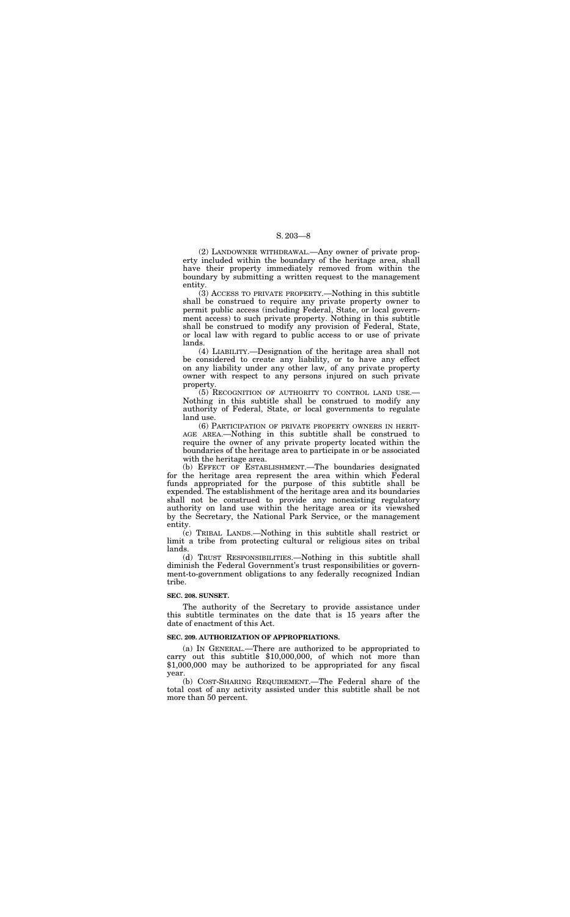(2) LANDOWNER WITHDRAWAL.—Any owner of private property included within the boundary of the heritage area, shall have their property immediately removed from within the boundary by submitting a written request to the management entity.

(3) ACCESS TO PRIVATE PROPERTY.—Nothing in this subtitle shall be construed to require any private property owner to permit public access (including Federal, State, or local government access) to such private property. Nothing in this subtitle shall be construed to modify any provision of Federal, State, or local law with regard to public access to or use of private lands.

(4) LIABILITY.—Designation of the heritage area shall not be considered to create any liability, or to have any effect on any liability under any other law, of any private property owner with respect to any persons injured on such private property.

(5) RECOGNITION OF AUTHORITY TO CONTROL LAND USE.—Nothing in this subtitle shall be construed to modify any authority of Federal, State, or local governments to regulate land use.

(6) PARTICIPATION OF PRIVATE PROPERTY OWNERS IN HERITAGE AREA.—Nothing in this subtitle shall be construed to require the owner of any private property located within the boundaries of the heritage area to participate in or be associated with the heritage area.

(b) EFFECT OF ESTABLISHMENT.—The boundaries designated for the heritage area represent the area within which Federal funds appropriated for the purpose of this subtitle shall be expended. The establishment of the heritage area and its boundaries shall not be construed to provide any nonexisting regulatory authority on land use within the heritage area or its viewshed by the Secretary, the National Park Service, or the management entity.

(c) TRIBAL LANDS.—Nothing in this subtitle shall restrict or limit a tribe from protecting cultural or religious sites on tribal lands.

(d) TRUST RESPONSIBILITIES.—Nothing in this subtitle shall diminish the Federal Government's trust responsibilities or government-to-government obligations to any federally recognized Indian tribe.

**SEC. 208. SUNSET.**

The authority of the Secretary to provide assistance under this subtitle terminates on the date that is 15 years after the date of enactment of this Act.

**SEC. 209. AUTHORIZATION OF APPROPRIATIONS.**

(a) IN GENERAL.—There are authorized to be appropriated to carry out this subtitle $10,000,000, of which not more than $1,000,000 may be authorized to be appropriated for any fiscal year.

(b) COST-SHARING REQUIREMENT.—The Federal share of the total cost of any activity assisted under this subtitle shall be not more than 50 percent.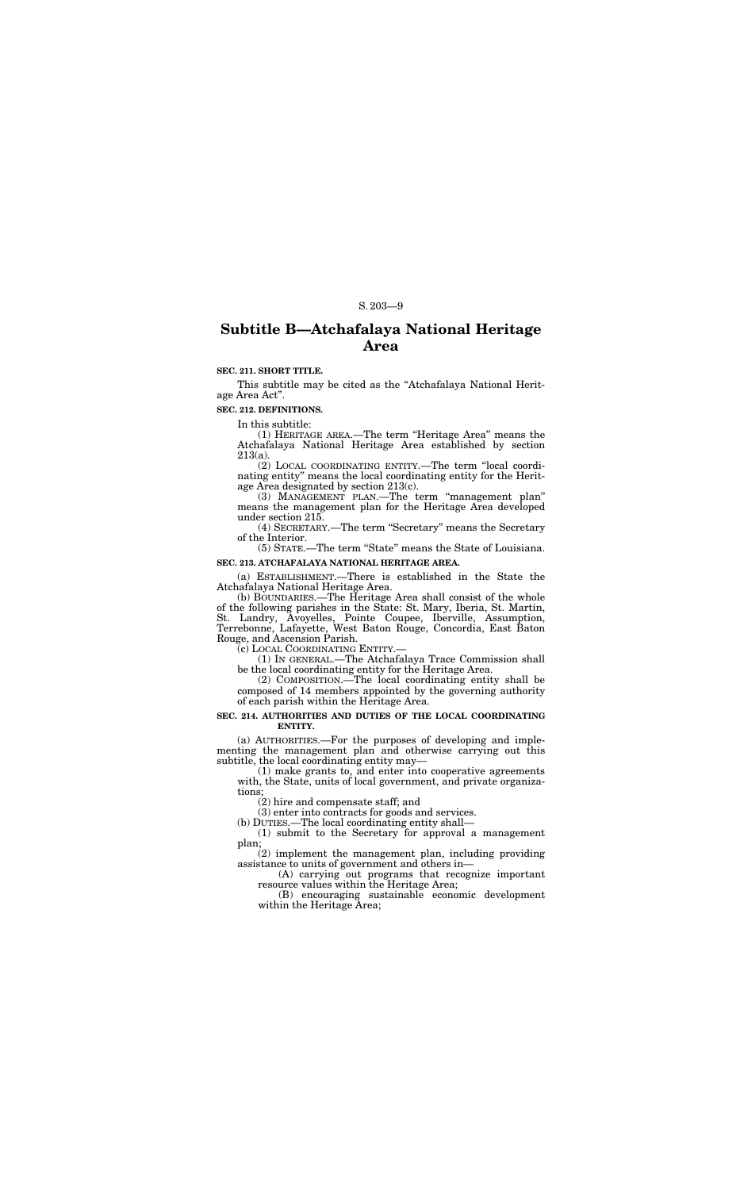## Subtitle B—Atchafalaya National Heritage Area

**SEC. 211. SHORT TITLE.**

This subtitle may be cited as the "Atchafalaya National Heritage Area Act".

**SEC. 212. DEFINITIONS.**

In this subtitle:

(1) HERITAGE AREA.—The term "Heritage Area" means the Atchafalaya National Heritage Area established by section 213(a).

(2) LOCAL COORDINATING ENTITY.—The term "local coordinating entity" means the local coordinating entity for the Heritage Area designated by section 213(c).

(3) MANAGEMENT PLAN.—The term "management plan" means the management plan for the Heritage Area developed under section 215.

(4) SECRETARY.—The term "Secretary" means the Secretary of the Interior.

(5) STATE.—The term "State" means the State of Louisiana.

**SEC. 213. ATCHAFALAYA NATIONAL HERITAGE AREA.**

(a) ESTABLISHMENT.—There is established in the State the Atchafalaya National Heritage Area.

(b) BOUNDARIES.—The Heritage Area shall consist of the whole of the following parishes in the State: St. Mary, Iberia, St. Martin, St. Landry, Avoyelles, Pointe Coupee, Iberville, Assumption, Terrebonne, Lafayette, West Baton Rouge, Concordia, East Baton Rouge, and Ascension Parish.

(c) LOCAL COORDINATING ENTITY.—

(1) IN GENERAL.—The Atchafalaya Trace Commission shall be the local coordinating entity for the Heritage Area.

(2) COMPOSITION.—The local coordinating entity shall be composed of 14 members appointed by the governing authority of each parish within the Heritage Area.

**SEC. 214. AUTHORITIES AND DUTIES OF THE LOCAL COORDINATING ENTITY.**

(a) AUTHORITIES.—For the purposes of developing and implementing the management plan and otherwise carrying out this subtitle, the local coordinating entity may—

(1) make grants to, and enter into cooperative agreements with, the State, units of local government, and private organizations;

(2) hire and compensate staff; and

(3) enter into contracts for goods and services.

(b) DUTIES.—The local coordinating entity shall—

(1) submit to the Secretary for approval a management plan;

(2) implement the management plan, including providing assistance to units of government and others in—

(A) carrying out programs that recognize important resource values within the Heritage Area;

(B) encouraging sustainable economic development within the Heritage Area;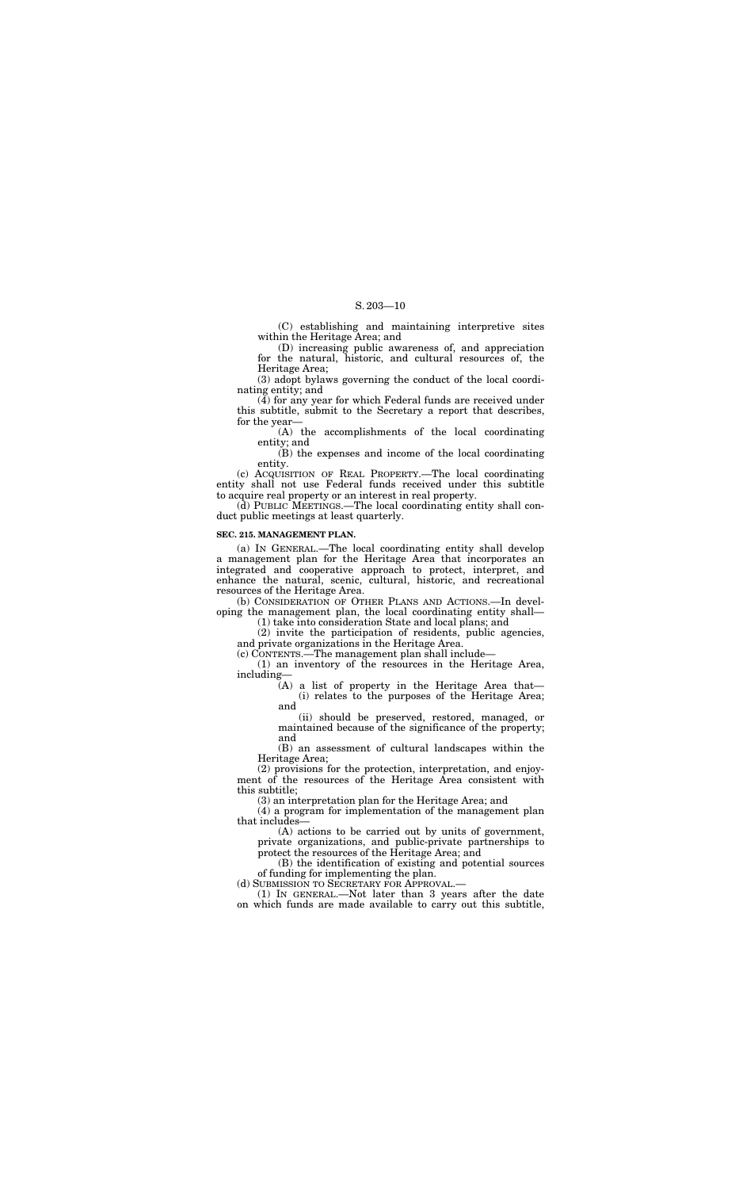(C) establishing and maintaining interpretive sites within the Heritage Area; and

(D) increasing public awareness of, and appreciation for the natural, historic, and cultural resources of, the Heritage Area;

(3) adopt bylaws governing the conduct of the local coordinating entity; and

(4) for any year for which Federal funds are received under this subtitle, submit to the Secretary a report that describes, for the year—

(A) the accomplishments of the local coordinating entity; and

(B) the expenses and income of the local coordinating entity.

(c) ACQUISITION OF REAL PROPERTY.—The local coordinating entity shall not use Federal funds received under this subtitle to acquire real property or an interest in real property.

(d) PUBLIC MEETINGS.—The local coordinating entity shall conduct public meetings at least quarterly.

### SEC. 215. MANAGEMENT PLAN.

(a) IN GENERAL.—The local coordinating entity shall develop a management plan for the Heritage Area that incorporates an integrated and cooperative approach to protect, interpret, and enhance the natural, scenic, cultural, historic, and recreational resources of the Heritage Area.

(b) CONSIDERATION OF OTHER PLANS AND ACTIONS.—In developing the management plan, the local coordinating entity shall—

(1) take into consideration State and local plans; and

(2) invite the participation of residents, public agencies, and private organizations in the Heritage Area.

(c) CONTENTS.—The management plan shall include—

(1) an inventory of the resources in the Heritage Area, including—

(A) a list of property in the Heritage Area that—

(i) relates to the purposes of the Heritage Area; and

(ii) should be preserved, restored, managed, or maintained because of the significance of the property; and

(B) an assessment of cultural landscapes within the Heritage Area;

(2) provisions for the protection, interpretation, and enjoyment of the resources of the Heritage Area consistent with this subtitle;

(3) an interpretation plan for the Heritage Area; and

(4) a program for implementation of the management plan that includes—

(A) actions to be carried out by units of government, private organizations, and public-private partnerships to protect the resources of the Heritage Area; and

(B) the identification of existing and potential sources of funding for implementing the plan.

(d) SUBMISSION TO SECRETARY FOR APPROVAL.—

(1) IN GENERAL.—Not later than 3 years after the date on which funds are made available to carry out this subtitle,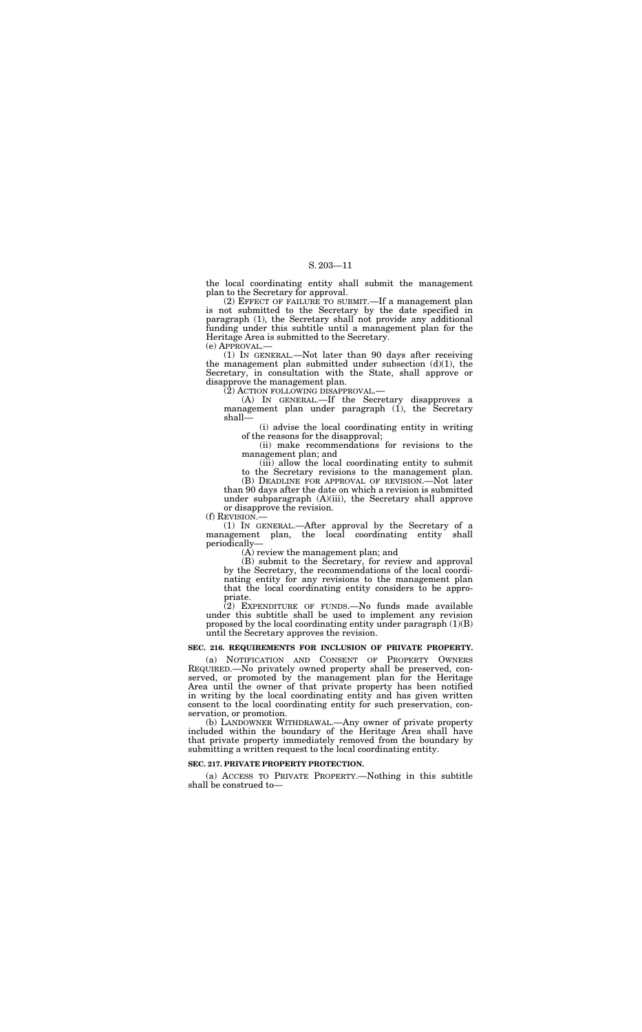the local coordinating entity shall submit the management plan to the Secretary for approval.

(2) EFFECT OF FAILURE TO SUBMIT.—If a management plan is not submitted to the Secretary by the date specified in paragraph (1), the Secretary shall not provide any additional funding under this subtitle until a management plan for the Heritage Area is submitted to the Secretary.

(e) APPROVAL.—

(1) IN GENERAL.—Not later than 90 days after receiving the management plan submitted under subsection (d)(1), the Secretary, in consultation with the State, shall approve or disapprove the management plan.

(2) ACTION FOLLOWING DISAPPROVAL.—

(A) IN GENERAL.—If the Secretary disapproves a management plan under paragraph (1), the Secretary shall—

(i) advise the local coordinating entity in writing of the reasons for the disapproval;

(ii) make recommendations for revisions to the management plan; and

(iii) allow the local coordinating entity to submit to the Secretary revisions to the management plan.

(B) DEADLINE FOR APPROVAL OF REVISION.—Not later than 90 days after the date on which a revision is submitted under subparagraph (A)(iii), the Secretary shall approve or disapprove the revision.

(f) REVISION.—

(1) IN GENERAL.—After approval by the Secretary of a management plan, the local coordinating entity shall periodically—

(A) review the management plan; and

(B) submit to the Secretary, for review and approval by the Secretary, the recommendations of the local coordinating entity for any revisions to the management plan that the local coordinating entity considers to be appropriate.

(2) EXPENDITURE OF FUNDS.—No funds made available under this subtitle shall be used to implement any revision proposed by the local coordinating entity under paragraph (1)(B) until the Secretary approves the revision.

**SEC. 216. REQUIREMENTS FOR INCLUSION OF PRIVATE PROPERTY.**

(a) NOTIFICATION AND CONSENT OF PROPERTY OWNERS REQUIRED.—No privately owned property shall be preserved, conserved, or promoted by the management plan for the Heritage Area until the owner of that private property has been notified in writing by the local coordinating entity and has given written consent to the local coordinating entity for such preservation, conservation, or promotion.

(b) LANDOWNER WITHDRAWAL.—Any owner of private property included within the boundary of the Heritage Area shall have that private property immediately removed from the boundary by submitting a written request to the local coordinating entity.

**SEC. 217. PRIVATE PROPERTY PROTECTION.**

(a) ACCESS TO PRIVATE PROPERTY.—Nothing in this subtitle shall be construed to—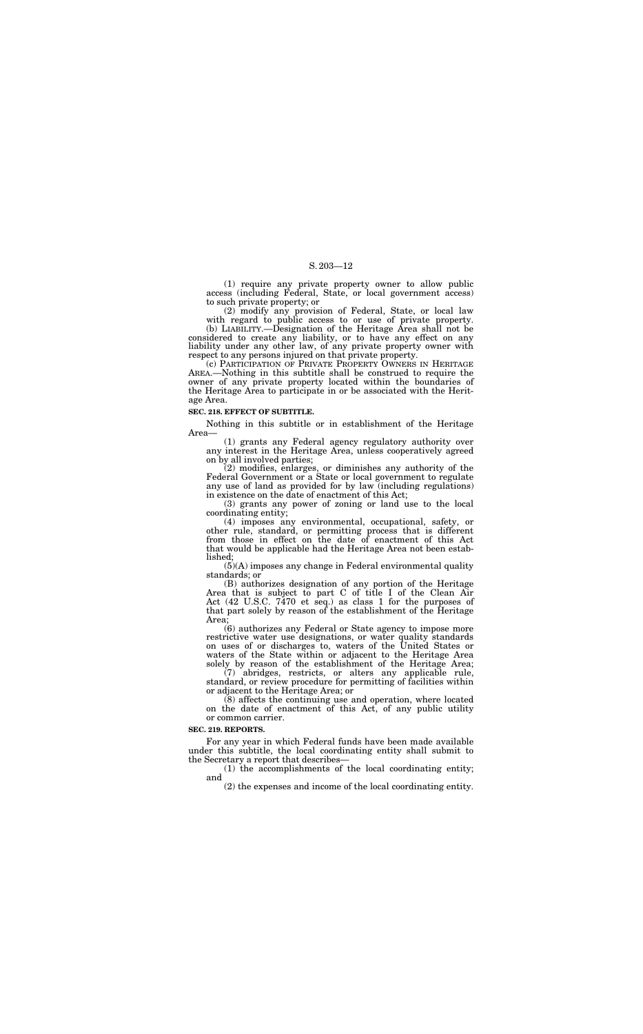(1) require any private property owner to allow public access (including Federal, State, or local government access) to such private property; or

(2) modify any provision of Federal, State, or local law with regard to public access to or use of private property.

(b) LIABILITY.—Designation of the Heritage Area shall not be considered to create any liability, or to have any effect on any liability under any other law, of any private property owner with respect to any persons injured on that private property.

(c) PARTICIPATION OF PRIVATE PROPERTY OWNERS IN HERITAGE AREA.—Nothing in this subtitle shall be construed to require the owner of any private property located within the boundaries of the Heritage Area to participate in or be associated with the Heritage Area.

**SEC. 218. EFFECT OF SUBTITLE.**

Nothing in this subtitle or in establishment of the Heritage Area—

(1) grants any Federal agency regulatory authority over any interest in the Heritage Area, unless cooperatively agreed on by all involved parties;

(2) modifies, enlarges, or diminishes any authority of the Federal Government or a State or local government to regulate any use of land as provided for by law (including regulations) in existence on the date of enactment of this Act;

(3) grants any power of zoning or land use to the local coordinating entity;

(4) imposes any environmental, occupational, safety, or other rule, standard, or permitting process that is different from those in effect on the date of enactment of this Act that would be applicable had the Heritage Area not been established;

(5)(A) imposes any change in Federal environmental quality standards; or

(B) authorizes designation of any portion of the Heritage Area that is subject to part C of title I of the Clean Air Act (42 U.S.C. 7470 et seq.) as class 1 for the purposes of that part solely by reason of the establishment of the Heritage Area;

(6) authorizes any Federal or State agency to impose more restrictive water use designations, or water quality standards on uses of or discharges to, waters of the United States or waters of the State within or adjacent to the Heritage Area solely by reason of the establishment of the Heritage Area;

(7) abridges, restricts, or alters any applicable rule, standard, or review procedure for permitting of facilities within or adjacent to the Heritage Area; or

(8) affects the continuing use and operation, where located on the date of enactment of this Act, of any public utility or common carrier.

**SEC. 219. REPORTS.**

For any year in which Federal funds have been made available under this subtitle, the local coordinating entity shall submit to the Secretary a report that describes—

(1) the accomplishments of the local coordinating entity; and

(2) the expenses and income of the local coordinating entity.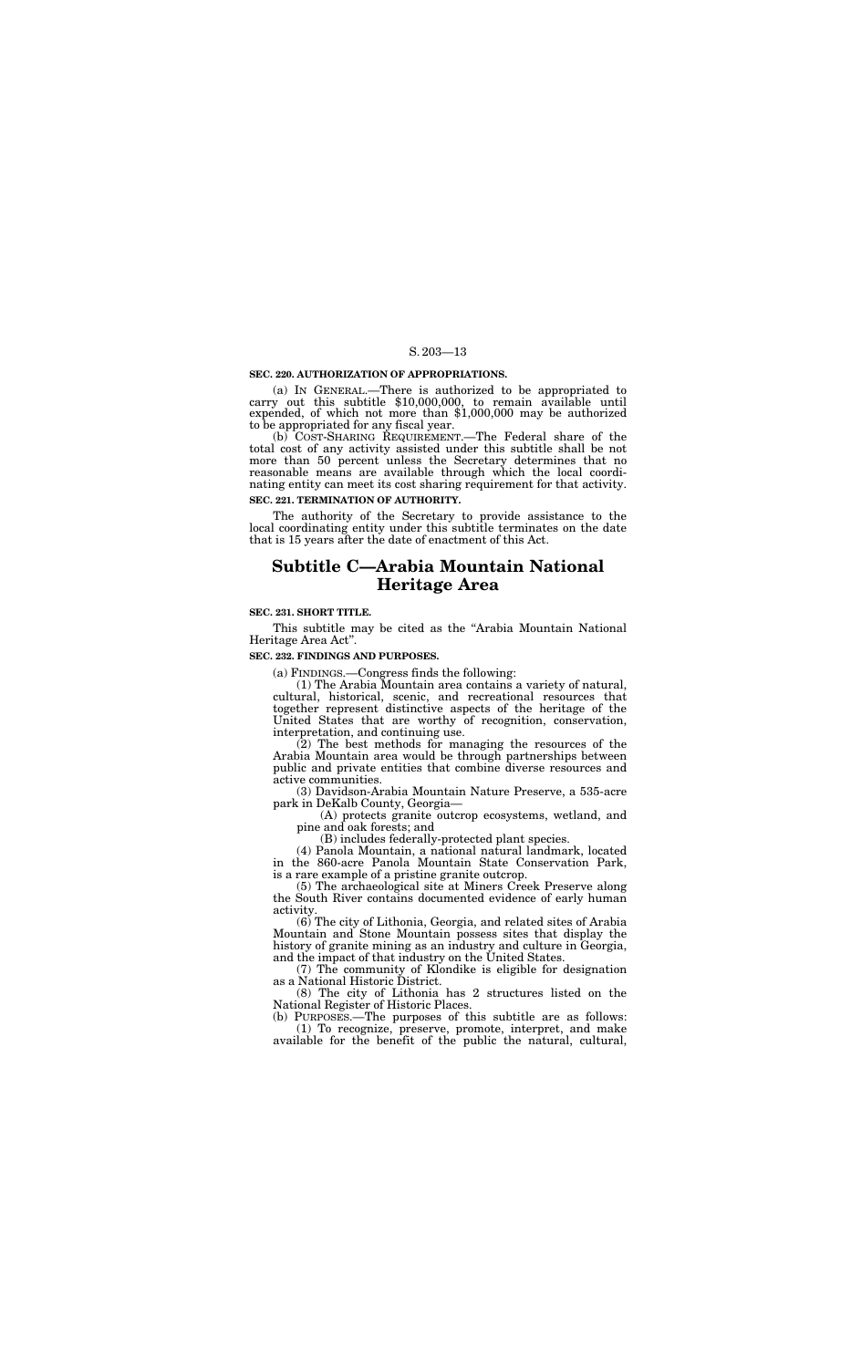**SEC. 220. AUTHORIZATION OF APPROPRIATIONS.**

(a) IN GENERAL.—There is authorized to be appropriated to carry out this subtitle $10,000,000, to remain available until expended, of which not more than $1,000,000 may be authorized to be appropriated for any fiscal year.

(b) COST-SHARING REQUIREMENT.—The Federal share of the total cost of any activity assisted under this subtitle shall be not more than 50 percent unless the Secretary determines that no reasonable means are available through which the local coordinating entity can meet its cost sharing requirement for that activity.

**SEC. 221. TERMINATION OF AUTHORITY.**

The authority of the Secretary to provide assistance to the local coordinating entity under this subtitle terminates on the date that is 15 years after the date of enactment of this Act.

# Subtitle C—Arabia Mountain National Heritage Area

**SEC. 231. SHORT TITLE.**

This subtitle may be cited as the "Arabia Mountain National Heritage Area Act".

**SEC. 232. FINDINGS AND PURPOSES.**

(a) FINDINGS.—Congress finds the following:

(1) The Arabia Mountain area contains a variety of natural, cultural, historical, scenic, and recreational resources that together represent distinctive aspects of the heritage of the United States that are worthy of recognition, conservation, interpretation, and continuing use.

(2) The best methods for managing the resources of the Arabia Mountain area would be through partnerships between public and private entities that combine diverse resources and active communities.

(3) Davidson-Arabia Mountain Nature Preserve, a 535-acre park in DeKalb County, Georgia—

(A) protects granite outcrop ecosystems, wetland, and pine and oak forests; and

(B) includes federally-protected plant species.

(4) Panola Mountain, a national natural landmark, located in the 860-acre Panola Mountain State Conservation Park, is a rare example of a pristine granite outcrop.

(5) The archaeological site at Miners Creek Preserve along the South River contains documented evidence of early human activity.

(6) The city of Lithonia, Georgia, and related sites of Arabia Mountain and Stone Mountain possess sites that display the history of granite mining as an industry and culture in Georgia, and the impact of that industry on the United States.

(7) The community of Klondike is eligible for designation as a National Historic District.

(8) The city of Lithonia has 2 structures listed on the National Register of Historic Places.

(b) PURPOSES.—The purposes of this subtitle are as follows:

(1) To recognize, preserve, promote, interpret, and make available for the benefit of the public the natural, cultural,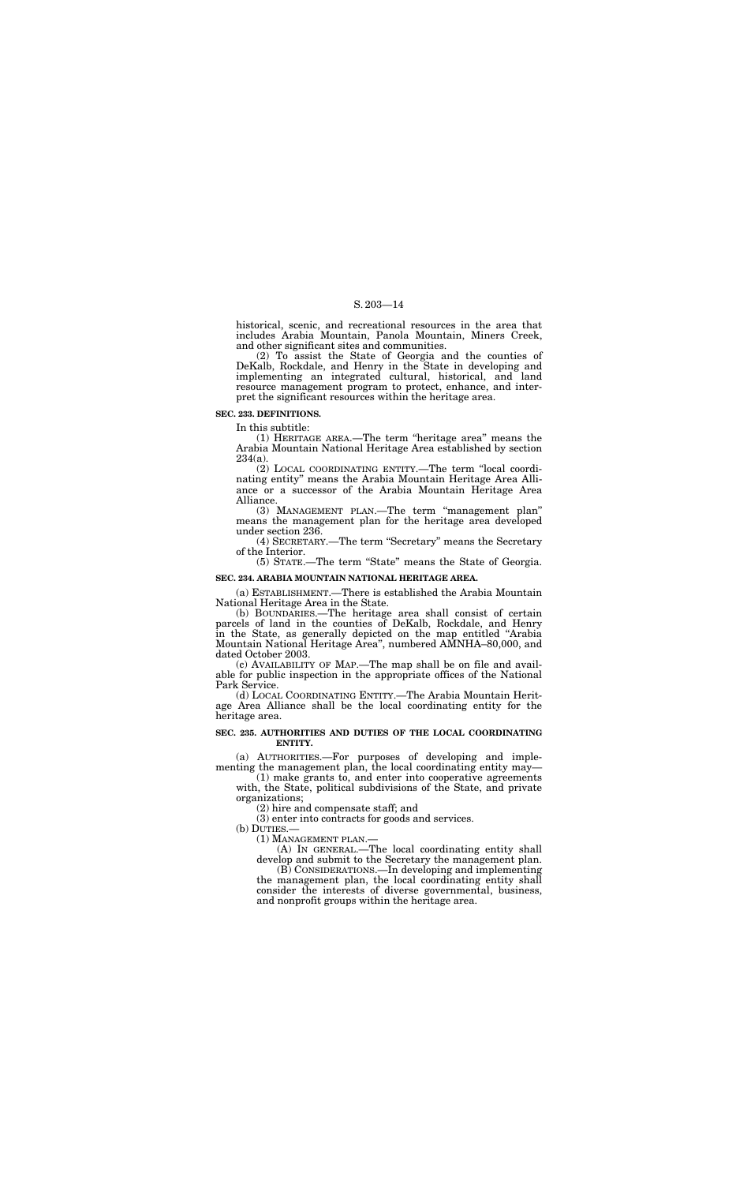historical, scenic, and recreational resources in the area that includes Arabia Mountain, Panola Mountain, Miners Creek, and other significant sites and communities.

(2) To assist the State of Georgia and the counties of DeKalb, Rockdale, and Henry in the State in developing and implementing an integrated cultural, historical, and land resource management program to protect, enhance, and interpret the significant resources within the heritage area.

**SEC. 233. DEFINITIONS.**

In this subtitle:

(1) HERITAGE AREA.—The term "heritage area" means the Arabia Mountain National Heritage Area established by section 234(a).

(2) LOCAL COORDINATING ENTITY.—The term "local coordinating entity" means the Arabia Mountain Heritage Area Alliance or a successor of the Arabia Mountain Heritage Area Alliance.

(3) MANAGEMENT PLAN.—The term "management plan" means the management plan for the heritage area developed under section 236.

(4) SECRETARY.—The term "Secretary" means the Secretary of the Interior.

(5) STATE.—The term "State" means the State of Georgia.

**SEC. 234. ARABIA MOUNTAIN NATIONAL HERITAGE AREA.**

(a) ESTABLISHMENT.—There is established the Arabia Mountain National Heritage Area in the State.

(b) BOUNDARIES.—The heritage area shall consist of certain parcels of land in the counties of DeKalb, Rockdale, and Henry in the State, as generally depicted on the map entitled "Arabia Mountain National Heritage Area", numbered AMNHA–80,000, and dated October 2003.

(c) AVAILABILITY OF MAP.—The map shall be on file and available for public inspection in the appropriate offices of the National Park Service.

(d) LOCAL COORDINATING ENTITY.—The Arabia Mountain Heritage Area Alliance shall be the local coordinating entity for the heritage area.

**SEC. 235. AUTHORITIES AND DUTIES OF THE LOCAL COORDINATING ENTITY.**

(a) AUTHORITIES.—For purposes of developing and implementing the management plan, the local coordinating entity may—

(1) make grants to, and enter into cooperative agreements with, the State, political subdivisions of the State, and private organizations;

(2) hire and compensate staff; and

(3) enter into contracts for goods and services.

(b) DUTIES.—

(1) MANAGEMENT PLAN.—

(A) IN GENERAL.—The local coordinating entity shall develop and submit to the Secretary the management plan.

(B) CONSIDERATIONS.—In developing and implementing the management plan, the local coordinating entity shall consider the interests of diverse governmental, business, and nonprofit groups within the heritage area.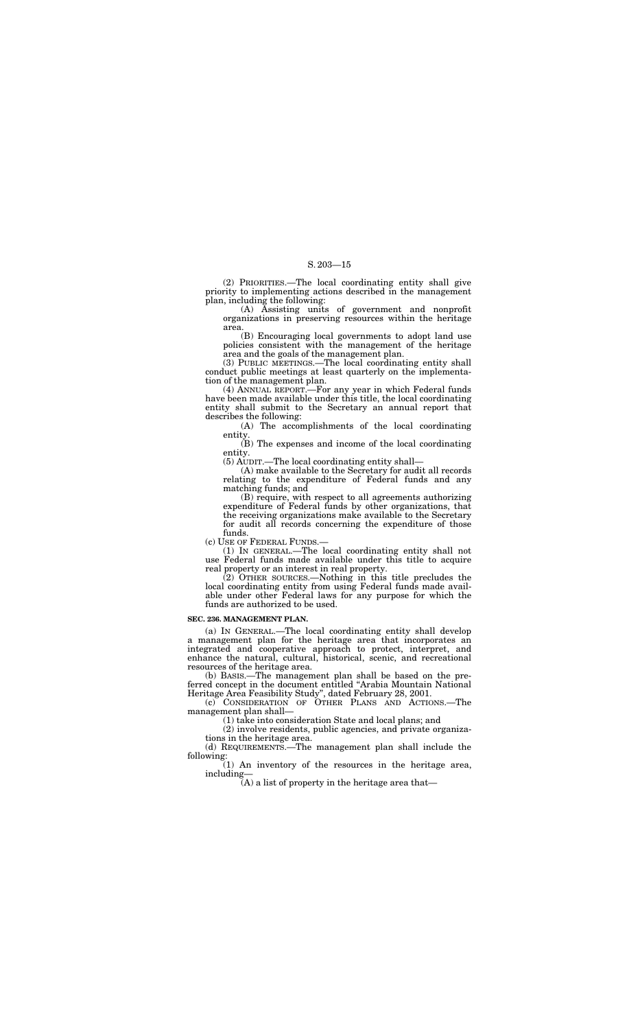(2) PRIORITIES.—The local coordinating entity shall give priority to implementing actions described in the management plan, including the following:

(A) Assisting units of government and nonprofit organizations in preserving resources within the heritage area.

(B) Encouraging local governments to adopt land use policies consistent with the management of the heritage area and the goals of the management plan.

(3) PUBLIC MEETINGS.—The local coordinating entity shall conduct public meetings at least quarterly on the implementation of the management plan.

(4) ANNUAL REPORT.—For any year in which Federal funds have been made available under this title, the local coordinating entity shall submit to the Secretary an annual report that describes the following:

(A) The accomplishments of the local coordinating entity.

(B) The expenses and income of the local coordinating entity.

(5) AUDIT.—The local coordinating entity shall—

(A) make available to the Secretary for audit all records relating to the expenditure of Federal funds and any matching funds; and

(B) require, with respect to all agreements authorizing expenditure of Federal funds by other organizations, that the receiving organizations make available to the Secretary for audit all records concerning the expenditure of those funds.

(c) USE OF FEDERAL FUNDS.—

(1) IN GENERAL.—The local coordinating entity shall not use Federal funds made available under this title to acquire real property or an interest in real property.

(2) OTHER SOURCES.—Nothing in this title precludes the local coordinating entity from using Federal funds made available under other Federal laws for any purpose for which the funds are authorized to be used.

**SEC. 236. MANAGEMENT PLAN.**

(a) IN GENERAL.—The local coordinating entity shall develop a management plan for the heritage area that incorporates an integrated and cooperative approach to protect, interpret, and enhance the natural, cultural, historical, scenic, and recreational resources of the heritage area.

(b) BASIS.—The management plan shall be based on the preferred concept in the document entitled "Arabia Mountain National Heritage Area Feasibility Study", dated February 28, 2001.

(c) CONSIDERATION OF OTHER PLANS AND ACTIONS.—The management plan shall—

(1) take into consideration State and local plans; and

(2) involve residents, public agencies, and private organizations in the heritage area.

(d) REQUIREMENTS.—The management plan shall include the following:

(1) An inventory of the resources in the heritage area, including—

(A) a list of property in the heritage area that—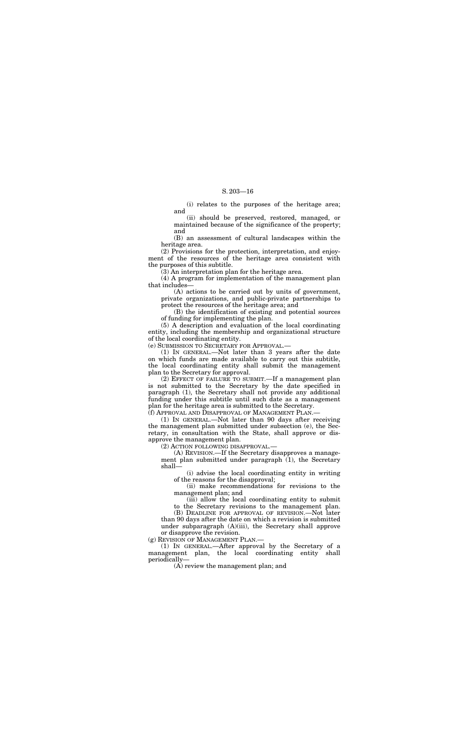(i) relates to the purposes of the heritage area; and

(ii) should be preserved, restored, managed, or maintained because of the significance of the property; and

(B) an assessment of cultural landscapes within the heritage area.

(2) Provisions for the protection, interpretation, and enjoyment of the resources of the heritage area consistent with the purposes of this subtitle.

(3) An interpretation plan for the heritage area.

(4) A program for implementation of the management plan that includes—

(A) actions to be carried out by units of government, private organizations, and public-private partnerships to protect the resources of the heritage area; and

(B) the identification of existing and potential sources of funding for implementing the plan.

(5) A description and evaluation of the local coordinating entity, including the membership and organizational structure of the local coordinating entity.

(e) SUBMISSION TO SECRETARY FOR APPROVAL.—

(1) IN GENERAL.—Not later than 3 years after the date on which funds are made available to carry out this subtitle, the local coordinating entity shall submit the management plan to the Secretary for approval.

(2) EFFECT OF FAILURE TO SUBMIT.—If a management plan is not submitted to the Secretary by the date specified in paragraph (1), the Secretary shall not provide any additional funding under this subtitle until such date as a management plan for the heritage area is submitted to the Secretary.

(f) APPROVAL AND DISAPPROVAL OF MANAGEMENT PLAN.—

(1) IN GENERAL.—Not later than 90 days after receiving the management plan submitted under subsection (e), the Secretary, in consultation with the State, shall approve or disapprove the management plan.

(2) ACTION FOLLOWING DISAPPROVAL.—

(A) REVISION.—If the Secretary disapproves a management plan submitted under paragraph (1), the Secretary shall—

(i) advise the local coordinating entity in writing of the reasons for the disapproval;

(ii) make recommendations for revisions to the management plan; and

(iii) allow the local coordinating entity to submit to the Secretary revisions to the management plan.

(B) DEADLINE FOR APPROVAL OF REVISION.—Not later than 90 days after the date on which a revision is submitted under subparagraph (A)(iii), the Secretary shall approve or disapprove the revision.

(g) REVISION OF MANAGEMENT PLAN.—

(1) IN GENERAL.—After approval by the Secretary of a management plan, the local coordinating entity shall periodically—

(A) review the management plan; and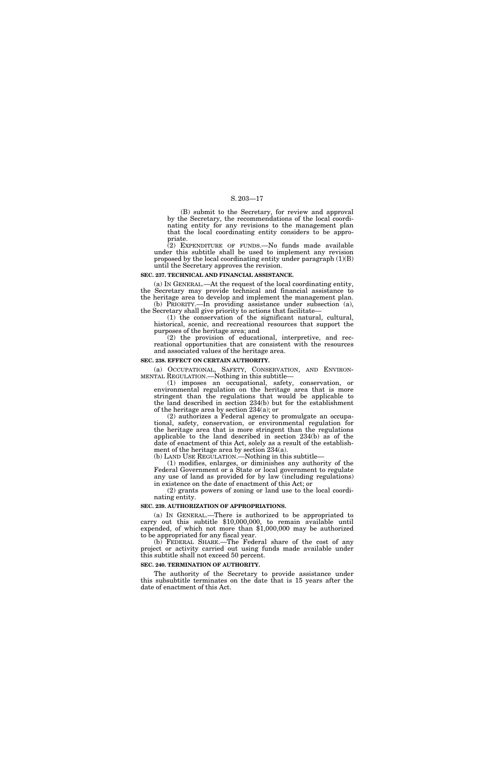(B) submit to the Secretary, for review and approval by the Secretary, the recommendations of the local coordinating entity for any revisions to the management plan that the local coordinating entity considers to be appropriate.

(2) EXPENDITURE OF FUNDS.—No funds made available under this subtitle shall be used to implement any revision proposed by the local coordinating entity under paragraph (1)(B) until the Secretary approves the revision.

**SEC. 237. TECHNICAL AND FINANCIAL ASSISTANCE.**

(a) IN GENERAL.—At the request of the local coordinating entity, the Secretary may provide technical and financial assistance to the heritage area to develop and implement the management plan.

(b) PRIORITY.—In providing assistance under subsection (a), the Secretary shall give priority to actions that facilitate—

(1) the conservation of the significant natural, cultural, historical, scenic, and recreational resources that support the purposes of the heritage area; and

(2) the provision of educational, interpretive, and recreational opportunities that are consistent with the resources and associated values of the heritage area.

**SEC. 238. EFFECT ON CERTAIN AUTHORITY.**

(a) OCCUPATIONAL, SAFETY, CONSERVATION, AND ENVIRONMENTAL REGULATION.—Nothing in this subtitle—

(1) imposes an occupational, safety, conservation, or environmental regulation on the heritage area that is more stringent than the regulations that would be applicable to the land described in section 234(b) but for the establishment of the heritage area by section 234(a); or

(2) authorizes a Federal agency to promulgate an occupational, safety, conservation, or environmental regulation for the heritage area that is more stringent than the regulations applicable to the land described in section 234(b) as of the date of enactment of this Act, solely as a result of the establishment of the heritage area by section 234(a).

(b) LAND USE REGULATION.—Nothing in this subtitle—

(1) modifies, enlarges, or diminishes any authority of the Federal Government or a State or local government to regulate any use of land as provided for by law (including regulations) in existence on the date of enactment of this Act; or

(2) grants powers of zoning or land use to the local coordinating entity.

**SEC. 239. AUTHORIZATION OF APPROPRIATIONS.**

(a) IN GENERAL.—There is authorized to be appropriated to carry out this subtitle $10,000,000, to remain available until expended, of which not more than $1,000,000 may be authorized to be appropriated for any fiscal year.

(b) FEDERAL SHARE.—The Federal share of the cost of any project or activity carried out using funds made available under this subtitle shall not exceed 50 percent.

**SEC. 240. TERMINATION OF AUTHORITY.**

The authority of the Secretary to provide assistance under this subsubtitle terminates on the date that is 15 years after the date of enactment of this Act.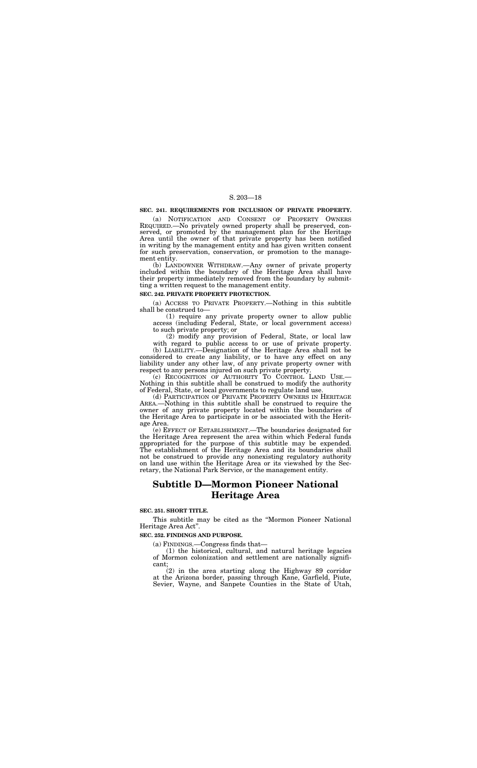**SEC. 241. REQUIREMENTS FOR INCLUSION OF PRIVATE PROPERTY.**

(a) NOTIFICATION AND CONSENT OF PROPERTY OWNERS REQUIRED.—No privately owned property shall be preserved, conserved, or promoted by the management plan for the Heritage Area until the owner of that private property has been notified in writing by the management entity and has given written consent for such preservation, conservation, or promotion to the management entity.

(b) LANDOWNER WITHDRAW.—Any owner of private property included within the boundary of the Heritage Area shall have their property immediately removed from the boundary by submitting a written request to the management entity.

**SEC. 242. PRIVATE PROPERTY PROTECTION.**

(a) ACCESS TO PRIVATE PROPERTY.—Nothing in this subtitle shall be construed to—

(1) require any private property owner to allow public access (including Federal, State, or local government access) to such private property; or

(2) modify any provision of Federal, State, or local law with regard to public access to or use of private property.

(b) LIABILITY.—Designation of the Heritage Area shall not be considered to create any liability, or to have any effect on any liability under any other law, of any private property owner with respect to any persons injured on such private property.

(c) RECOGNITION OF AUTHORITY TO CONTROL LAND USE.—Nothing in this subtitle shall be construed to modify the authority of Federal, State, or local governments to regulate land use.

(d) PARTICIPATION OF PRIVATE PROPERTY OWNERS IN HERITAGE AREA.—Nothing in this subtitle shall be construed to require the owner of any private property located within the boundaries of the Heritage Area to participate in or be associated with the Heritage Area.

(e) EFFECT OF ESTABLISHMENT.—The boundaries designated for the Heritage Area represent the area within which Federal funds appropriated for the purpose of this subtitle may be expended. The establishment of the Heritage Area and its boundaries shall not be construed to provide any nonexisting regulatory authority on land use within the Heritage Area or its viewshed by the Secretary, the National Park Service, or the management entity.

# Subtitle D—Mormon Pioneer National Heritage Area

**SEC. 251. SHORT TITLE.**

This subtitle may be cited as the "Mormon Pioneer National Heritage Area Act".

**SEC. 252. FINDINGS AND PURPOSE.**

(a) FINDINGS.—Congress finds that—

(1) the historical, cultural, and natural heritage legacies of Mormon colonization and settlement are nationally significant;

(2) in the area starting along the Highway 89 corridor at the Arizona border, passing through Kane, Garfield, Piute, Sevier, Wayne, and Sanpete Counties in the State of Utah,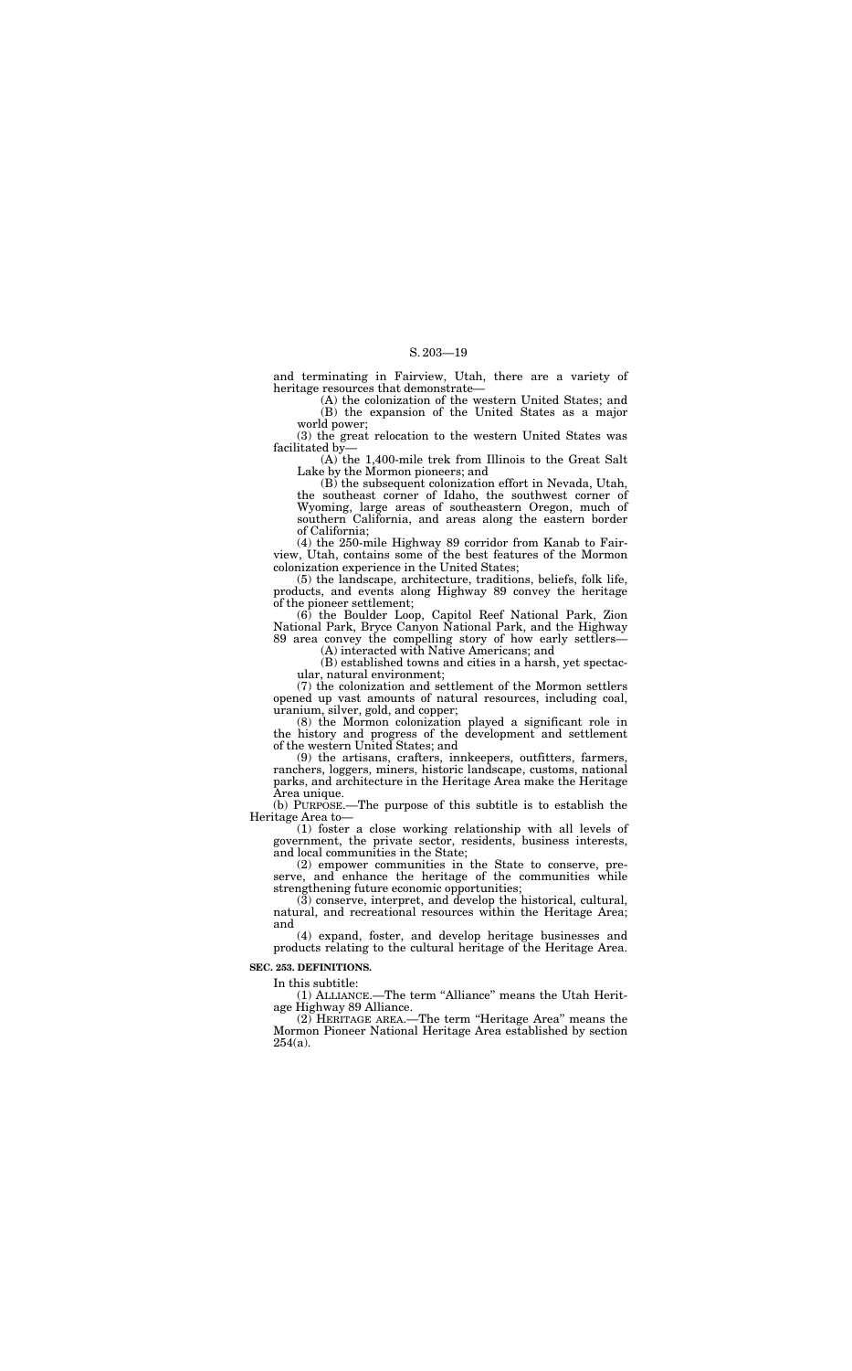and terminating in Fairview, Utah, there are a variety of heritage resources that demonstrate—

(A) the colonization of the western United States; and

(B) the expansion of the United States as a major world power;

(3) the great relocation to the western United States was facilitated by—

(A) the 1,400-mile trek from Illinois to the Great Salt Lake by the Mormon pioneers; and

(B) the subsequent colonization effort in Nevada, Utah, the southeast corner of Idaho, the southwest corner of Wyoming, large areas of southeastern Oregon, much of southern California, and areas along the eastern border of California;

(4) the 250-mile Highway 89 corridor from Kanab to Fairview, Utah, contains some of the best features of the Mormon colonization experience in the United States;

(5) the landscape, architecture, traditions, beliefs, folk life, products, and events along Highway 89 convey the heritage of the pioneer settlement;

(6) the Boulder Loop, Capitol Reef National Park, Zion National Park, Bryce Canyon National Park, and the Highway 89 area convey the compelling story of how early settlers—

(A) interacted with Native Americans; and

(B) established towns and cities in a harsh, yet spectacular, natural environment;

(7) the colonization and settlement of the Mormon settlers opened up vast amounts of natural resources, including coal, uranium, silver, gold, and copper;

(8) the Mormon colonization played a significant role in the history and progress of the development and settlement of the western United States; and

(9) the artisans, crafters, innkeepers, outfitters, farmers, ranchers, loggers, miners, historic landscape, customs, national parks, and architecture in the Heritage Area make the Heritage Area unique.

(b) PURPOSE.—The purpose of this subtitle is to establish the Heritage Area to—

(1) foster a close working relationship with all levels of government, the private sector, residents, business interests, and local communities in the State;

(2) empower communities in the State to conserve, preserve, and enhance the heritage of the communities while strengthening future economic opportunities;

(3) conserve, interpret, and develop the historical, cultural, natural, and recreational resources within the Heritage Area; and

(4) expand, foster, and develop heritage businesses and products relating to the cultural heritage of the Heritage Area.

**SEC. 253. DEFINITIONS.**

In this subtitle:

(1) ALLIANCE.—The term "Alliance" means the Utah Heritage Highway 89 Alliance.

(2) HERITAGE AREA.—The term "Heritage Area" means the Mormon Pioneer National Heritage Area established by section 254(a).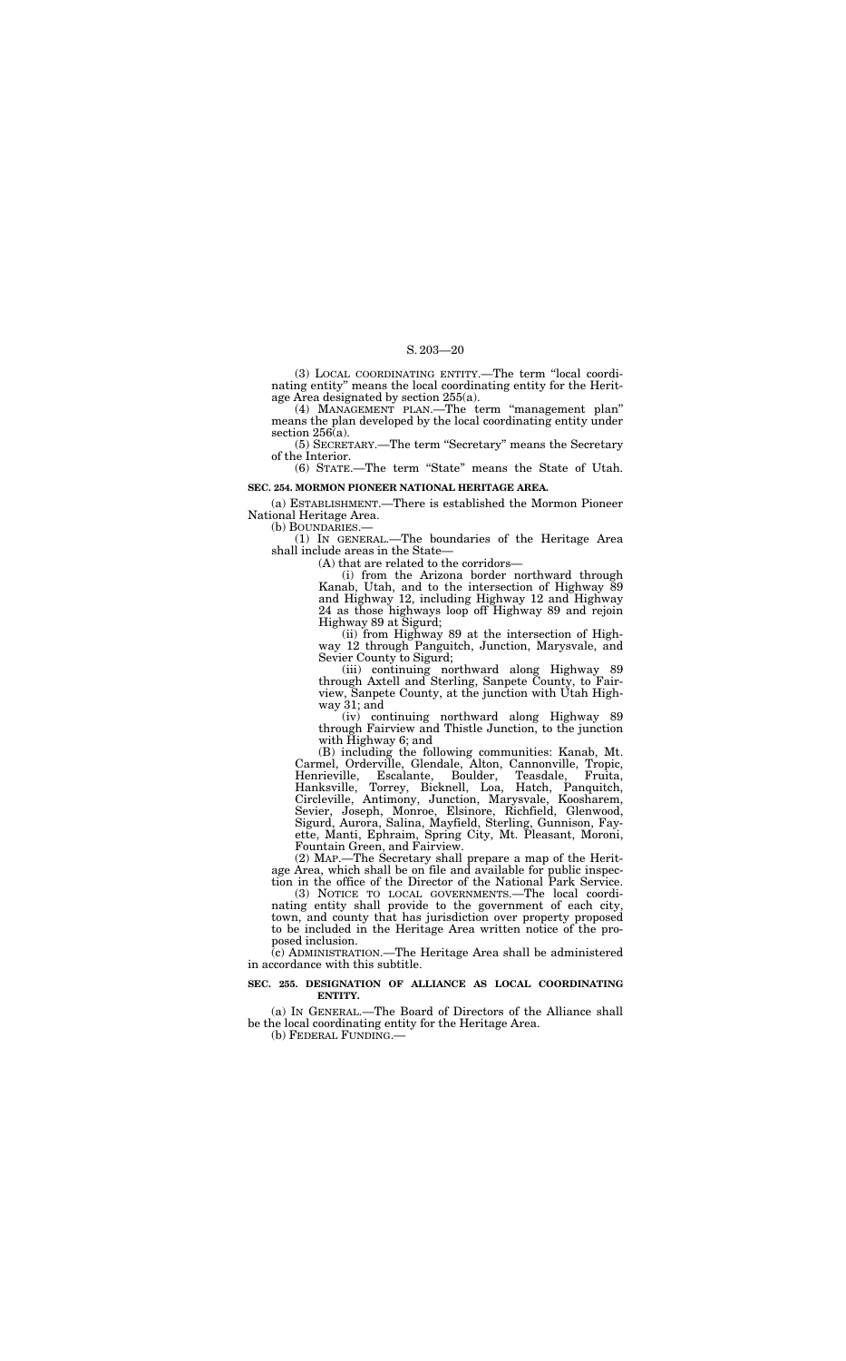(3) LOCAL COORDINATING ENTITY.—The term "local coordinating entity" means the local coordinating entity for the Heritage Area designated by section 255(a).

(4) MANAGEMENT PLAN.—The term "management plan" means the plan developed by the local coordinating entity under section 256(a).

(5) SECRETARY.—The term "Secretary" means the Secretary of the Interior.

(6) STATE.—The term "State" means the State of Utah.

**SEC. 254. MORMON PIONEER NATIONAL HERITAGE AREA.**

(a) ESTABLISHMENT.—There is established the Mormon Pioneer National Heritage Area.

(b) BOUNDARIES.—

(1) IN GENERAL.—The boundaries of the Heritage Area shall include areas in the State—

(A) that are related to the corridors—

(i) from the Arizona border northward through Kanab, Utah, and to the intersection of Highway 89 and Highway 12, including Highway 12 and Highway 24 as those highways loop off Highway 89 and rejoin Highway 89 at Sigurd;

(ii) from Highway 89 at the intersection of Highway 12 through Panguitch, Junction, Marysvale, and Sevier County to Sigurd;

(iii) continuing northward along Highway 89 through Axtell and Sterling, Sanpete County, to Fairview, Sanpete County, at the junction with Utah Highway 31; and

(iv) continuing northward along Highway 89 through Fairview and Thistle Junction, to the junction with Highway 6; and

(B) including the following communities: Kanab, Mt. Carmel, Orderville, Glendale, Alton, Cannonville, Tropic, Henrieville, Escalante, Boulder, Teasdale, Fruita, Hanksville, Torrey, Bicknell, Loa, Hatch, Panquitch, Circleville, Antimony, Junction, Marysvale, Koosharem, Sevier, Joseph, Monroe, Elsinore, Richfield, Glenwood, Sigurd, Aurora, Salina, Mayfield, Sterling, Gunnison, Fayette, Manti, Ephraim, Spring City, Mt. Pleasant, Moroni, Fountain Green, and Fairview.

(2) MAP.—The Secretary shall prepare a map of the Heritage Area, which shall be on file and available for public inspection in the office of the Director of the National Park Service.

(3) NOTICE TO LOCAL GOVERNMENTS.—The local coordinating entity shall provide to the government of each city, town, and county that has jurisdiction over property proposed to be included in the Heritage Area written notice of the proposed inclusion.

(c) ADMINISTRATION.—The Heritage Area shall be administered in accordance with this subtitle.

**SEC. 255. DESIGNATION OF ALLIANCE AS LOCAL COORDINATING ENTITY.**

(a) IN GENERAL.—The Board of Directors of the Alliance shall be the local coordinating entity for the Heritage Area.

(b) FEDERAL FUNDING.—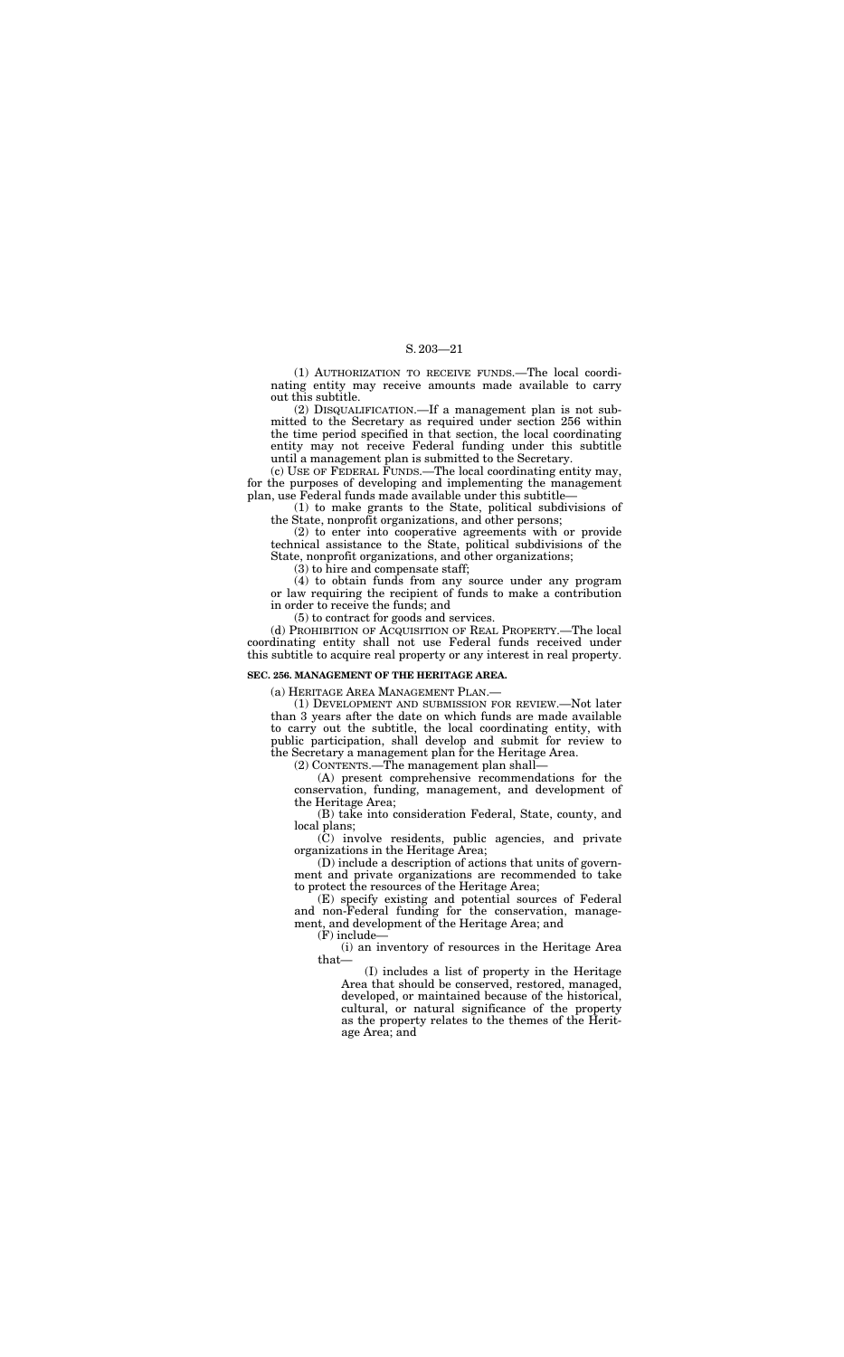(1) AUTHORIZATION TO RECEIVE FUNDS.—The local coordinating entity may receive amounts made available to carry out this subtitle.

(2) DISQUALIFICATION.—If a management plan is not submitted to the Secretary as required under section 256 within the time period specified in that section, the local coordinating entity may not receive Federal funding under this subtitle until a management plan is submitted to the Secretary.

(c) USE OF FEDERAL FUNDS.—The local coordinating entity may, for the purposes of developing and implementing the management plan, use Federal funds made available under this subtitle—

(1) to make grants to the State, political subdivisions of the State, nonprofit organizations, and other persons;

(2) to enter into cooperative agreements with or provide technical assistance to the State, political subdivisions of the State, nonprofit organizations, and other organizations;

(3) to hire and compensate staff;

(4) to obtain funds from any source under any program or law requiring the recipient of funds to make a contribution in order to receive the funds; and

(5) to contract for goods and services.

(d) PROHIBITION OF ACQUISITION OF REAL PROPERTY.—The local coordinating entity shall not use Federal funds received under this subtitle to acquire real property or any interest in real property.

**SEC. 256. MANAGEMENT OF THE HERITAGE AREA.**

(a) HERITAGE AREA MANAGEMENT PLAN.—

(1) DEVELOPMENT AND SUBMISSION FOR REVIEW.—Not later than 3 years after the date on which funds are made available to carry out the subtitle, the local coordinating entity, with public participation, shall develop and submit for review to the Secretary a management plan for the Heritage Area.

(2) CONTENTS.—The management plan shall—

(A) present comprehensive recommendations for the conservation, funding, management, and development of the Heritage Area;

(B) take into consideration Federal, State, county, and local plans;

(C) involve residents, public agencies, and private organizations in the Heritage Area;

(D) include a description of actions that units of government and private organizations are recommended to take to protect the resources of the Heritage Area;

(E) specify existing and potential sources of Federal and non-Federal funding for the conservation, management, and development of the Heritage Area; and

(F) include—

(i) an inventory of resources in the Heritage Area that—

(I) includes a list of property in the Heritage Area that should be conserved, restored, managed, developed, or maintained because of the historical, cultural, or natural significance of the property as the property relates to the themes of the Heritage Area; and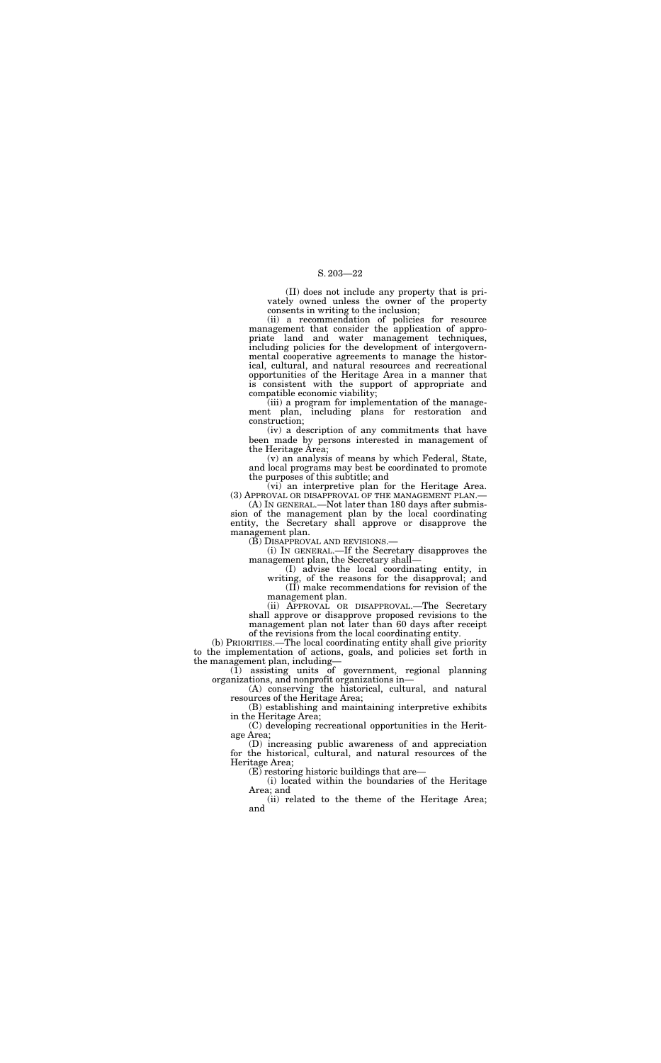(II) does not include any property that is privately owned unless the owner of the property consents in writing to the inclusion;

(ii) a recommendation of policies for resource management that consider the application of appropriate land and water management techniques, including policies for the development of intergovernmental cooperative agreements to manage the historical, cultural, and natural resources and recreational opportunities of the Heritage Area in a manner that is consistent with the support of appropriate and compatible economic viability;

(iii) a program for implementation of the management plan, including plans for restoration and construction;

(iv) a description of any commitments that have been made by persons interested in management of the Heritage Area;

(v) an analysis of means by which Federal, State, and local programs may best be coordinated to promote the purposes of this subtitle; and

(vi) an interpretive plan for the Heritage Area.

(3) APPROVAL OR DISAPPROVAL OF THE MANAGEMENT PLAN.—

(A) IN GENERAL.—Not later than 180 days after submission of the management plan by the local coordinating entity, the Secretary shall approve or disapprove the management plan.

(B) DISAPPROVAL AND REVISIONS.—

(i) IN GENERAL.—If the Secretary disapproves the management plan, the Secretary shall—

(I) advise the local coordinating entity, in writing, of the reasons for the disapproval; and

(II) make recommendations for revision of the management plan.

(ii) APPROVAL OR DISAPPROVAL.—The Secretary shall approve or disapprove proposed revisions to the management plan not later than 60 days after receipt of the revisions from the local coordinating entity.

(b) PRIORITIES.—The local coordinating entity shall give priority to the implementation of actions, goals, and policies set forth in the management plan, including—

(1) assisting units of government, regional planning organizations, and nonprofit organizations in—

(A) conserving the historical, cultural, and natural resources of the Heritage Area;

(B) establishing and maintaining interpretive exhibits in the Heritage Area;

(C) developing recreational opportunities in the Heritage Area;

(D) increasing public awareness of and appreciation for the historical, cultural, and natural resources of the Heritage Area;

(E) restoring historic buildings that are—

(i) located within the boundaries of the Heritage Area; and

(ii) related to the theme of the Heritage Area; and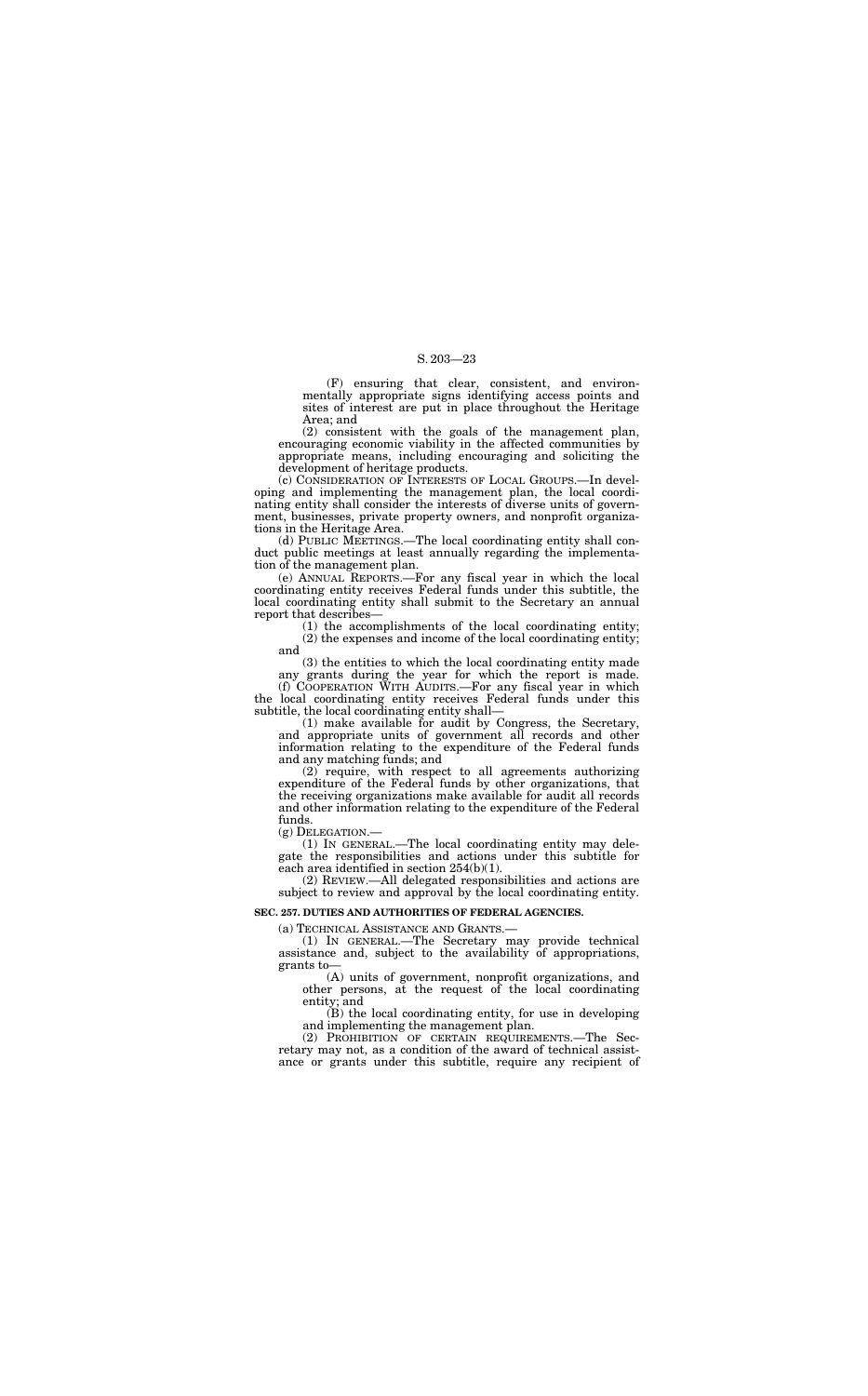(F) ensuring that clear, consistent, and environmentally appropriate signs identifying access points and sites of interest are put in place throughout the Heritage Area; and

(2) consistent with the goals of the management plan, encouraging economic viability in the affected communities by appropriate means, including encouraging and soliciting the development of heritage products.

(c) CONSIDERATION OF INTERESTS OF LOCAL GROUPS.—In developing and implementing the management plan, the local coordinating entity shall consider the interests of diverse units of government, businesses, private property owners, and nonprofit organizations in the Heritage Area.

(d) PUBLIC MEETINGS.—The local coordinating entity shall conduct public meetings at least annually regarding the implementation of the management plan.

(e) ANNUAL REPORTS.—For any fiscal year in which the local coordinating entity receives Federal funds under this subtitle, the local coordinating entity shall submit to the Secretary an annual report that describes—

(1) the accomplishments of the local coordinating entity;

(2) the expenses and income of the local coordinating entity; and

(3) the entities to which the local coordinating entity made any grants during the year for which the report is made.

(f) COOPERATION WITH AUDITS.—For any fiscal year in which the local coordinating entity receives Federal funds under this subtitle, the local coordinating entity shall—

(1) make available for audit by Congress, the Secretary, and appropriate units of government all records and other information relating to the expenditure of the Federal funds and any matching funds; and

(2) require, with respect to all agreements authorizing expenditure of the Federal funds by other organizations, that the receiving organizations make available for audit all records and other information relating to the expenditure of the Federal funds.

(g) DELEGATION.—

(1) IN GENERAL.—The local coordinating entity may delegate the responsibilities and actions under this subtitle for each area identified in section 254(b)(1).

(2) REVIEW.—All delegated responsibilities and actions are subject to review and approval by the local coordinating entity.

**SEC. 257. DUTIES AND AUTHORITIES OF FEDERAL AGENCIES.**

(a) TECHNICAL ASSISTANCE AND GRANTS.—

(1) IN GENERAL.—The Secretary may provide technical assistance and, subject to the availability of appropriations, grants to—

(A) units of government, nonprofit organizations, and other persons, at the request of the local coordinating entity; and

(B) the local coordinating entity, for use in developing and implementing the management plan.

(2) PROHIBITION OF CERTAIN REQUIREMENTS.—The Secretary may not, as a condition of the award of technical assistance or grants under this subtitle, require any recipient of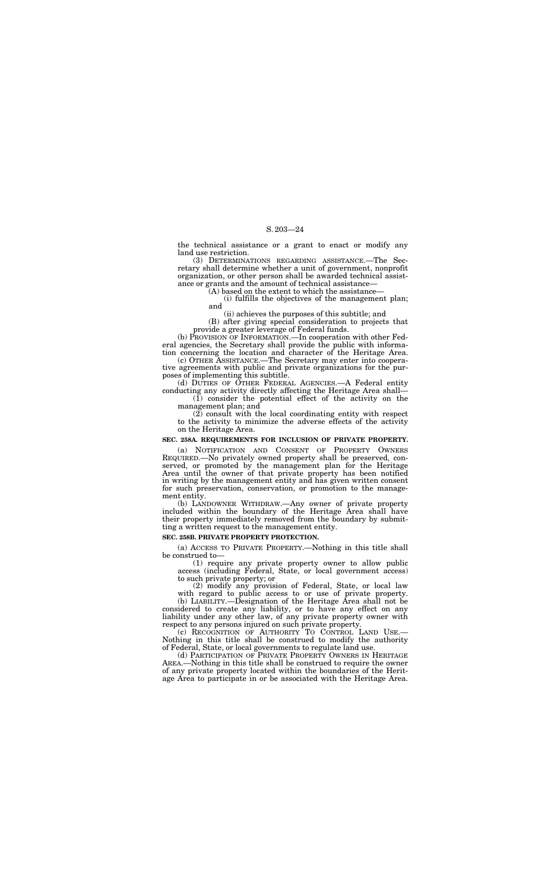the technical assistance or a grant to enact or modify any land use restriction.

(3) DETERMINATIONS REGARDING ASSISTANCE.—The Secretary shall determine whether a unit of government, nonprofit organization, or other person shall be awarded technical assistance or grants and the amount of technical assistance—

(A) based on the extent to which the assistance—

(i) fulfills the objectives of the management plan; and

(ii) achieves the purposes of this subtitle; and

(B) after giving special consideration to projects that provide a greater leverage of Federal funds.

(b) PROVISION OF INFORMATION.—In cooperation with other Federal agencies, the Secretary shall provide the public with information concerning the location and character of the Heritage Area.

(c) OTHER ASSISTANCE.—The Secretary may enter into cooperative agreements with public and private organizations for the purposes of implementing this subtitle.

(d) DUTIES OF OTHER FEDERAL AGENCIES.—A Federal entity conducting any activity directly affecting the Heritage Area shall—

(1) consider the potential effect of the activity on the management plan; and

(2) consult with the local coordinating entity with respect to the activity to minimize the adverse effects of the activity on the Heritage Area.

**SEC. 258A. REQUIREMENTS FOR INCLUSION OF PRIVATE PROPERTY.**

(a) NOTIFICATION AND CONSENT OF PROPERTY OWNERS REQUIRED.—No privately owned property shall be preserved, conserved, or promoted by the management plan for the Heritage Area until the owner of that private property has been notified in writing by the management entity and has given written consent for such preservation, conservation, or promotion to the management entity.

(b) LANDOWNER WITHDRAW.—Any owner of private property included within the boundary of the Heritage Area shall have their property immediately removed from the boundary by submitting a written request to the management entity.

**SEC. 258B. PRIVATE PROPERTY PROTECTION.**

(a) ACCESS TO PRIVATE PROPERTY.—Nothing in this title shall be construed to—

(1) require any private property owner to allow public access (including Federal, State, or local government access) to such private property; or

(2) modify any provision of Federal, State, or local law with regard to public access to or use of private property.

(b) LIABILITY.—Designation of the Heritage Area shall not be considered to create any liability, or to have any effect on any liability under any other law, of any private property owner with respect to any persons injured on such private property.

(c) RECOGNITION OF AUTHORITY TO CONTROL LAND USE.—Nothing in this title shall be construed to modify the authority of Federal, State, or local governments to regulate land use.

(d) PARTICIPATION OF PRIVATE PROPERTY OWNERS IN HERITAGE AREA.—Nothing in this title shall be construed to require the owner of any private property located within the boundaries of the Heritage Area to participate in or be associated with the Heritage Area.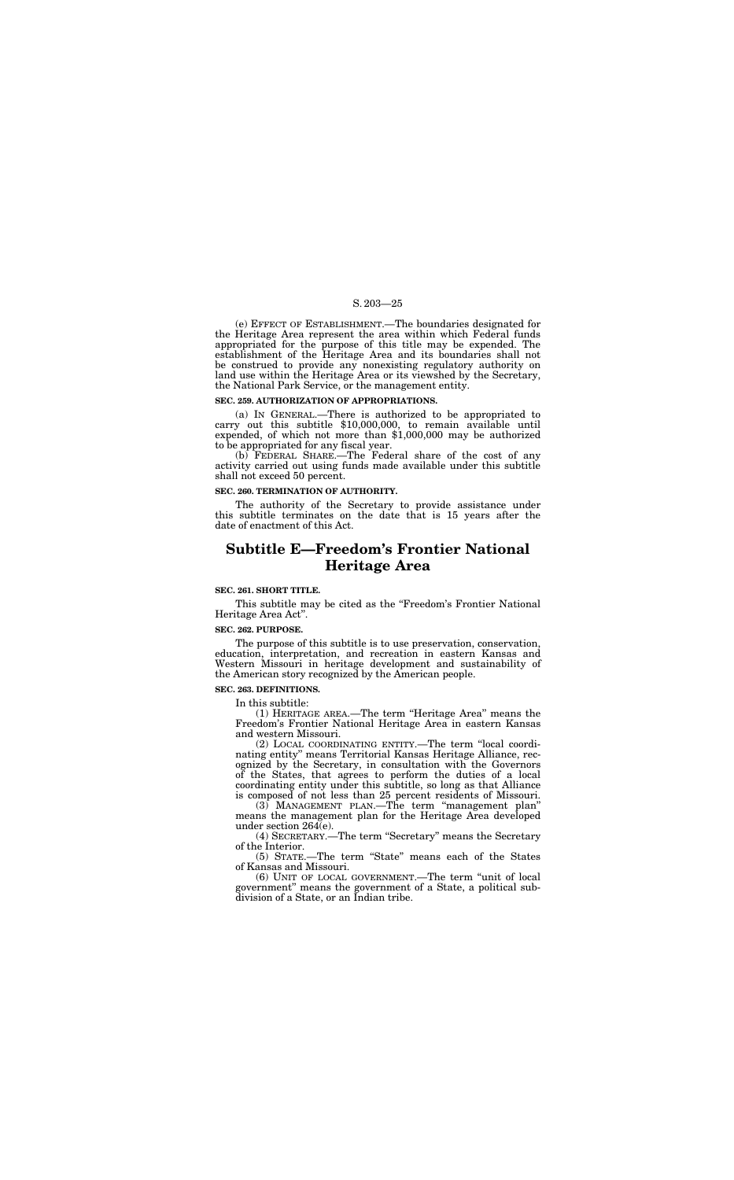(e) EFFECT OF ESTABLISHMENT.—The boundaries designated for the Heritage Area represent the area within which Federal funds appropriated for the purpose of this title may be expended. The establishment of the Heritage Area and its boundaries shall not be construed to provide any nonexisting regulatory authority on land use within the Heritage Area or its viewshed by the Secretary, the National Park Service, or the management entity.

**SEC. 259. AUTHORIZATION OF APPROPRIATIONS.**

(a) IN GENERAL.—There is authorized to be appropriated to carry out this subtitle $10,000,000, to remain available until expended, of which not more than $1,000,000 may be authorized to be appropriated for any fiscal year.

(b) FEDERAL SHARE.—The Federal share of the cost of any activity carried out using funds made available under this subtitle shall not exceed 50 percent.

**SEC. 260. TERMINATION OF AUTHORITY.**

The authority of the Secretary to provide assistance under this subtitle terminates on the date that is 15 years after the date of enactment of this Act.

# Subtitle E—Freedom's Frontier National Heritage Area

**SEC. 261. SHORT TITLE.**

This subtitle may be cited as the "Freedom's Frontier National Heritage Area Act".

**SEC. 262. PURPOSE.**

The purpose of this subtitle is to use preservation, conservation, education, interpretation, and recreation in eastern Kansas and Western Missouri in heritage development and sustainability of the American story recognized by the American people.

**SEC. 263. DEFINITIONS.**

In this subtitle:

(1) HERITAGE AREA.—The term "Heritage Area" means the Freedom's Frontier National Heritage Area in eastern Kansas and western Missouri.

(2) LOCAL COORDINATING ENTITY.—The term "local coordinating entity" means Territorial Kansas Heritage Alliance, recognized by the Secretary, in consultation with the Governors of the States, that agrees to perform the duties of a local coordinating entity under this subtitle, so long as that Alliance is composed of not less than 25 percent residents of Missouri.

(3) MANAGEMENT PLAN.—The term "management plan" means the management plan for the Heritage Area developed under section 264(e).

(4) SECRETARY.—The term "Secretary" means the Secretary of the Interior.

(5) STATE.—The term "State" means each of the States of Kansas and Missouri.

(6) UNIT OF LOCAL GOVERNMENT.—The term "unit of local government" means the government of a State, a political subdivision of a State, or an Indian tribe.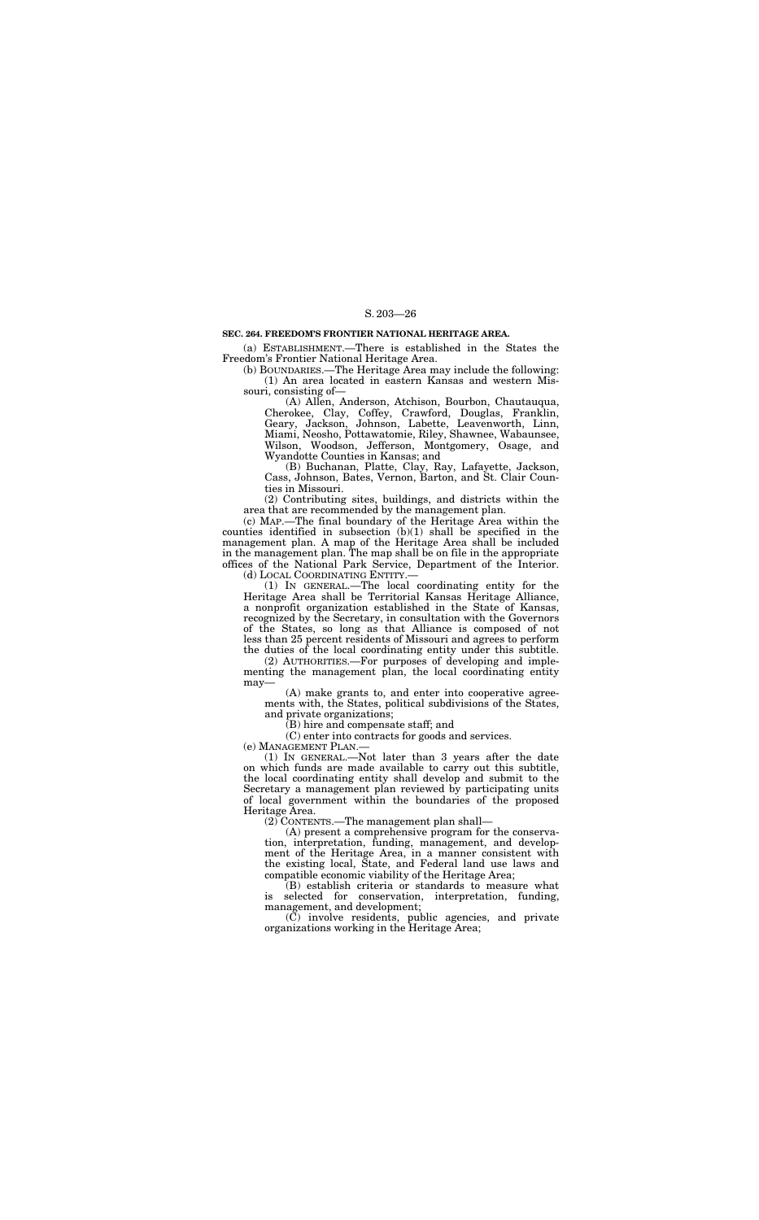**SEC. 264. FREEDOM'S FRONTIER NATIONAL HERITAGE AREA.**

(a) ESTABLISHMENT.—There is established in the States the Freedom's Frontier National Heritage Area.

(b) BOUNDARIES.—The Heritage Area may include the following:

(1) An area located in eastern Kansas and western Missouri, consisting of—

(A) Allen, Anderson, Atchison, Bourbon, Chautauqua, Cherokee, Clay, Coffey, Crawford, Douglas, Franklin, Geary, Jackson, Johnson, Labette, Leavenworth, Linn, Miami, Neosho, Pottawatomie, Riley, Shawnee, Wabaunsee, Wilson, Woodson, Jefferson, Montgomery, Osage, and Wyandotte Counties in Kansas; and

(B) Buchanan, Platte, Clay, Ray, Lafayette, Jackson, Cass, Johnson, Bates, Vernon, Barton, and St. Clair Counties in Missouri.

(2) Contributing sites, buildings, and districts within the area that are recommended by the management plan.

(c) MAP.—The final boundary of the Heritage Area within the counties identified in subsection (b)(1) shall be specified in the management plan. A map of the Heritage Area shall be included in the management plan. The map shall be on file in the appropriate offices of the National Park Service, Department of the Interior.

(d) LOCAL COORDINATING ENTITY.—

(1) IN GENERAL.—The local coordinating entity for the Heritage Area shall be Territorial Kansas Heritage Alliance, a nonprofit organization established in the State of Kansas, recognized by the Secretary, in consultation with the Governors of the States, so long as that Alliance is composed of not less than 25 percent residents of Missouri and agrees to perform the duties of the local coordinating entity under this subtitle.

(2) AUTHORITIES.—For purposes of developing and implementing the management plan, the local coordinating entity may—

(A) make grants to, and enter into cooperative agreements with, the States, political subdivisions of the States, and private organizations;

(B) hire and compensate staff; and

(C) enter into contracts for goods and services.

(e) MANAGEMENT PLAN.—

(1) IN GENERAL.—Not later than 3 years after the date on which funds are made available to carry out this subtitle, the local coordinating entity shall develop and submit to the Secretary a management plan reviewed by participating units of local government within the boundaries of the proposed Heritage Area.

(2) CONTENTS.—The management plan shall—

(A) present a comprehensive program for the conservation, interpretation, funding, management, and development of the Heritage Area, in a manner consistent with the existing local, State, and Federal land use laws and compatible economic viability of the Heritage Area;

(B) establish criteria or standards to measure what is selected for conservation, interpretation, funding, management, and development;

(C) involve residents, public agencies, and private organizations working in the Heritage Area;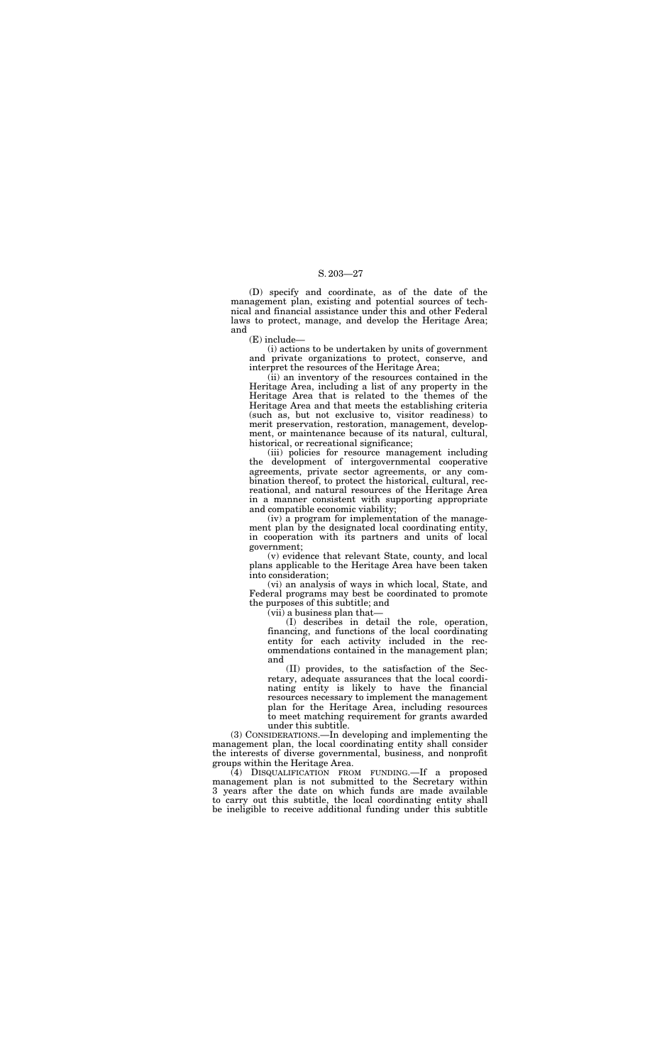(D) specify and coordinate, as of the date of the management plan, existing and potential sources of technical and financial assistance under this and other Federal laws to protect, manage, and develop the Heritage Area; and

(E) include—

(i) actions to be undertaken by units of government and private organizations to protect, conserve, and interpret the resources of the Heritage Area;

(ii) an inventory of the resources contained in the Heritage Area, including a list of any property in the Heritage Area that is related to the themes of the Heritage Area and that meets the establishing criteria (such as, but not exclusive to, visitor readiness) to merit preservation, restoration, management, development, or maintenance because of its natural, cultural, historical, or recreational significance;

(iii) policies for resource management including the development of intergovernmental cooperative agreements, private sector agreements, or any combination thereof, to protect the historical, cultural, recreational, and natural resources of the Heritage Area in a manner consistent with supporting appropriate and compatible economic viability;

(iv) a program for implementation of the management plan by the designated local coordinating entity, in cooperation with its partners and units of local government;

(v) evidence that relevant State, county, and local plans applicable to the Heritage Area have been taken into consideration;

(vi) an analysis of ways in which local, State, and Federal programs may best be coordinated to promote the purposes of this subtitle; and

(vii) a business plan that—

(I) describes in detail the role, operation, financing, and functions of the local coordinating entity for each activity included in the recommendations contained in the management plan; and

(II) provides, to the satisfaction of the Secretary, adequate assurances that the local coordinating entity is likely to have the financial resources necessary to implement the management plan for the Heritage Area, including resources to meet matching requirement for grants awarded under this subtitle.

(3) CONSIDERATIONS.—In developing and implementing the management plan, the local coordinating entity shall consider the interests of diverse governmental, business, and nonprofit groups within the Heritage Area.

(4) DISQUALIFICATION FROM FUNDING.—If a proposed management plan is not submitted to the Secretary within 3 years after the date on which funds are made available to carry out this subtitle, the local coordinating entity shall be ineligible to receive additional funding under this subtitle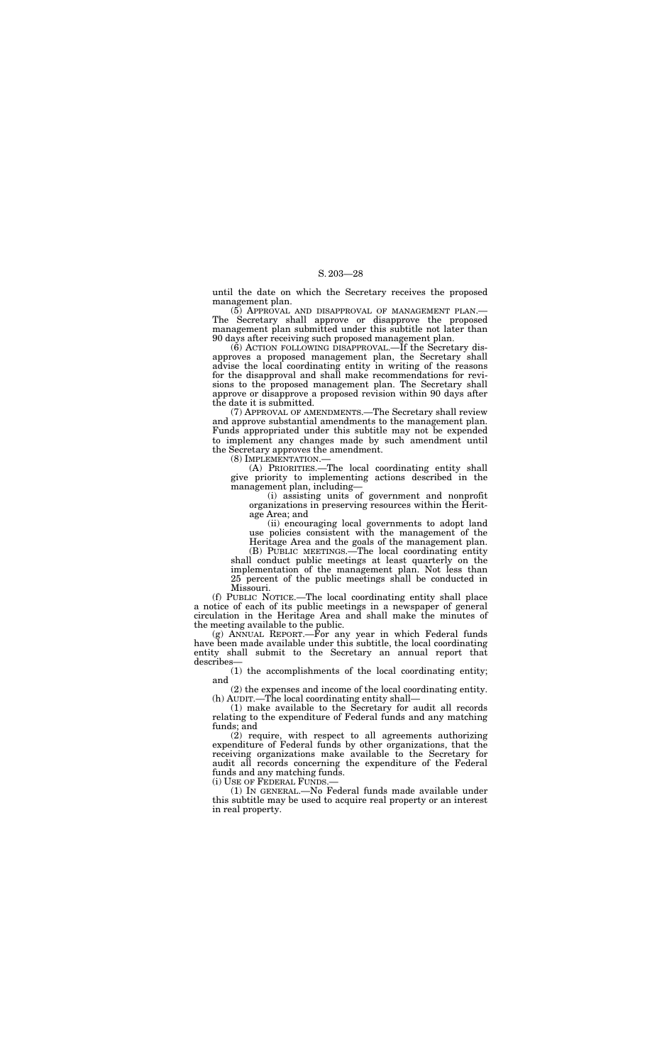until the date on which the Secretary receives the proposed management plan.

(5) APPROVAL AND DISAPPROVAL OF MANAGEMENT PLAN.—The Secretary shall approve or disapprove the proposed management plan submitted under this subtitle not later than 90 days after receiving such proposed management plan.

(6) ACTION FOLLOWING DISAPPROVAL.—If the Secretary disapproves a proposed management plan, the Secretary shall advise the local coordinating entity in writing of the reasons for the disapproval and shall make recommendations for revisions to the proposed management plan. The Secretary shall approve or disapprove a proposed revision within 90 days after the date it is submitted.

(7) APPROVAL OF AMENDMENTS.—The Secretary shall review and approve substantial amendments to the management plan. Funds appropriated under this subtitle may not be expended to implement any changes made by such amendment until the Secretary approves the amendment.

(8) IMPLEMENTATION.—

(A) PRIORITIES.—The local coordinating entity shall give priority to implementing actions described in the management plan, including—

(i) assisting units of government and nonprofit organizations in preserving resources within the Heritage Area; and

(ii) encouraging local governments to adopt land use policies consistent with the management of the Heritage Area and the goals of the management plan.

(B) PUBLIC MEETINGS.—The local coordinating entity shall conduct public meetings at least quarterly on the implementation of the management plan. Not less than 25 percent of the public meetings shall be conducted in Missouri.

(f) PUBLIC NOTICE.—The local coordinating entity shall place a notice of each of its public meetings in a newspaper of general circulation in the Heritage Area and shall make the minutes of the meeting available to the public.

(g) ANNUAL REPORT.—For any year in which Federal funds have been made available under this subtitle, the local coordinating entity shall submit to the Secretary an annual report that describes—

(1) the accomplishments of the local coordinating entity; and

(2) the expenses and income of the local coordinating entity.

(h) AUDIT.—The local coordinating entity shall—

(1) make available to the Secretary for audit all records relating to the expenditure of Federal funds and any matching funds; and

(2) require, with respect to all agreements authorizing expenditure of Federal funds by other organizations, that the receiving organizations make available to the Secretary for audit all records concerning the expenditure of the Federal funds and any matching funds.

(i) USE OF FEDERAL FUNDS.—

(1) IN GENERAL.—No Federal funds made available under this subtitle may be used to acquire real property or an interest in real property.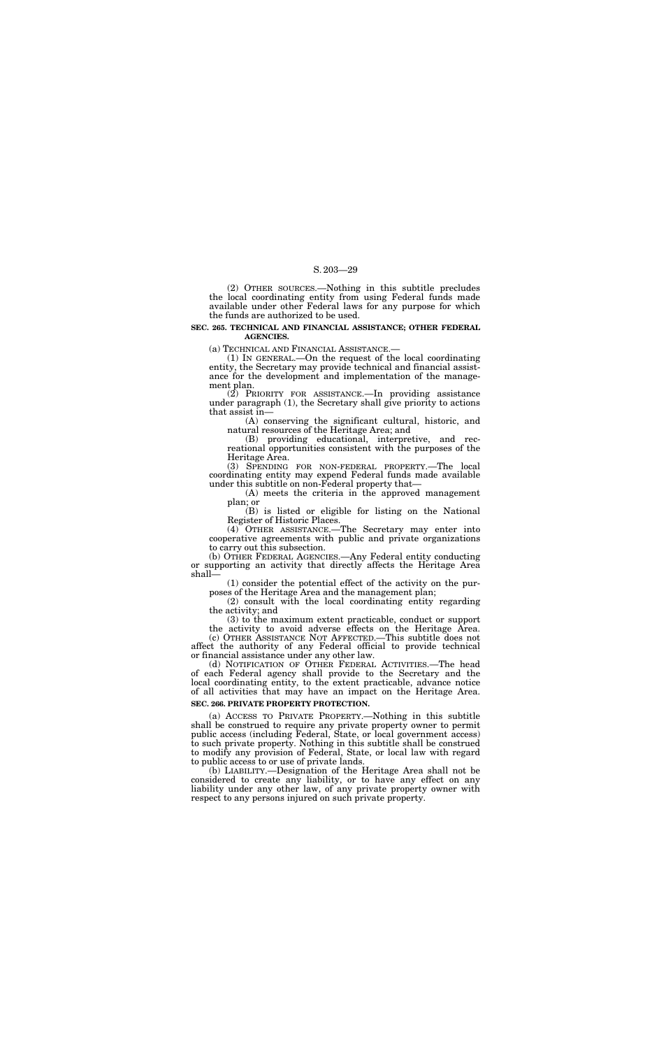(2) OTHER SOURCES.—Nothing in this subtitle precludes the local coordinating entity from using Federal funds made available under other Federal laws for any purpose for which the funds are authorized to be used.

**SEC. 265. TECHNICAL AND FINANCIAL ASSISTANCE; OTHER FEDERAL AGENCIES.**

(a) TECHNICAL AND FINANCIAL ASSISTANCE.—

(1) IN GENERAL.—On the request of the local coordinating entity, the Secretary may provide technical and financial assistance for the development and implementation of the management plan.

(2) PRIORITY FOR ASSISTANCE.—In providing assistance under paragraph (1), the Secretary shall give priority to actions that assist in—

(A) conserving the significant cultural, historic, and natural resources of the Heritage Area; and

(B) providing educational, interpretive, and recreational opportunities consistent with the purposes of the Heritage Area.

(3) SPENDING FOR NON-FEDERAL PROPERTY.—The local coordinating entity may expend Federal funds made available under this subtitle on non-Federal property that—

(A) meets the criteria in the approved management plan; or

(B) is listed or eligible for listing on the National Register of Historic Places.

(4) OTHER ASSISTANCE.—The Secretary may enter into cooperative agreements with public and private organizations to carry out this subsection.

(b) OTHER FEDERAL AGENCIES.—Any Federal entity conducting or supporting an activity that directly affects the Heritage Area shall—

(1) consider the potential effect of the activity on the purposes of the Heritage Area and the management plan;

(2) consult with the local coordinating entity regarding the activity; and

(3) to the maximum extent practicable, conduct or support the activity to avoid adverse effects on the Heritage Area.

(c) OTHER ASSISTANCE NOT AFFECTED.—This subtitle does not affect the authority of any Federal official to provide technical or financial assistance under any other law.

(d) NOTIFICATION OF OTHER FEDERAL ACTIVITIES.—The head of each Federal agency shall provide to the Secretary and the local coordinating entity, to the extent practicable, advance notice of all activities that may have an impact on the Heritage Area.

**SEC. 266. PRIVATE PROPERTY PROTECTION.**

(a) ACCESS TO PRIVATE PROPERTY.—Nothing in this subtitle shall be construed to require any private property owner to permit public access (including Federal, State, or local government access) to such private property. Nothing in this subtitle shall be construed to modify any provision of Federal, State, or local law with regard to public access to or use of private lands.

(b) LIABILITY.—Designation of the Heritage Area shall not be considered to create any liability, or to have any effect on any liability under any other law, of any private property owner with respect to any persons injured on such private property.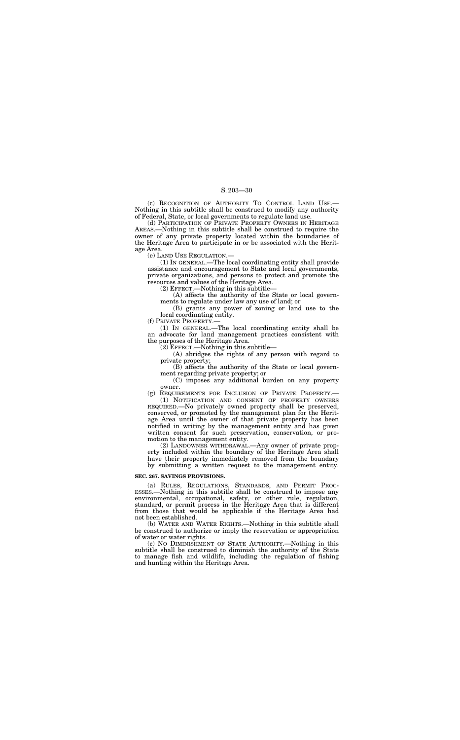(c) RECOGNITION OF AUTHORITY TO CONTROL LAND USE.—Nothing in this subtitle shall be construed to modify any authority of Federal, State, or local governments to regulate land use.

(d) PARTICIPATION OF PRIVATE PROPERTY OWNERS IN HERITAGE AREAS.—Nothing in this subtitle shall be construed to require the owner of any private property located within the boundaries of the Heritage Area to participate in or be associated with the Heritage Area.

(e) LAND USE REGULATION.—

(1) IN GENERAL.—The local coordinating entity shall provide assistance and encouragement to State and local governments, private organizations, and persons to protect and promote the resources and values of the Heritage Area.

(2) EFFECT.—Nothing in this subtitle—

(A) affects the authority of the State or local governments to regulate under law any use of land; or

(B) grants any power of zoning or land use to the local coordinating entity.

(f) PRIVATE PROPERTY.—

(1) IN GENERAL.—The local coordinating entity shall be an advocate for land management practices consistent with the purposes of the Heritage Area.

(2) EFFECT.—Nothing in this subtitle—

(A) abridges the rights of any person with regard to private property;

(B) affects the authority of the State or local government regarding private property; or

(C) imposes any additional burden on any property owner.

(g) REQUIREMENTS FOR INCLUSION OF PRIVATE PROPERTY.—

(1) NOTIFICATION AND CONSENT OF PROPERTY OWNERS REQUIRED.—No privately owned property shall be preserved, conserved, or promoted by the management plan for the Heritage Area until the owner of that private property has been notified in writing by the management entity and has given written consent for such preservation, conservation, or promotion to the management entity.

(2) LANDOWNER WITHDRAWAL.—Any owner of private property included within the boundary of the Heritage Area shall have their property immediately removed from the boundary by submitting a written request to the management entity.

**SEC. 267. SAVINGS PROVISIONS.**

(a) RULES, REGULATIONS, STANDARDS, AND PERMIT PROCESSES.—Nothing in this subtitle shall be construed to impose any environmental, occupational, safety, or other rule, regulation, standard, or permit process in the Heritage Area that is different from those that would be applicable if the Heritage Area had not been established.

(b) WATER AND WATER RIGHTS.—Nothing in this subtitle shall be construed to authorize or imply the reservation or appropriation of water or water rights.

(c) NO DIMINISHMENT OF STATE AUTHORITY.—Nothing in this subtitle shall be construed to diminish the authority of the State to manage fish and wildlife, including the regulation of fishing and hunting within the Heritage Area.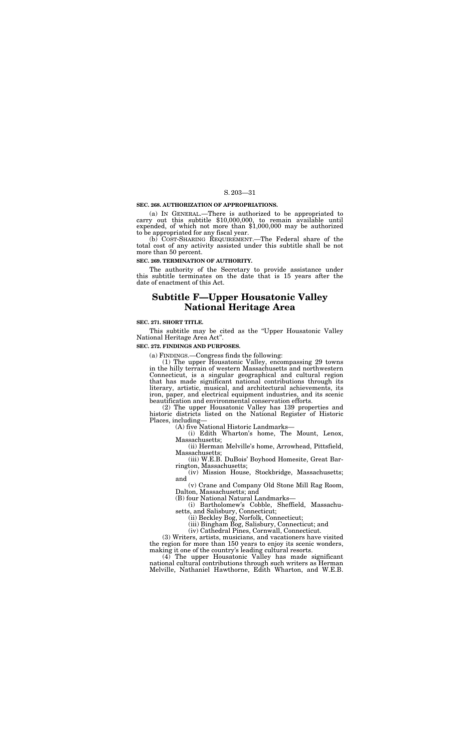**SEC. 268. AUTHORIZATION OF APPROPRIATIONS.**

(a) IN GENERAL.—There is authorized to be appropriated to carry out this subtitle $10,000,000, to remain available until expended, of which not more than $1,000,000 may be authorized to be appropriated for any fiscal year.

(b) COST-SHARING REQUIREMENT.—The Federal share of the total cost of any activity assisted under this subtitle shall be not more than 50 percent.

**SEC. 269. TERMINATION OF AUTHORITY.**

The authority of the Secretary to provide assistance under this subtitle terminates on the date that is 15 years after the date of enactment of this Act.

# Subtitle F—Upper Housatonic Valley National Heritage Area

**SEC. 271. SHORT TITLE.**

This subtitle may be cited as the "Upper Housatonic Valley National Heritage Area Act".

**SEC. 272. FINDINGS AND PURPOSES.**

(a) FINDINGS.—Congress finds the following:

(1) The upper Housatonic Valley, encompassing 29 towns in the hilly terrain of western Massachusetts and northwestern Connecticut, is a singular geographical and cultural region that has made significant national contributions through its literary, artistic, musical, and architectural achievements, its iron, paper, and electrical equipment industries, and its scenic beautification and environmental conservation efforts.

(2) The upper Housatonic Valley has 139 properties and historic districts listed on the National Register of Historic Places, including—

(A) five National Historic Landmarks—

(i) Edith Wharton's home, The Mount, Lenox, Massachusetts;

(ii) Herman Melville's home, Arrowhead, Pittsfield, Massachusetts;

(iii) W.E.B. DuBois' Boyhood Homesite, Great Barrington, Massachusetts;

(iv) Mission House, Stockbridge, Massachusetts; and

(v) Crane and Company Old Stone Mill Rag Room, Dalton, Massachusetts; and

(B) four National Natural Landmarks—

(i) Bartholomew's Cobble, Sheffield, Massachusetts, and Salisbury, Connecticut;

(ii) Beckley Bog, Norfolk, Connecticut;

(iii) Bingham Bog, Salisbury, Connecticut; and

(iv) Cathedral Pines, Cornwall, Connecticut.

(3) Writers, artists, musicians, and vacationers have visited the region for more than 150 years to enjoy its scenic wonders, making it one of the country's leading cultural resorts.

(4) The upper Housatonic Valley has made significant national cultural contributions through such writers as Herman Melville, Nathaniel Hawthorne, Edith Wharton, and W.E.B.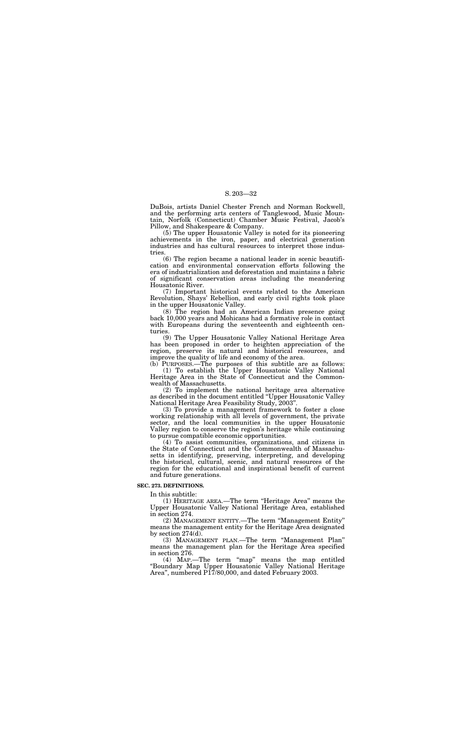DuBois, artists Daniel Chester French and Norman Rockwell, and the performing arts centers of Tanglewood, Music Mountain, Norfolk (Connecticut) Chamber Music Festival, Jacob's Pillow, and Shakespeare & Company.

(5) The upper Housatonic Valley is noted for its pioneering achievements in the iron, paper, and electrical generation industries and has cultural resources to interpret those industries.

(6) The region became a national leader in scenic beautification and environmental conservation efforts following the era of industrialization and deforestation and maintains a fabric of significant conservation areas including the meandering Housatonic River.

(7) Important historical events related to the American Revolution, Shays' Rebellion, and early civil rights took place in the upper Housatonic Valley.

(8) The region had an American Indian presence going back 10,000 years and Mohicans had a formative role in contact with Europeans during the seventeenth and eighteenth centuries.

(9) The Upper Housatonic Valley National Heritage Area has been proposed in order to heighten appreciation of the region, preserve its natural and historical resources, and improve the quality of life and economy of the area.

(b) PURPOSES.—The purposes of this subtitle are as follows:

(1) To establish the Upper Housatonic Valley National Heritage Area in the State of Connecticut and the Commonwealth of Massachusetts.

(2) To implement the national heritage area alternative as described in the document entitled "Upper Housatonic Valley National Heritage Area Feasibility Study, 2003".

(3) To provide a management framework to foster a close working relationship with all levels of government, the private sector, and the local communities in the upper Housatonic Valley region to conserve the region's heritage while continuing to pursue compatible economic opportunities.

(4) To assist communities, organizations, and citizens in the State of Connecticut and the Commonwealth of Massachusetts in identifying, preserving, interpreting, and developing the historical, cultural, scenic, and natural resources of the region for the educational and inspirational benefit of current and future generations.

**SEC. 273. DEFINITIONS.**

In this subtitle:

(1) HERITAGE AREA.—The term "Heritage Area" means the Upper Housatonic Valley National Heritage Area, established in section 274.

(2) MANAGEMENT ENTITY.—The term "Management Entity" means the management entity for the Heritage Area designated by section 274(d).

(3) MANAGEMENT PLAN.—The term "Management Plan" means the management plan for the Heritage Area specified in section 276.

(4) MAP.—The term "map" means the map entitled "Boundary Map Upper Housatonic Valley National Heritage Area", numbered P17/80,000, and dated February 2003.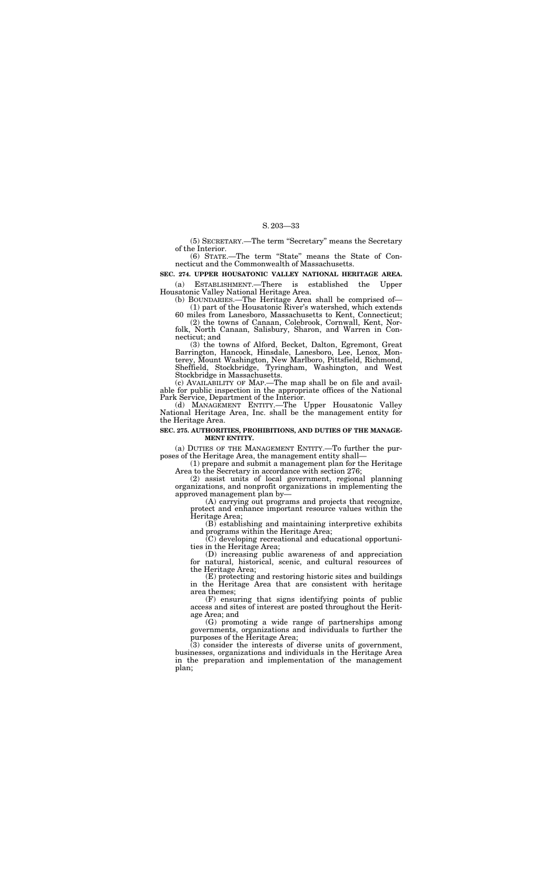(5) SECRETARY.—The term "Secretary" means the Secretary of the Interior.

(6) STATE.—The term "State" means the State of Connecticut and the Commonwealth of Massachusetts.

**SEC. 274. UPPER HOUSATONIC VALLEY NATIONAL HERITAGE AREA.**

(a) ESTABLISHMENT.—There is established the Upper Housatonic Valley National Heritage Area.

(b) BOUNDARIES.—The Heritage Area shall be comprised of—

(1) part of the Housatonic River's watershed, which extends 60 miles from Lanesboro, Massachusetts to Kent, Connecticut;

(2) the towns of Canaan, Colebrook, Cornwall, Kent, Norfolk, North Canaan, Salisbury, Sharon, and Warren in Connecticut; and

(3) the towns of Alford, Becket, Dalton, Egremont, Great Barrington, Hancock, Hinsdale, Lanesboro, Lee, Lenox, Monterey, Mount Washington, New Marlboro, Pittsfield, Richmond, Sheffield, Stockbridge, Tyringham, Washington, and West Stockbridge in Massachusetts.

(c) AVAILABILITY OF MAP.—The map shall be on file and available for public inspection in the appropriate offices of the National Park Service, Department of the Interior.

(d) MANAGEMENT ENTITY.—The Upper Housatonic Valley National Heritage Area, Inc. shall be the management entity for the Heritage Area.

**SEC. 275. AUTHORITIES, PROHIBITIONS, AND DUTIES OF THE MANAGEMENT ENTITY.**

(a) DUTIES OF THE MANAGEMENT ENTITY.—To further the purposes of the Heritage Area, the management entity shall—

(1) prepare and submit a management plan for the Heritage Area to the Secretary in accordance with section 276;

(2) assist units of local government, regional planning organizations, and nonprofit organizations in implementing the approved management plan by—

(A) carrying out programs and projects that recognize, protect and enhance important resource values within the Heritage Area;

(B) establishing and maintaining interpretive exhibits and programs within the Heritage Area;

(C) developing recreational and educational opportunities in the Heritage Area;

(D) increasing public awareness of and appreciation for natural, historical, scenic, and cultural resources of the Heritage Area;

(E) protecting and restoring historic sites and buildings in the Heritage Area that are consistent with heritage area themes;

(F) ensuring that signs identifying points of public access and sites of interest are posted throughout the Heritage Area; and

(G) promoting a wide range of partnerships among governments, organizations and individuals to further the purposes of the Heritage Area;

(3) consider the interests of diverse units of government, businesses, organizations and individuals in the Heritage Area in the preparation and implementation of the management plan;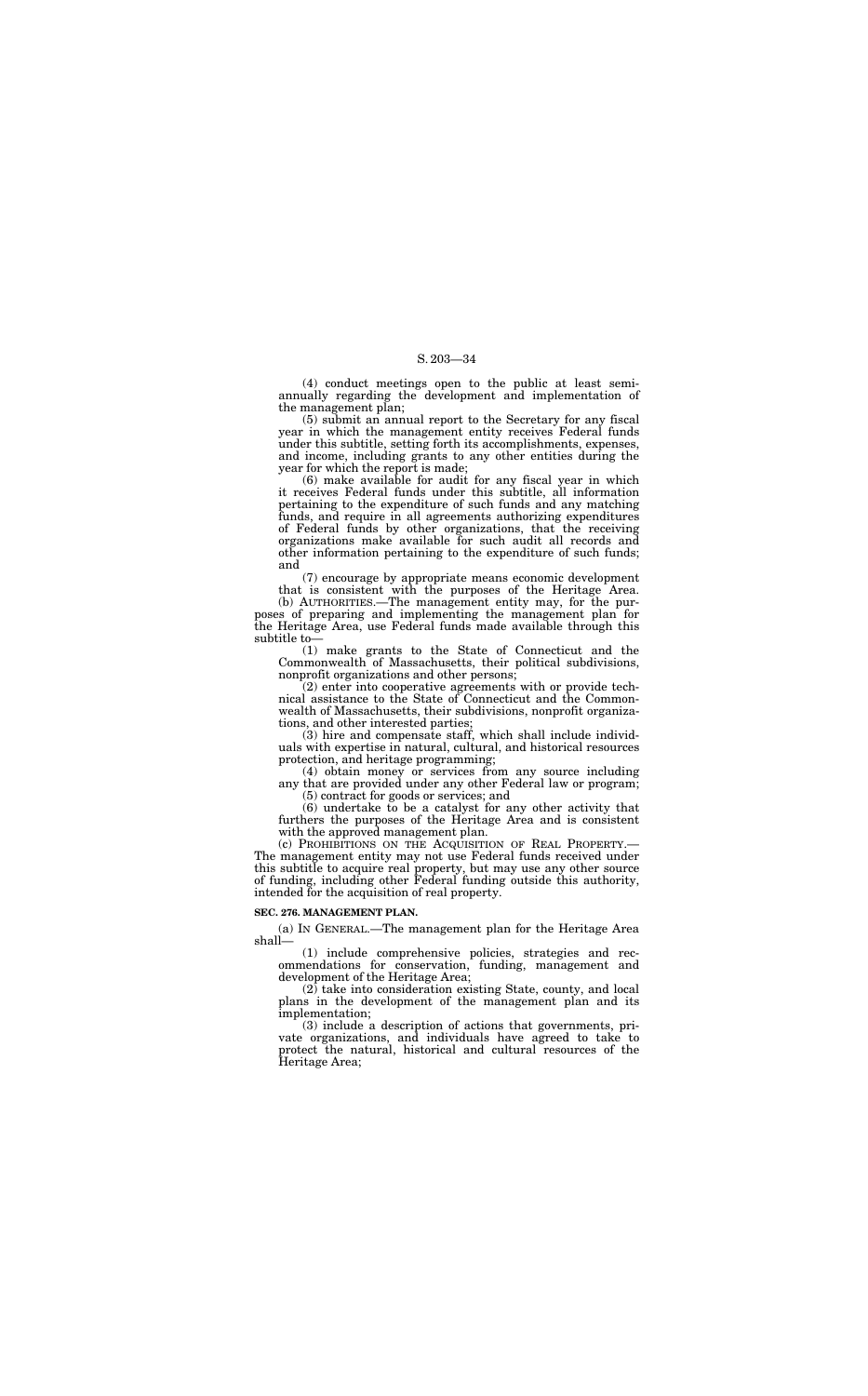(4) conduct meetings open to the public at least semi-annually regarding the development and implementation of the management plan;

(5) submit an annual report to the Secretary for any fiscal year in which the management entity receives Federal funds under this subtitle, setting forth its accomplishments, expenses, and income, including grants to any other entities during the year for which the report is made;

(6) make available for audit for any fiscal year in which it receives Federal funds under this subtitle, all information pertaining to the expenditure of such funds and any matching funds, and require in all agreements authorizing expenditures of Federal funds by other organizations, that the receiving organizations make available for such audit all records and other information pertaining to the expenditure of such funds; and

(7) encourage by appropriate means economic development that is consistent with the purposes of the Heritage Area.

(b) AUTHORITIES.—The management entity may, for the purposes of preparing and implementing the management plan for the Heritage Area, use Federal funds made available through this subtitle to—

(1) make grants to the State of Connecticut and the Commonwealth of Massachusetts, their political subdivisions, nonprofit organizations and other persons;

(2) enter into cooperative agreements with or provide technical assistance to the State of Connecticut and the Commonwealth of Massachusetts, their subdivisions, nonprofit organizations, and other interested parties;

(3) hire and compensate staff, which shall include individuals with expertise in natural, cultural, and historical resources protection, and heritage programming;

(4) obtain money or services from any source including any that are provided under any other Federal law or program;

(5) contract for goods or services; and

(6) undertake to be a catalyst for any other activity that furthers the purposes of the Heritage Area and is consistent with the approved management plan.

(c) PROHIBITIONS ON THE ACQUISITION OF REAL PROPERTY.—The management entity may not use Federal funds received under this subtitle to acquire real property, but may use any other source of funding, including other Federal funding outside this authority, intended for the acquisition of real property.

**SEC. 276. MANAGEMENT PLAN.**

(a) IN GENERAL.—The management plan for the Heritage Area shall—

(1) include comprehensive policies, strategies and recommendations for conservation, funding, management and development of the Heritage Area;

(2) take into consideration existing State, county, and local plans in the development of the management plan and its implementation;

(3) include a description of actions that governments, private organizations, and individuals have agreed to take to protect the natural, historical and cultural resources of the Heritage Area;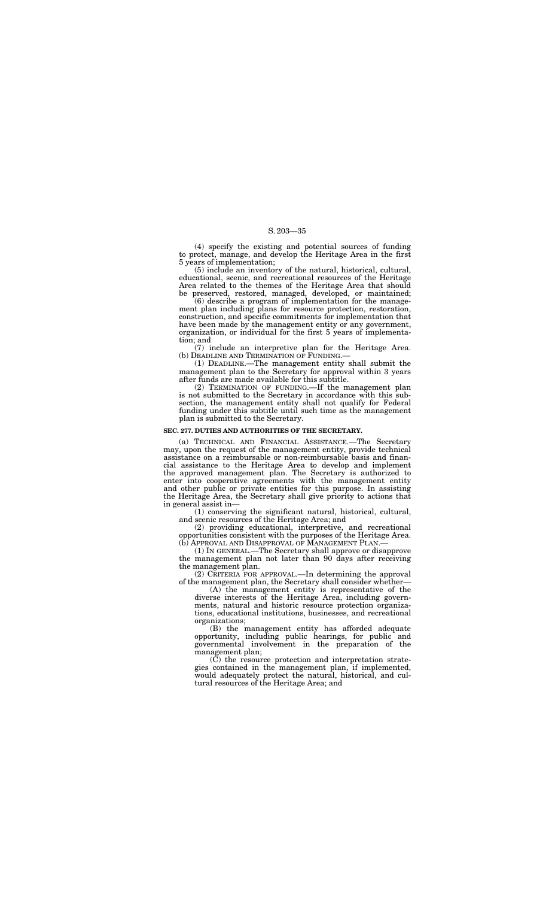(4) specify the existing and potential sources of funding to protect, manage, and develop the Heritage Area in the first 5 years of implementation;

(5) include an inventory of the natural, historical, cultural, educational, scenic, and recreational resources of the Heritage Area related to the themes of the Heritage Area that should be preserved, restored, managed, developed, or maintained;

(6) describe a program of implementation for the management plan including plans for resource protection, restoration, construction, and specific commitments for implementation that have been made by the management entity or any government, organization, or individual for the first 5 years of implementation; and

(7) include an interpretive plan for the Heritage Area.

(b) DEADLINE AND TERMINATION OF FUNDING.—

(1) DEADLINE.—The management entity shall submit the management plan to the Secretary for approval within 3 years after funds are made available for this subtitle.

(2) TERMINATION OF FUNDING.—If the management plan is not submitted to the Secretary in accordance with this subsection, the management entity shall not qualify for Federal funding under this subtitle until such time as the management plan is submitted to the Secretary.

**SEC. 277. DUTIES AND AUTHORITIES OF THE SECRETARY.**

(a) TECHNICAL AND FINANCIAL ASSISTANCE.—The Secretary may, upon the request of the management entity, provide technical assistance on a reimbursable or non-reimbursable basis and financial assistance to the Heritage Area to develop and implement the approved management plan. The Secretary is authorized to enter into cooperative agreements with the management entity and other public or private entities for this purpose. In assisting the Heritage Area, the Secretary shall give priority to actions that in general assist in—

(1) conserving the significant natural, historical, cultural, and scenic resources of the Heritage Area; and

(2) providing educational, interpretive, and recreational opportunities consistent with the purposes of the Heritage Area.

(b) APPROVAL AND DISAPPROVAL OF MANAGEMENT PLAN.—

(1) IN GENERAL.—The Secretary shall approve or disapprove the management plan not later than 90 days after receiving the management plan.

(2) CRITERIA FOR APPROVAL.—In determining the approval of the management plan, the Secretary shall consider whether—

(A) the management entity is representative of the diverse interests of the Heritage Area, including governments, natural and historic resource protection organizations, educational institutions, businesses, and recreational organizations;

(B) the management entity has afforded adequate opportunity, including public hearings, for public and governmental involvement in the preparation of the management plan;

(C) the resource protection and interpretation strategies contained in the management plan, if implemented, would adequately protect the natural, historical, and cultural resources of the Heritage Area; and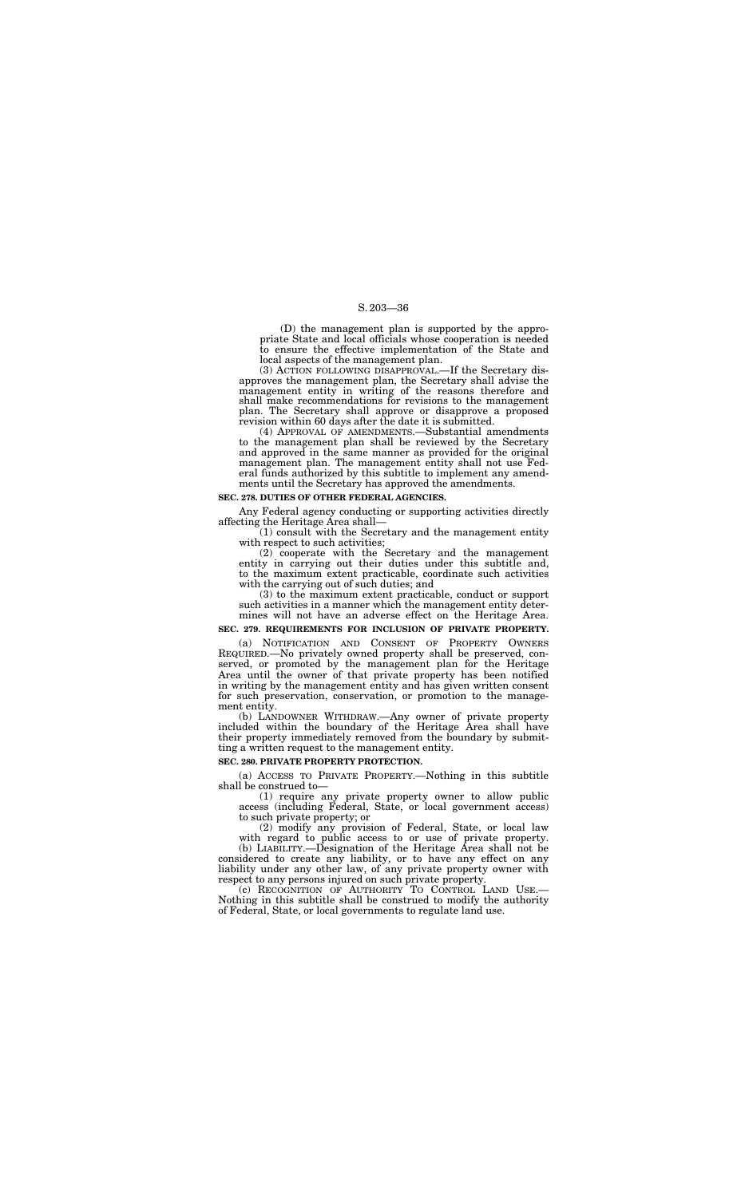(D) the management plan is supported by the appropriate State and local officials whose cooperation is needed to ensure the effective implementation of the State and local aspects of the management plan.

(3) ACTION FOLLOWING DISAPPROVAL.—If the Secretary disapproves the management plan, the Secretary shall advise the management entity in writing of the reasons therefore and shall make recommendations for revisions to the management plan. The Secretary shall approve or disapprove a proposed revision within 60 days after the date it is submitted.

(4) APPROVAL OF AMENDMENTS.—Substantial amendments to the management plan shall be reviewed by the Secretary and approved in the same manner as provided for the original management plan. The management entity shall not use Federal funds authorized by this subtitle to implement any amendments until the Secretary has approved the amendments.

**SEC. 278. DUTIES OF OTHER FEDERAL AGENCIES.**

Any Federal agency conducting or supporting activities directly affecting the Heritage Area shall—

(1) consult with the Secretary and the management entity with respect to such activities;

(2) cooperate with the Secretary and the management entity in carrying out their duties under this subtitle and, to the maximum extent practicable, coordinate such activities with the carrying out of such duties; and

(3) to the maximum extent practicable, conduct or support such activities in a manner which the management entity determines will not have an adverse effect on the Heritage Area.

**SEC. 279. REQUIREMENTS FOR INCLUSION OF PRIVATE PROPERTY.**

(a) NOTIFICATION AND CONSENT OF PROPERTY OWNERS REQUIRED.—No privately owned property shall be preserved, conserved, or promoted by the management plan for the Heritage Area until the owner of that private property has been notified in writing by the management entity and has given written consent for such preservation, conservation, or promotion to the management entity.

(b) LANDOWNER WITHDRAW.—Any owner of private property included within the boundary of the Heritage Area shall have their property immediately removed from the boundary by submitting a written request to the management entity.

**SEC. 280. PRIVATE PROPERTY PROTECTION.**

(a) ACCESS TO PRIVATE PROPERTY.—Nothing in this subtitle shall be construed to—

(1) require any private property owner to allow public access (including Federal, State, or local government access) to such private property; or

(2) modify any provision of Federal, State, or local law with regard to public access to or use of private property.

(b) LIABILITY.—Designation of the Heritage Area shall not be considered to create any liability, or to have any effect on any liability under any other law, of any private property owner with respect to any persons injured on such private property.

(c) RECOGNITION OF AUTHORITY TO CONTROL LAND USE.—Nothing in this subtitle shall be construed to modify the authority of Federal, State, or local governments to regulate land use.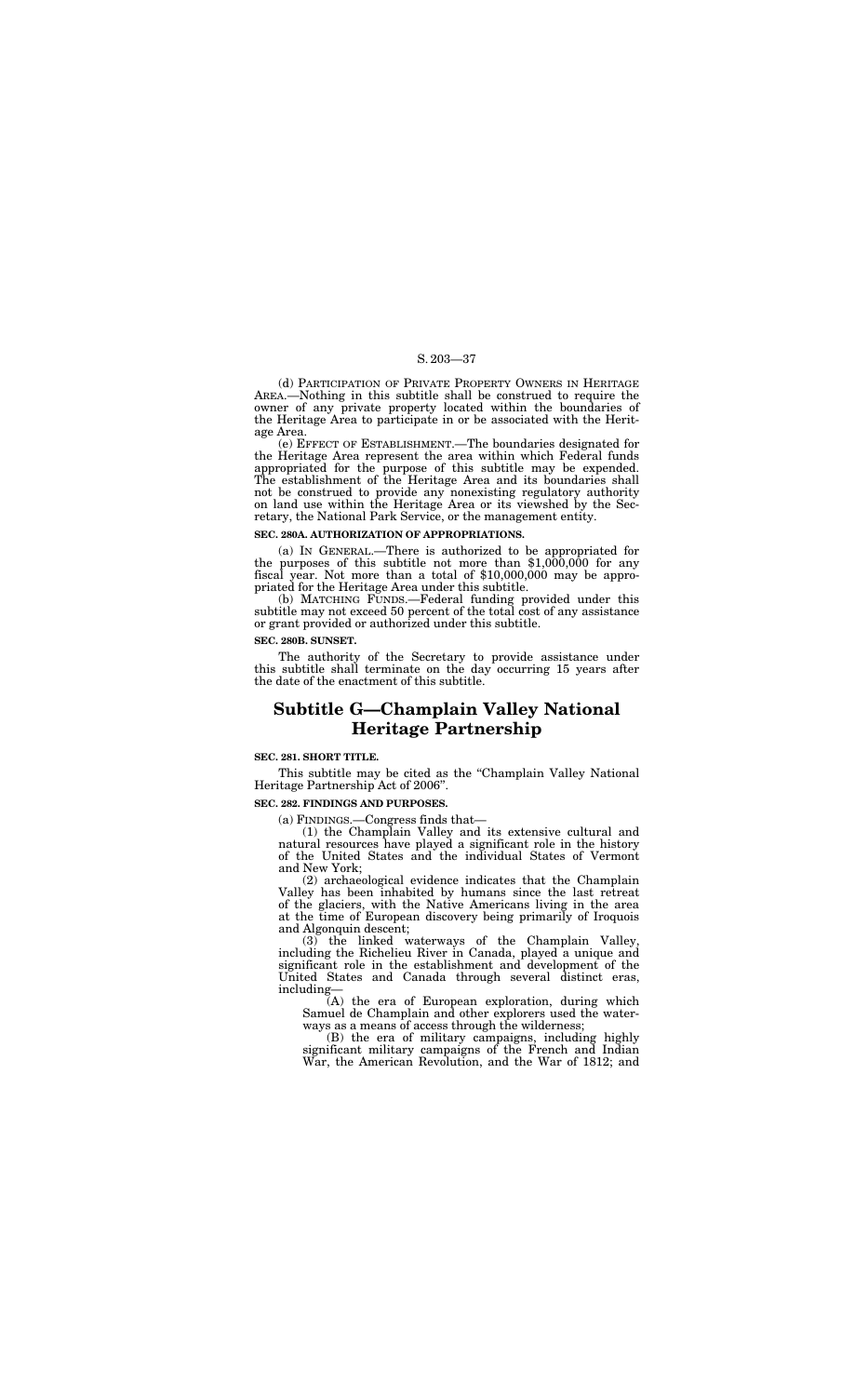(d) PARTICIPATION OF PRIVATE PROPERTY OWNERS IN HERITAGE AREA.—Nothing in this subtitle shall be construed to require the owner of any private property located within the boundaries of the Heritage Area to participate in or be associated with the Heritage Area.

(e) EFFECT OF ESTABLISHMENT.—The boundaries designated for the Heritage Area represent the area within which Federal funds appropriated for the purpose of this subtitle may be expended. The establishment of the Heritage Area and its boundaries shall not be construed to provide any nonexisting regulatory authority on land use within the Heritage Area or its viewshed by the Secretary, the National Park Service, or the management entity.

**SEC. 280A. AUTHORIZATION OF APPROPRIATIONS.**

(a) IN GENERAL.—There is authorized to be appropriated for the purposes of this subtitle not more than $1,000,000 for any fiscal year. Not more than a total of $10,000,000 may be appropriated for the Heritage Area under this subtitle.

(b) MATCHING FUNDS.—Federal funding provided under this subtitle may not exceed 50 percent of the total cost of any assistance or grant provided or authorized under this subtitle.

**SEC. 280B. SUNSET.**

The authority of the Secretary to provide assistance under this subtitle shall terminate on the day occurring 15 years after the date of the enactment of this subtitle.

# Subtitle G—Champlain Valley National Heritage Partnership

**SEC. 281. SHORT TITLE.**

This subtitle may be cited as the "Champlain Valley National Heritage Partnership Act of 2006".

**SEC. 282. FINDINGS AND PURPOSES.**

(a) FINDINGS.—Congress finds that—

(1) the Champlain Valley and its extensive cultural and natural resources have played a significant role in the history of the United States and the individual States of Vermont and New York;

(2) archaeological evidence indicates that the Champlain Valley has been inhabited by humans since the last retreat of the glaciers, with the Native Americans living in the area at the time of European discovery being primarily of Iroquois and Algonquin descent;

(3) the linked waterways of the Champlain Valley, including the Richelieu River in Canada, played a unique and significant role in the establishment and development of the United States and Canada through several distinct eras, including—

(A) the era of European exploration, during which Samuel de Champlain and other explorers used the waterways as a means of access through the wilderness;

(B) the era of military campaigns, including highly significant military campaigns of the French and Indian War, the American Revolution, and the War of 1812; and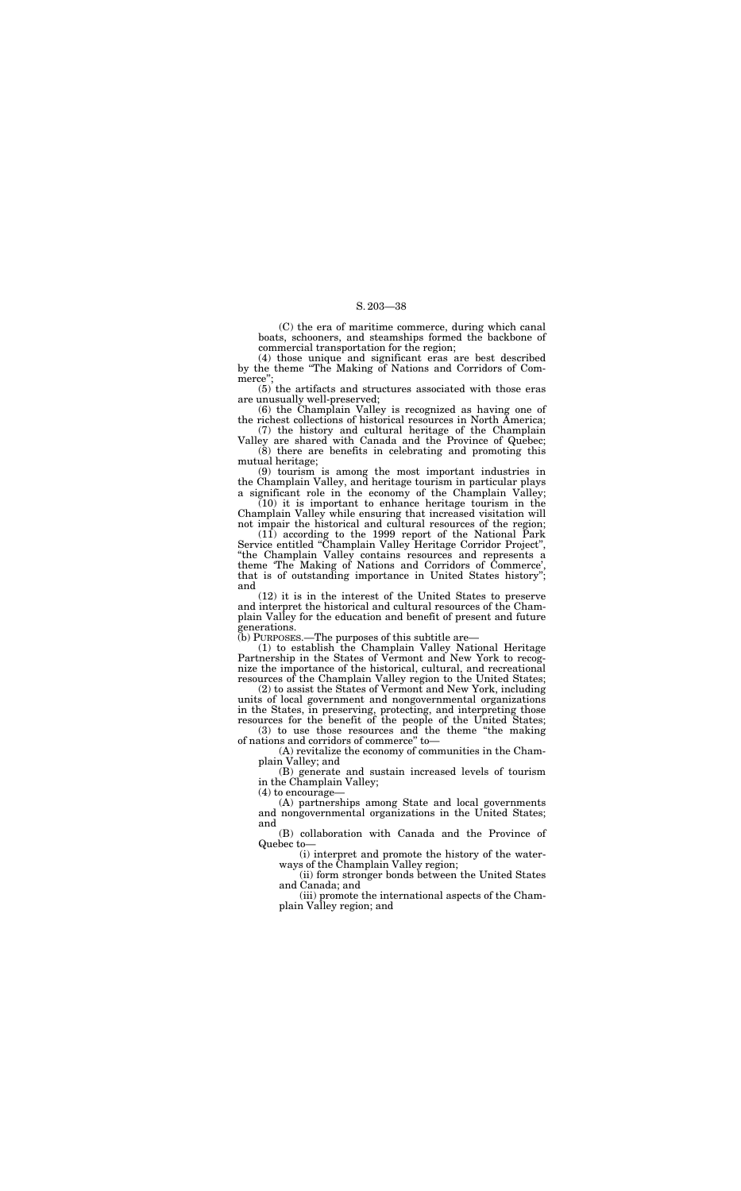(C) the era of maritime commerce, during which canal boats, schooners, and steamships formed the backbone of commercial transportation for the region;

(4) those unique and significant eras are best described by the theme "The Making of Nations and Corridors of Commerce";

(5) the artifacts and structures associated with those eras are unusually well-preserved;

(6) the Champlain Valley is recognized as having one of the richest collections of historical resources in North America;

(7) the history and cultural heritage of the Champlain Valley are shared with Canada and the Province of Quebec;

(8) there are benefits in celebrating and promoting this mutual heritage;

(9) tourism is among the most important industries in the Champlain Valley, and heritage tourism in particular plays a significant role in the economy of the Champlain Valley;

(10) it is important to enhance heritage tourism in the Champlain Valley while ensuring that increased visitation will not impair the historical and cultural resources of the region;

(11) according to the 1999 report of the National Park Service entitled "Champlain Valley Heritage Corridor Project", "the Champlain Valley contains resources and represents a theme 'The Making of Nations and Corridors of Commerce', that is of outstanding importance in United States history"; and

(12) it is in the interest of the United States to preserve and interpret the historical and cultural resources of the Champlain Valley for the education and benefit of present and future generations.

(b) PURPOSES.—The purposes of this subtitle are—

(1) to establish the Champlain Valley National Heritage Partnership in the States of Vermont and New York to recognize the importance of the historical, cultural, and recreational resources of the Champlain Valley region to the United States;

(2) to assist the States of Vermont and New York, including units of local government and nongovernmental organizations in the States, in preserving, protecting, and interpreting those resources for the benefit of the people of the United States;

(3) to use those resources and the theme "the making of nations and corridors of commerce" to—

(A) revitalize the economy of communities in the Champlain Valley; and

(B) generate and sustain increased levels of tourism in the Champlain Valley;

(4) to encourage—

(A) partnerships among State and local governments and nongovernmental organizations in the United States; and

(B) collaboration with Canada and the Province of Quebec to—

(i) interpret and promote the history of the waterways of the Champlain Valley region;

(ii) form stronger bonds between the United States and Canada; and

(iii) promote the international aspects of the Champlain Valley region; and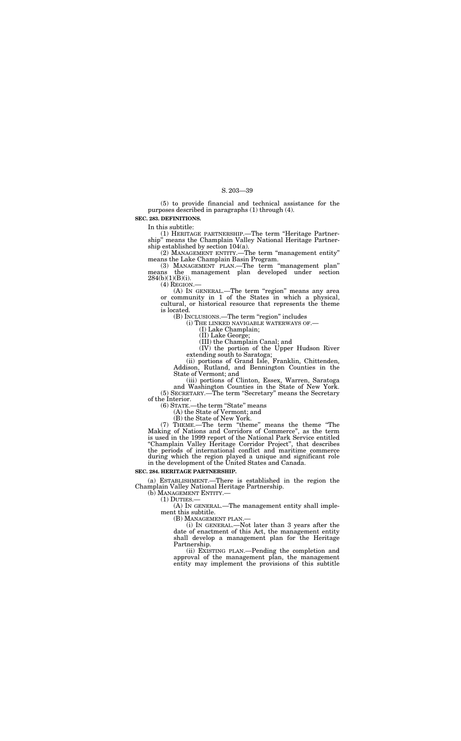(5) to provide financial and technical assistance for the purposes described in paragraphs (1) through (4).

**SEC. 283. DEFINITIONS.**

In this subtitle:

(1) HERITAGE PARTNERSHIP.—The term "Heritage Partnership" means the Champlain Valley National Heritage Partnership established by section 104(a).

(2) MANAGEMENT ENTITY.—The term "management entity" means the Lake Champlain Basin Program.

(3) MANAGEMENT PLAN.—The term "management plan" means the management plan developed under section 284(b)(1)(B)(i).

(4) REGION.—

(A) IN GENERAL.—The term "region" means any area or community in 1 of the States in which a physical, cultural, or historical resource that represents the theme is located.

(B) INCLUSIONS.—The term "region" includes

(i) THE LINKED NAVIGABLE WATERWAYS OF.—

(I) Lake Champlain;

(II) Lake George;

(III) the Champlain Canal; and

(IV) the portion of the Upper Hudson River extending south to Saratoga;

(ii) portions of Grand Isle, Franklin, Chittenden, Addison, Rutland, and Bennington Counties in the State of Vermont; and

(iii) portions of Clinton, Essex, Warren, Saratoga and Washington Counties in the State of New York.

(5) SECRETARY.—The term "Secretary" means the Secretary of the Interior.

(6) STATE.—the term "State" means

(A) the State of Vermont; and

(B) the State of New York.

(7) THEME.—The term "theme" means the theme "The Making of Nations and Corridors of Commerce", as the term is used in the 1999 report of the National Park Service entitled "Champlain Valley Heritage Corridor Project", that describes the periods of international conflict and maritime commerce during which the region played a unique and significant role in the development of the United States and Canada.

**SEC. 284. HERITAGE PARTNERSHIP.**

(a) ESTABLISHMENT.—There is established in the region the Champlain Valley National Heritage Partnership.

(b) MANAGEMENT ENTITY.—

(1) DUTIES.—

(A) IN GENERAL.—The management entity shall implement this subtitle.

(B) MANAGEMENT PLAN.—

(i) IN GENERAL.—Not later than 3 years after the date of enactment of this Act, the management entity shall develop a management plan for the Heritage Partnership.

(ii) EXISTING PLAN.—Pending the completion and approval of the management plan, the management entity may implement the provisions of this subtitle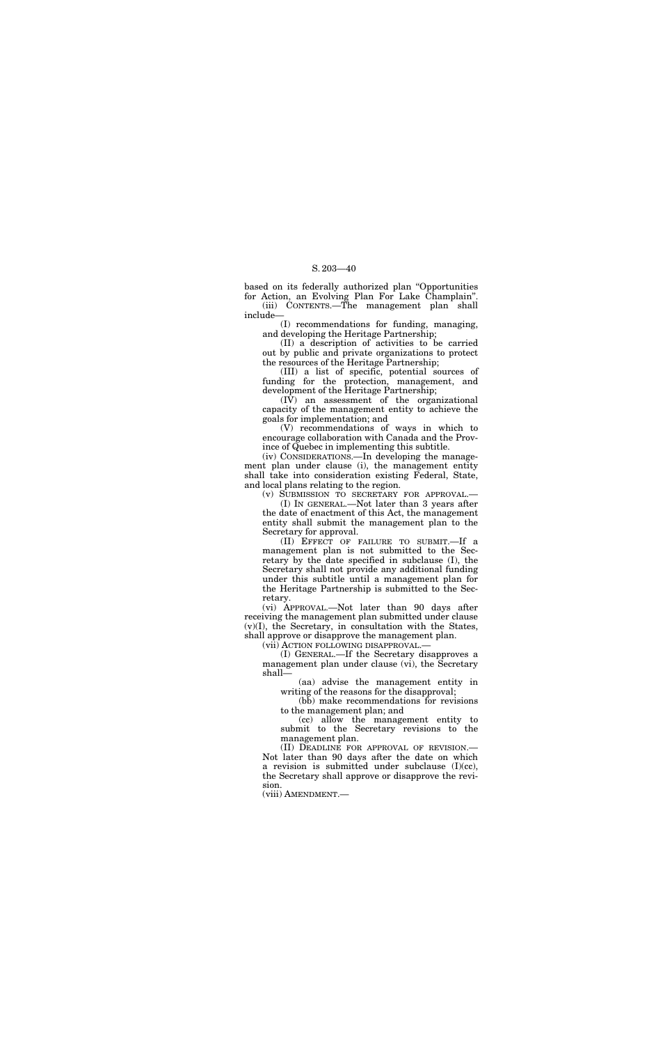based on its federally authorized plan "Opportunities for Action, an Evolving Plan For Lake Champlain".

(iii) CONTENTS.—The management plan shall include—

(I) recommendations for funding, managing, and developing the Heritage Partnership;

(II) a description of activities to be carried out by public and private organizations to protect the resources of the Heritage Partnership;

(III) a list of specific, potential sources of funding for the protection, management, and development of the Heritage Partnership;

(IV) an assessment of the organizational capacity of the management entity to achieve the goals for implementation; and

(V) recommendations of ways in which to encourage collaboration with Canada and the Province of Quebec in implementing this subtitle.

(iv) CONSIDERATIONS.—In developing the management plan under clause (i), the management entity shall take into consideration existing Federal, State, and local plans relating to the region.

(v) SUBMISSION TO SECRETARY FOR APPROVAL.—

(I) IN GENERAL.—Not later than 3 years after the date of enactment of this Act, the management entity shall submit the management plan to the Secretary for approval.

(II) EFFECT OF FAILURE TO SUBMIT.—If a management plan is not submitted to the Secretary by the date specified in subclause (I), the Secretary shall not provide any additional funding under this subtitle until a management plan for the Heritage Partnership is submitted to the Secretary.

(vi) APPROVAL.—Not later than 90 days after receiving the management plan submitted under clause (v)(I), the Secretary, in consultation with the States, shall approve or disapprove the management plan.

(vii) ACTION FOLLOWING DISAPPROVAL.—

(I) GENERAL.—If the Secretary disapproves a management plan under clause (vi), the Secretary shall—

(aa) advise the management entity in writing of the reasons for the disapproval;

(bb) make recommendations for revisions to the management plan; and

(cc) allow the management entity to submit to the Secretary revisions to the management plan.

(II) DEADLINE FOR APPROVAL OF REVISION.—Not later than 90 days after the date on which a revision is submitted under subclause (I)(cc), the Secretary shall approve or disapprove the revision.

(viii) AMENDMENT.—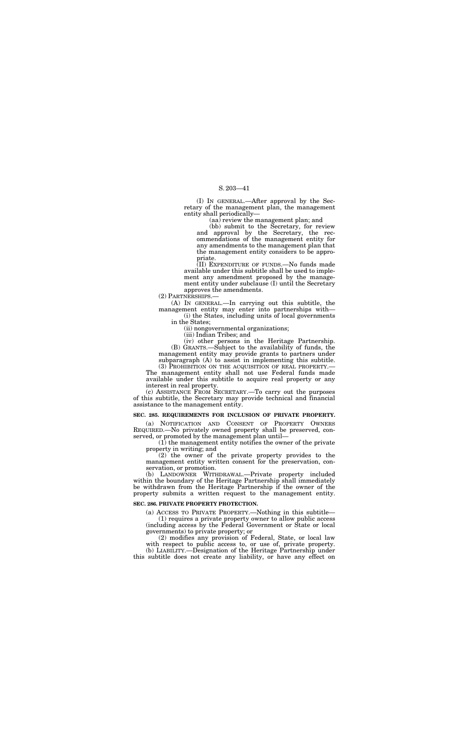(I) IN GENERAL.—After approval by the Secretary of the management plan, the management entity shall periodically—

(aa) review the management plan; and

(bb) submit to the Secretary, for review and approval by the Secretary, the recommendations of the management entity for any amendments to the management plan that the management entity considers to be appropriate.

(II) EXPENDITURE OF FUNDS.—No funds made available under this subtitle shall be used to implement any amendment proposed by the management entity under subclause (I) until the Secretary approves the amendments.

(2) PARTNERSHIPS.—

(A) IN GENERAL.—In carrying out this subtitle, the management entity may enter into partnerships with—

(i) the States, including units of local governments in the States;

(ii) nongovernmental organizations;

(iii) Indian Tribes; and

(iv) other persons in the Heritage Partnership.

(B) GRANTS.—Subject to the availability of funds, the management entity may provide grants to partners under subparagraph (A) to assist in implementing this subtitle.

(3) PROHIBITION ON THE ACQUISITION OF REAL PROPERTY.—The management entity shall not use Federal funds made available under this subtitle to acquire real property or any interest in real property.

(c) ASSISTANCE FROM SECRETARY.—To carry out the purposes of this subtitle, the Secretary may provide technical and financial assistance to the management entity.

**SEC. 285. REQUIREMENTS FOR INCLUSION OF PRIVATE PROPERTY.**

(a) NOTIFICATION AND CONSENT OF PROPERTY OWNERS REQUIRED.—No privately owned property shall be preserved, conserved, or promoted by the management plan until—

(1) the management entity notifies the owner of the private property in writing; and

(2) the owner of the private property provides to the management entity written consent for the preservation, conservation, or promotion.

(b) LANDOWNER WITHDRAWAL.—Private property included within the boundary of the Heritage Partnership shall immediately be withdrawn from the Heritage Partnership if the owner of the property submits a written request to the management entity.

**SEC. 286. PRIVATE PROPERTY PROTECTION.**

(a) ACCESS TO PRIVATE PROPERTY.—Nothing in this subtitle—

(1) requires a private property owner to allow public access (including access by the Federal Government or State or local governments) to private property; or

(2) modifies any provision of Federal, State, or local law with respect to public access to, or use of, private property.

(b) LIABILITY.—Designation of the Heritage Partnership under this subtitle does not create any liability, or have any effect on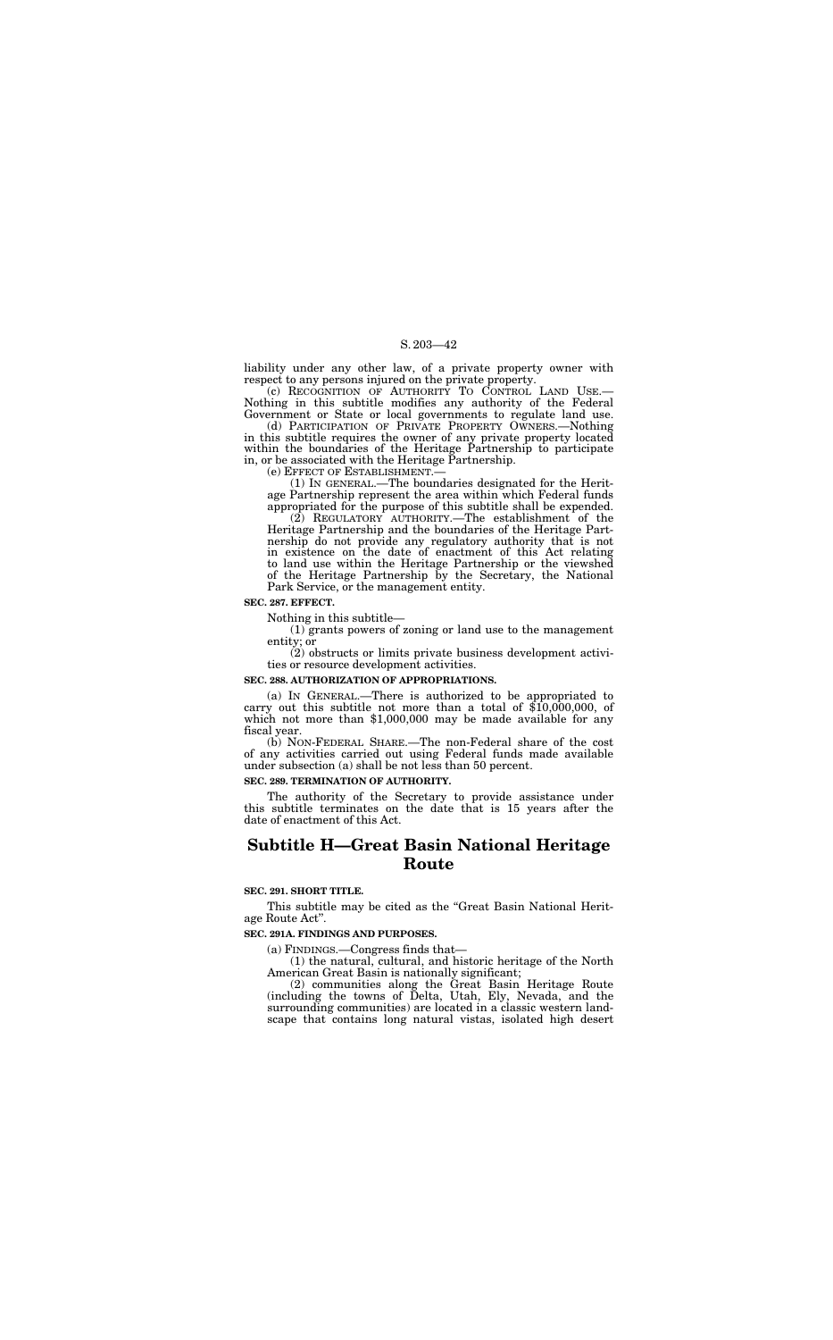liability under any other law, of a private property owner with respect to any persons injured on the private property.

(c) RECOGNITION OF AUTHORITY TO CONTROL LAND USE.—Nothing in this subtitle modifies any authority of the Federal Government or State or local governments to regulate land use.

(d) PARTICIPATION OF PRIVATE PROPERTY OWNERS.—Nothing in this subtitle requires the owner of any private property located within the boundaries of the Heritage Partnership to participate in, or be associated with the Heritage Partnership.

(e) EFFECT OF ESTABLISHMENT.—

(1) IN GENERAL.—The boundaries designated for the Heritage Partnership represent the area within which Federal funds appropriated for the purpose of this subtitle shall be expended.

(2) REGULATORY AUTHORITY.—The establishment of the Heritage Partnership and the boundaries of the Heritage Partnership do not provide any regulatory authority that is not in existence on the date of enactment of this Act relating to land use within the Heritage Partnership or the viewshed of the Heritage Partnership by the Secretary, the National Park Service, or the management entity.

**SEC. 287. EFFECT.**

Nothing in this subtitle—

(1) grants powers of zoning or land use to the management entity; or

(2) obstructs or limits private business development activities or resource development activities.

**SEC. 288. AUTHORIZATION OF APPROPRIATIONS.**

(a) IN GENERAL.—There is authorized to be appropriated to carry out this subtitle not more than a total of $10,000,000, of which not more than $1,000,000 may be made available for any fiscal year.

(b) NON-FEDERAL SHARE.—The non-Federal share of the cost of any activities carried out using Federal funds made available under subsection (a) shall be not less than 50 percent.

**SEC. 289. TERMINATION OF AUTHORITY.**

The authority of the Secretary to provide assistance under this subtitle terminates on the date that is 15 years after the date of enactment of this Act.

# Subtitle H—Great Basin National Heritage Route

**SEC. 291. SHORT TITLE.**

This subtitle may be cited as the "Great Basin National Heritage Route Act".

**SEC. 291A. FINDINGS AND PURPOSES.**

(a) FINDINGS.—Congress finds that—

(1) the natural, cultural, and historic heritage of the North American Great Basin is nationally significant;

(2) communities along the Great Basin Heritage Route (including the towns of Delta, Utah, Ely, Nevada, and the surrounding communities) are located in a classic western landscape that contains long natural vistas, isolated high desert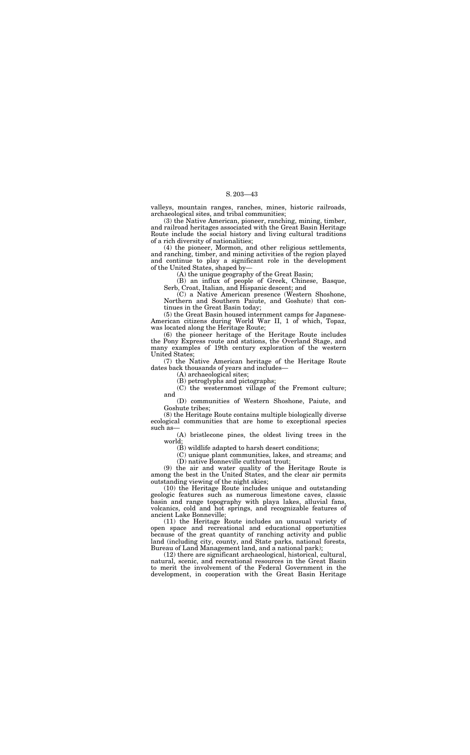valleys, mountain ranges, ranches, mines, historic railroads, archaeological sites, and tribal communities;

(3) the Native American, pioneer, ranching, mining, timber, and railroad heritages associated with the Great Basin Heritage Route include the social history and living cultural traditions of a rich diversity of nationalities;

(4) the pioneer, Mormon, and other religious settlements, and ranching, timber, and mining activities of the region played and continue to play a significant role in the development of the United States, shaped by—

(A) the unique geography of the Great Basin;

(B) an influx of people of Greek, Chinese, Basque, Serb, Croat, Italian, and Hispanic descent; and

(C) a Native American presence (Western Shoshone, Northern and Southern Paiute, and Goshute) that continues in the Great Basin today;

(5) the Great Basin housed internment camps for Japanese-American citizens during World War II, 1 of which, Topaz, was located along the Heritage Route;

(6) the pioneer heritage of the Heritage Route includes the Pony Express route and stations, the Overland Stage, and many examples of 19th century exploration of the western United States;

(7) the Native American heritage of the Heritage Route dates back thousands of years and includes—

(A) archaeological sites;

(B) petroglyphs and pictographs;

(C) the westernmost village of the Fremont culture; and

(D) communities of Western Shoshone, Paiute, and Goshute tribes;

(8) the Heritage Route contains multiple biologically diverse ecological communities that are home to exceptional species such as—

(A) bristlecone pines, the oldest living trees in the world;

(B) wildlife adapted to harsh desert conditions;

(C) unique plant communities, lakes, and streams; and

(D) native Bonneville cutthroat trout;

(9) the air and water quality of the Heritage Route is among the best in the United States, and the clear air permits outstanding viewing of the night skies;

(10) the Heritage Route includes unique and outstanding geologic features such as numerous limestone caves, classic basin and range topography with playa lakes, alluvial fans, volcanics, cold and hot springs, and recognizable features of ancient Lake Bonneville;

(11) the Heritage Route includes an unusual variety of open space and recreational and educational opportunities because of the great quantity of ranching activity and public land (including city, county, and State parks, national forests, Bureau of Land Management land, and a national park);

(12) there are significant archaeological, historical, cultural, natural, scenic, and recreational resources in the Great Basin to merit the involvement of the Federal Government in the development, in cooperation with the Great Basin Heritage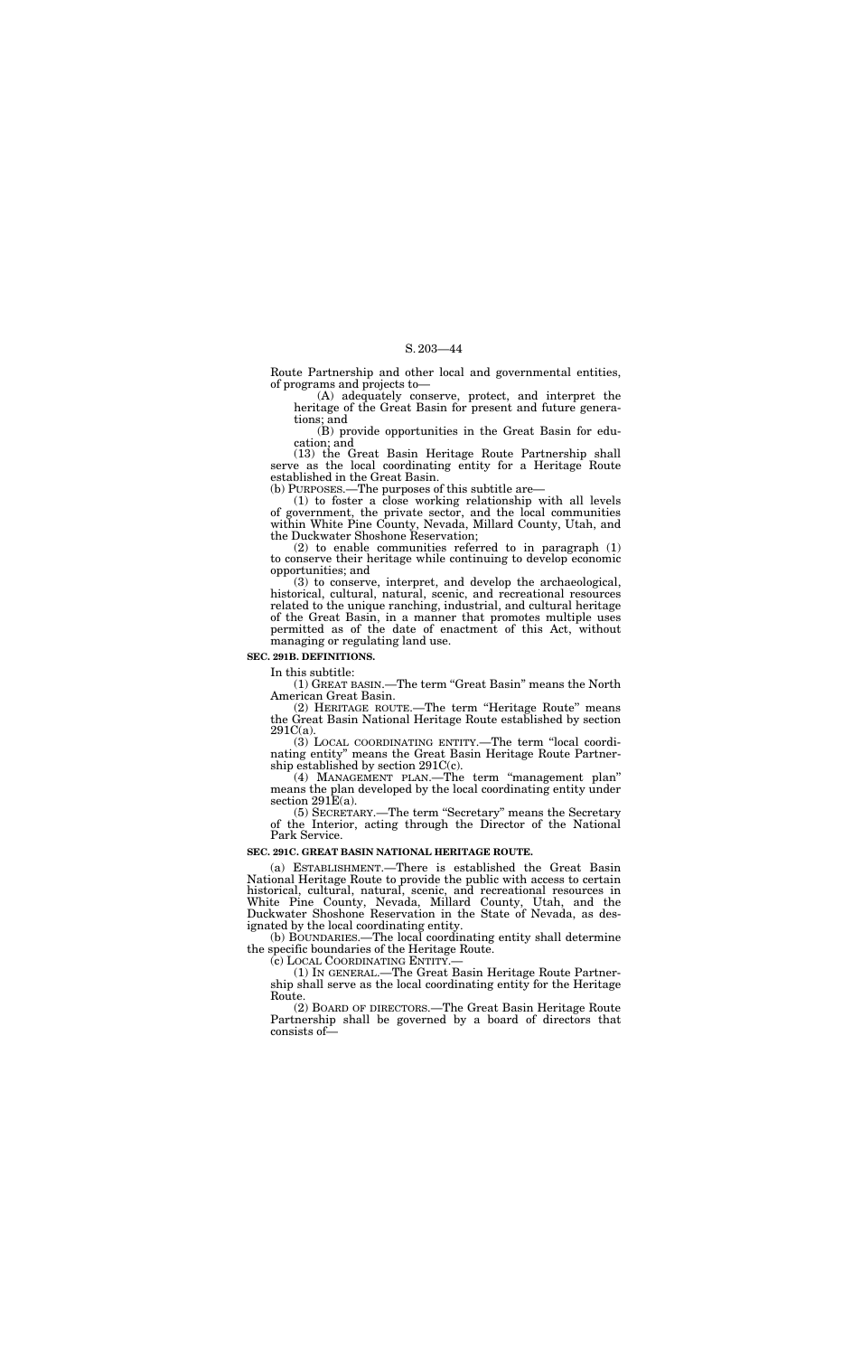Route Partnership and other local and governmental entities, of programs and projects to—

(A) adequately conserve, protect, and interpret the heritage of the Great Basin for present and future generations; and

(B) provide opportunities in the Great Basin for education; and

(13) the Great Basin Heritage Route Partnership shall serve as the local coordinating entity for a Heritage Route established in the Great Basin.

(b) PURPOSES.—The purposes of this subtitle are—

(1) to foster a close working relationship with all levels of government, the private sector, and the local communities within White Pine County, Nevada, Millard County, Utah, and the Duckwater Shoshone Reservation;

(2) to enable communities referred to in paragraph (1) to conserve their heritage while continuing to develop economic opportunities; and

(3) to conserve, interpret, and develop the archaeological, historical, cultural, natural, scenic, and recreational resources related to the unique ranching, industrial, and cultural heritage of the Great Basin, in a manner that promotes multiple uses permitted as of the date of enactment of this Act, without managing or regulating land use.

**SEC. 291B. DEFINITIONS.**

In this subtitle:

(1) GREAT BASIN.—The term "Great Basin" means the North American Great Basin.

(2) HERITAGE ROUTE.—The term "Heritage Route" means the Great Basin National Heritage Route established by section 291C(a).

(3) LOCAL COORDINATING ENTITY.—The term "local coordinating entity" means the Great Basin Heritage Route Partnership established by section 291C(c).

(4) MANAGEMENT PLAN.—The term "management plan" means the plan developed by the local coordinating entity under section 291E(a).

(5) SECRETARY.—The term "Secretary" means the Secretary of the Interior, acting through the Director of the National Park Service.

**SEC. 291C. GREAT BASIN NATIONAL HERITAGE ROUTE.**

(a) ESTABLISHMENT.—There is established the Great Basin National Heritage Route to provide the public with access to certain historical, cultural, natural, scenic, and recreational resources in White Pine County, Nevada, Millard County, Utah, and the Duckwater Shoshone Reservation in the State of Nevada, as designated by the local coordinating entity.

(b) BOUNDARIES.—The local coordinating entity shall determine the specific boundaries of the Heritage Route.

(c) LOCAL COORDINATING ENTITY.—

(1) IN GENERAL.—The Great Basin Heritage Route Partnership shall serve as the local coordinating entity for the Heritage Route.

(2) BOARD OF DIRECTORS.—The Great Basin Heritage Route Partnership shall be governed by a board of directors that consists of—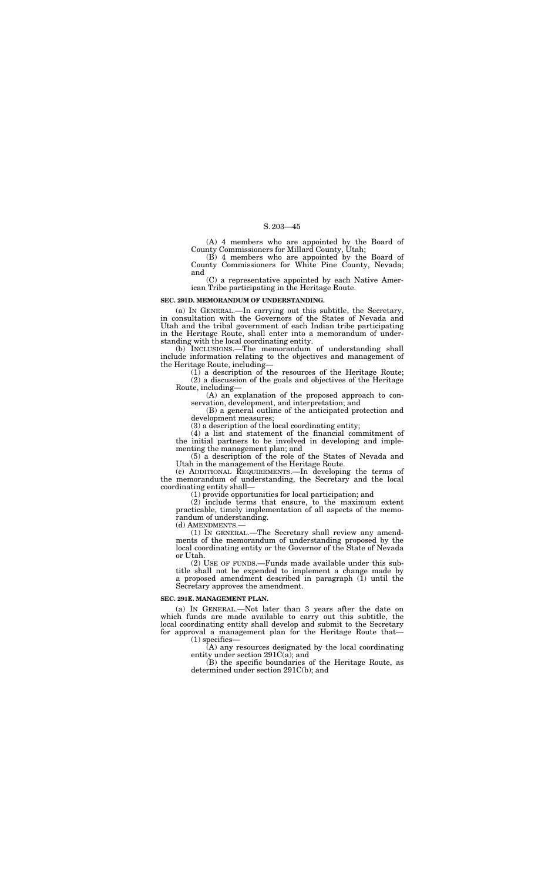(A) 4 members who are appointed by the Board of County Commissioners for Millard County, Utah;

(B) 4 members who are appointed by the Board of County Commissioners for White Pine County, Nevada; and

(C) a representative appointed by each Native American Tribe participating in the Heritage Route.

**SEC. 291D. MEMORANDUM OF UNDERSTANDING.**

(a) IN GENERAL.—In carrying out this subtitle, the Secretary, in consultation with the Governors of the States of Nevada and Utah and the tribal government of each Indian tribe participating in the Heritage Route, shall enter into a memorandum of understanding with the local coordinating entity.

(b) INCLUSIONS.—The memorandum of understanding shall include information relating to the objectives and management of the Heritage Route, including—

(1) a description of the resources of the Heritage Route;

(2) a discussion of the goals and objectives of the Heritage Route, including—

(A) an explanation of the proposed approach to conservation, development, and interpretation; and

(B) a general outline of the anticipated protection and development measures;

(3) a description of the local coordinating entity;

(4) a list and statement of the financial commitment of the initial partners to be involved in developing and implementing the management plan; and

(5) a description of the role of the States of Nevada and Utah in the management of the Heritage Route.

(c) ADDITIONAL REQUIREMENTS.—In developing the terms of the memorandum of understanding, the Secretary and the local coordinating entity shall—

(1) provide opportunities for local participation; and

(2) include terms that ensure, to the maximum extent practicable, timely implementation of all aspects of the memorandum of understanding.

(d) AMENDMENTS.—

(1) IN GENERAL.—The Secretary shall review any amendments of the memorandum of understanding proposed by the local coordinating entity or the Governor of the State of Nevada or Utah.

(2) USE OF FUNDS.—Funds made available under this subtitle shall not be expended to implement a change made by a proposed amendment described in paragraph (1) until the Secretary approves the amendment.

**SEC. 291E. MANAGEMENT PLAN.**

(a) IN GENERAL.—Not later than 3 years after the date on which funds are made available to carry out this subtitle, the local coordinating entity shall develop and submit to the Secretary for approval a management plan for the Heritage Route that—

(1) specifies—

(A) any resources designated by the local coordinating entity under section 291C(a); and

(B) the specific boundaries of the Heritage Route, as determined under section 291C(b); and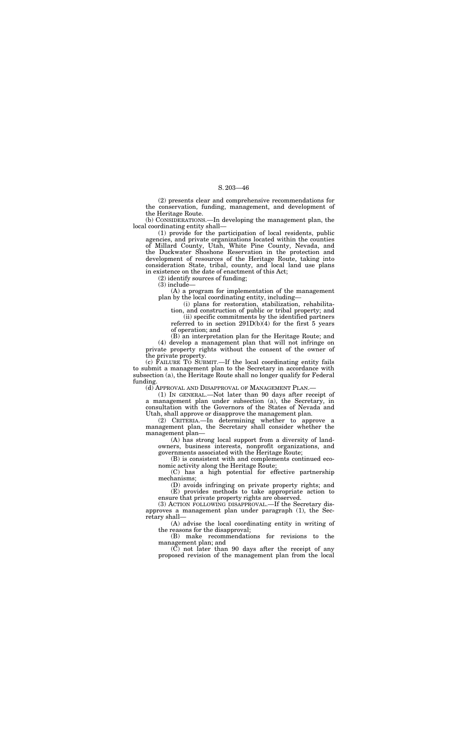(2) presents clear and comprehensive recommendations for the conservation, funding, management, and development of the Heritage Route.

(b) CONSIDERATIONS.—In developing the management plan, the local coordinating entity shall—

(1) provide for the participation of local residents, public agencies, and private organizations located within the counties of Millard County, Utah, White Pine County, Nevada, and the Duckwater Shoshone Reservation in the protection and development of resources of the Heritage Route, taking into consideration State, tribal, county, and local land use plans in existence on the date of enactment of this Act;

(2) identify sources of funding;

(3) include—

(A) a program for implementation of the management plan by the local coordinating entity, including—

(i) plans for restoration, stabilization, rehabilitation, and construction of public or tribal property; and

(ii) specific commitments by the identified partners referred to in section 291D(b)(4) for the first 5 years of operation; and

(B) an interpretation plan for the Heritage Route; and

(4) develop a management plan that will not infringe on private property rights without the consent of the owner of the private property.

(c) FAILURE TO SUBMIT.—If the local coordinating entity fails to submit a management plan to the Secretary in accordance with subsection (a), the Heritage Route shall no longer qualify for Federal funding.

(d) APPROVAL AND DISAPPROVAL OF MANAGEMENT PLAN.—

(1) IN GENERAL.—Not later than 90 days after receipt of a management plan under subsection (a), the Secretary, in consultation with the Governors of the States of Nevada and Utah, shall approve or disapprove the management plan.

(2) CRITERIA.—In determining whether to approve a management plan, the Secretary shall consider whether the management plan—

(A) has strong local support from a diversity of landowners, business interests, nonprofit organizations, and governments associated with the Heritage Route;

(B) is consistent with and complements continued economic activity along the Heritage Route;

(C) has a high potential for effective partnership mechanisms;

(D) avoids infringing on private property rights; and

(E) provides methods to take appropriate action to ensure that private property rights are observed.

(3) ACTION FOLLOWING DISAPPROVAL.—If the Secretary disapproves a management plan under paragraph (1), the Secretary shall—

(A) advise the local coordinating entity in writing of the reasons for the disapproval;

(B) make recommendations for revisions to the management plan; and

(C) not later than 90 days after the receipt of any proposed revision of the management plan from the local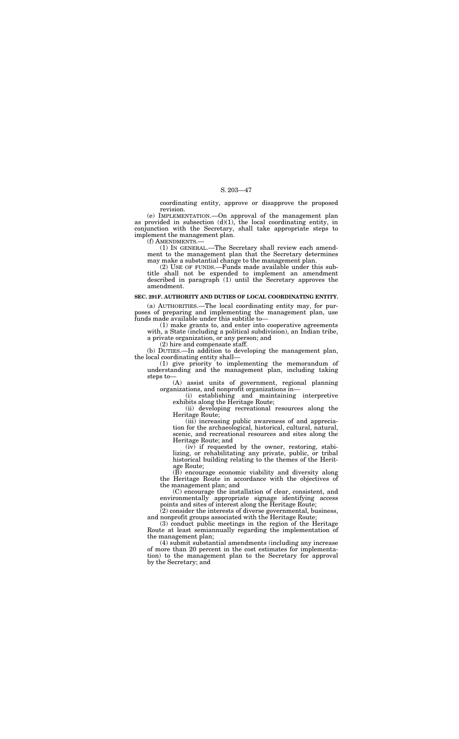coordinating entity, approve or disapprove the proposed revision.

(e) IMPLEMENTATION.—On approval of the management plan as provided in subsection (d)(1), the local coordinating entity, in conjunction with the Secretary, shall take appropriate steps to implement the management plan.

(f) AMENDMENTS.—

(1) IN GENERAL.—The Secretary shall review each amendment to the management plan that the Secretary determines may make a substantial change to the management plan.

(2) USE OF FUNDS.—Funds made available under this subtitle shall not be expended to implement an amendment described in paragraph (1) until the Secretary approves the amendment.

**SEC. 291F. AUTHORITY AND DUTIES OF LOCAL COORDINATING ENTITY.**

(a) AUTHORITIES.—The local coordinating entity may, for purposes of preparing and implementing the management plan, use funds made available under this subtitle to—

(1) make grants to, and enter into cooperative agreements with, a State (including a political subdivision), an Indian tribe, a private organization, or any person; and

(2) hire and compensate staff.

(b) DUTIES.—In addition to developing the management plan, the local coordinating entity shall—

(1) give priority to implementing the memorandum of understanding and the management plan, including taking steps to—

(A) assist units of government, regional planning organizations, and nonprofit organizations in—

(i) establishing and maintaining interpretive exhibits along the Heritage Route;

(ii) developing recreational resources along the Heritage Route;

(iii) increasing public awareness of and appreciation for the archaeological, historical, cultural, natural, scenic, and recreational resources and sites along the Heritage Route; and

(iv) if requested by the owner, restoring, stabilizing, or rehabilitating any private, public, or tribal historical building relating to the themes of the Heritage Route;

(B) encourage economic viability and diversity along the Heritage Route in accordance with the objectives of the management plan; and

(C) encourage the installation of clear, consistent, and environmentally appropriate signage identifying access points and sites of interest along the Heritage Route;

(2) consider the interests of diverse governmental, business, and nonprofit groups associated with the Heritage Route;

(3) conduct public meetings in the region of the Heritage Route at least semiannually regarding the implementation of the management plan;

(4) submit substantial amendments (including any increase of more than 20 percent in the cost estimates for implementation) to the management plan to the Secretary for approval by the Secretary; and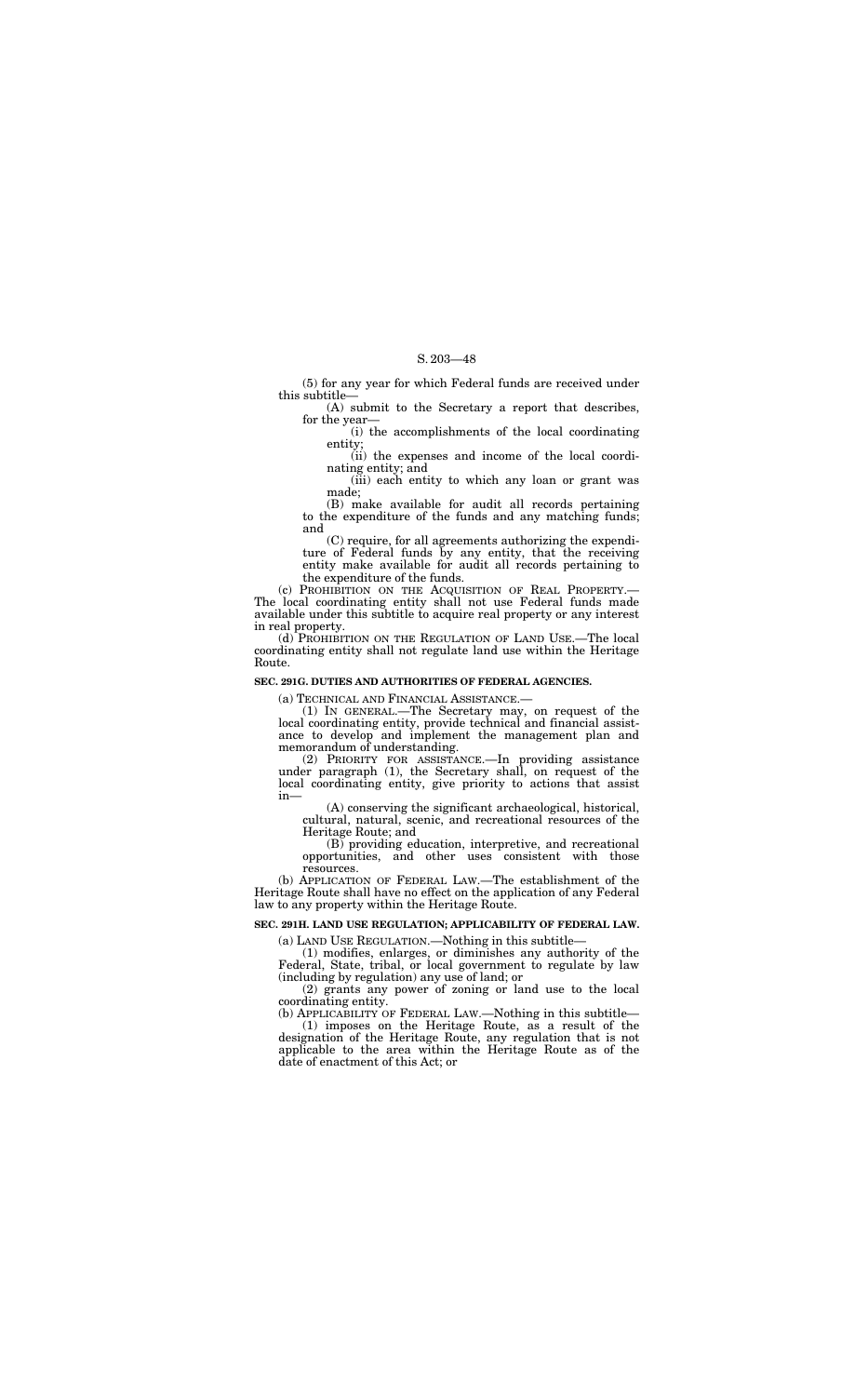(5) for any year for which Federal funds are received under this subtitle—

(A) submit to the Secretary a report that describes, for the year—

(i) the accomplishments of the local coordinating entity;

(ii) the expenses and income of the local coordinating entity; and

(iii) each entity to which any loan or grant was made;

(B) make available for audit all records pertaining to the expenditure of the funds and any matching funds; and

(C) require, for all agreements authorizing the expenditure of Federal funds by any entity, that the receiving entity make available for audit all records pertaining to the expenditure of the funds.

(c) PROHIBITION ON THE ACQUISITION OF REAL PROPERTY.—The local coordinating entity shall not use Federal funds made available under this subtitle to acquire real property or any interest in real property.

(d) PROHIBITION ON THE REGULATION OF LAND USE.—The local coordinating entity shall not regulate land use within the Heritage Route.

**SEC. 291G. DUTIES AND AUTHORITIES OF FEDERAL AGENCIES.**

(a) TECHNICAL AND FINANCIAL ASSISTANCE.—

(1) IN GENERAL.—The Secretary may, on request of the local coordinating entity, provide technical and financial assistance to develop and implement the management plan and memorandum of understanding.

(2) PRIORITY FOR ASSISTANCE.—In providing assistance under paragraph (1), the Secretary shall, on request of the local coordinating entity, give priority to actions that assist in—

(A) conserving the significant archaeological, historical, cultural, natural, scenic, and recreational resources of the Heritage Route; and

(B) providing education, interpretive, and recreational opportunities, and other uses consistent with those resources.

(b) APPLICATION OF FEDERAL LAW.—The establishment of the Heritage Route shall have no effect on the application of any Federal law to any property within the Heritage Route.

**SEC. 291H. LAND USE REGULATION; APPLICABILITY OF FEDERAL LAW.**

(a) LAND USE REGULATION.—Nothing in this subtitle—

(1) modifies, enlarges, or diminishes any authority of the Federal, State, tribal, or local government to regulate by law (including by regulation) any use of land; or

(2) grants any power of zoning or land use to the local coordinating entity.

(b) APPLICABILITY OF FEDERAL LAW.—Nothing in this subtitle—

(1) imposes on the Heritage Route, as a result of the designation of the Heritage Route, any regulation that is not applicable to the area within the Heritage Route as of the date of enactment of this Act; or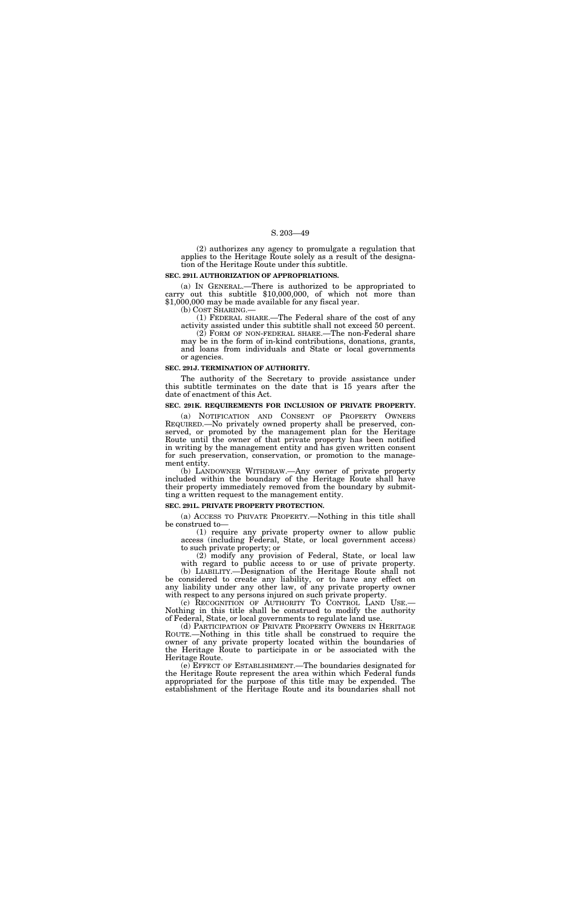(2) authorizes any agency to promulgate a regulation that applies to the Heritage Route solely as a result of the designation of the Heritage Route under this subtitle.

**SEC. 291I. AUTHORIZATION OF APPROPRIATIONS.**

(a) IN GENERAL.—There is authorized to be appropriated to carry out this subtitle $10,000,000, of which not more than $1,000,000 may be made available for any fiscal year.

(b) COST SHARING.—

(1) FEDERAL SHARE.—The Federal share of the cost of any activity assisted under this subtitle shall not exceed 50 percent.

(2) FORM OF NON-FEDERAL SHARE.—The non-Federal share may be in the form of in-kind contributions, donations, grants, and loans from individuals and State or local governments or agencies.

**SEC. 291J. TERMINATION OF AUTHORITY.**

The authority of the Secretary to provide assistance under this subtitle terminates on the date that is 15 years after the date of enactment of this Act.

**SEC. 291K. REQUIREMENTS FOR INCLUSION OF PRIVATE PROPERTY.**

(a) NOTIFICATION AND CONSENT OF PROPERTY OWNERS REQUIRED.—No privately owned property shall be preserved, conserved, or promoted by the management plan for the Heritage Route until the owner of that private property has been notified in writing by the management entity and has given written consent for such preservation, conservation, or promotion to the management entity.

(b) LANDOWNER WITHDRAW.—Any owner of private property included within the boundary of the Heritage Route shall have their property immediately removed from the boundary by submitting a written request to the management entity.

**SEC. 291L. PRIVATE PROPERTY PROTECTION.**

(a) ACCESS TO PRIVATE PROPERTY.—Nothing in this title shall be construed to—

(1) require any private property owner to allow public access (including Federal, State, or local government access) to such private property; or

(2) modify any provision of Federal, State, or local law with regard to public access to or use of private property.

(b) LIABILITY.—Designation of the Heritage Route shall not be considered to create any liability, or to have any effect on any liability under any other law, of any private property owner with respect to any persons injured on such private property.

(c) RECOGNITION OF AUTHORITY TO CONTROL LAND USE.—Nothing in this title shall be construed to modify the authority of Federal, State, or local governments to regulate land use.

(d) PARTICIPATION OF PRIVATE PROPERTY OWNERS IN HERITAGE ROUTE.—Nothing in this title shall be construed to require the owner of any private property located within the boundaries of the Heritage Route to participate in or be associated with the Heritage Route.

(e) EFFECT OF ESTABLISHMENT.—The boundaries designated for the Heritage Route represent the area within which Federal funds appropriated for the purpose of this title may be expended. The establishment of the Heritage Route and its boundaries shall not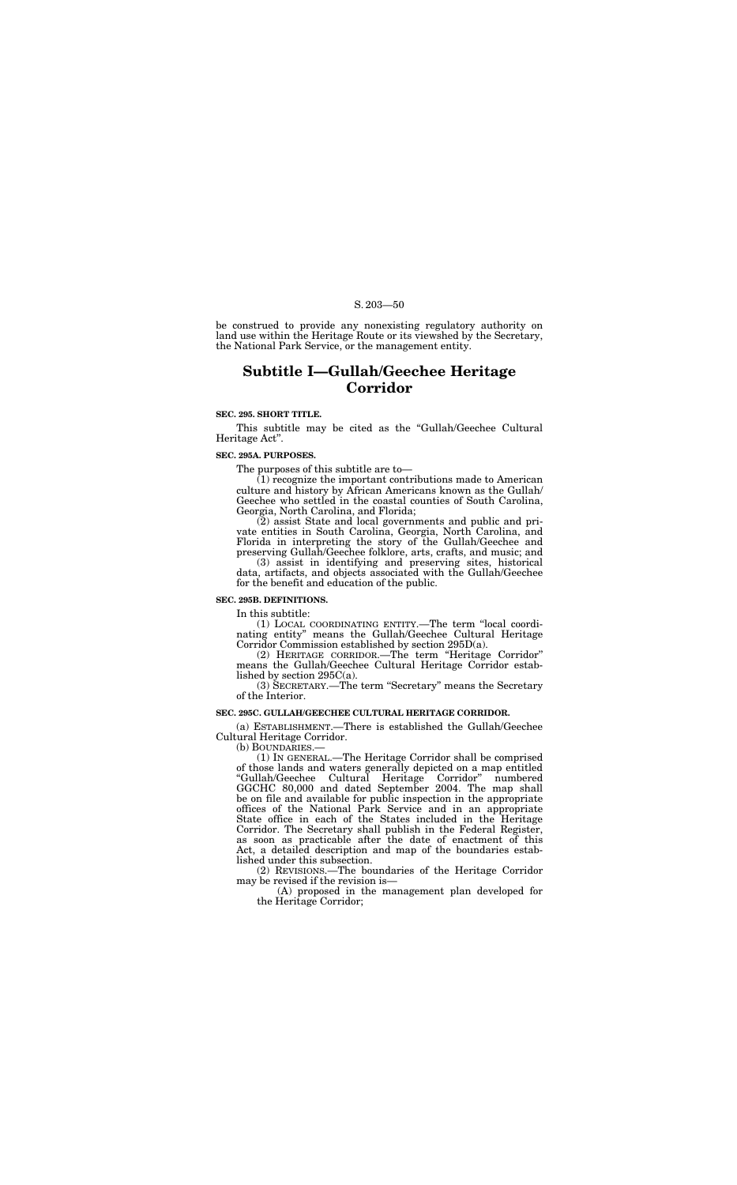be construed to provide any nonexisting regulatory authority on land use within the Heritage Route or its viewshed by the Secretary, the National Park Service, or the management entity.

# Subtitle I—Gullah/Geechee Heritage Corridor

**SEC. 295. SHORT TITLE.**

This subtitle may be cited as the "Gullah/Geechee Cultural Heritage Act".

**SEC. 295A. PURPOSES.**

The purposes of this subtitle are to—

(1) recognize the important contributions made to American culture and history by African Americans known as the Gullah/Geechee who settled in the coastal counties of South Carolina, Georgia, North Carolina, and Florida;

(2) assist State and local governments and public and private entities in South Carolina, Georgia, North Carolina, and Florida in interpreting the story of the Gullah/Geechee and preserving Gullah/Geechee folklore, arts, crafts, and music; and

(3) assist in identifying and preserving sites, historical data, artifacts, and objects associated with the Gullah/Geechee for the benefit and education of the public.

**SEC. 295B. DEFINITIONS.**

In this subtitle:

(1) LOCAL COORDINATING ENTITY.—The term "local coordinating entity" means the Gullah/Geechee Cultural Heritage Corridor Commission established by section 295D(a).

(2) HERITAGE CORRIDOR.—The term "Heritage Corridor" means the Gullah/Geechee Cultural Heritage Corridor established by section 295C(a).

(3) SECRETARY.—The term "Secretary" means the Secretary of the Interior.

**SEC. 295C. GULLAH/GEECHEE CULTURAL HERITAGE CORRIDOR.**

(a) ESTABLISHMENT.—There is established the Gullah/Geechee Cultural Heritage Corridor.

(b) BOUNDARIES.—

(1) IN GENERAL.—The Heritage Corridor shall be comprised of those lands and waters generally depicted on a map entitled "Gullah/Geechee Cultural Heritage Corridor" numbered GGCHC 80,000 and dated September 2004. The map shall be on file and available for public inspection in the appropriate offices of the National Park Service and in an appropriate State office in each of the States included in the Heritage Corridor. The Secretary shall publish in the Federal Register, as soon as practicable after the date of enactment of this Act, a detailed description and map of the boundaries established under this subsection.

(2) REVISIONS.—The boundaries of the Heritage Corridor may be revised if the revision is—

(A) proposed in the management plan developed for the Heritage Corridor;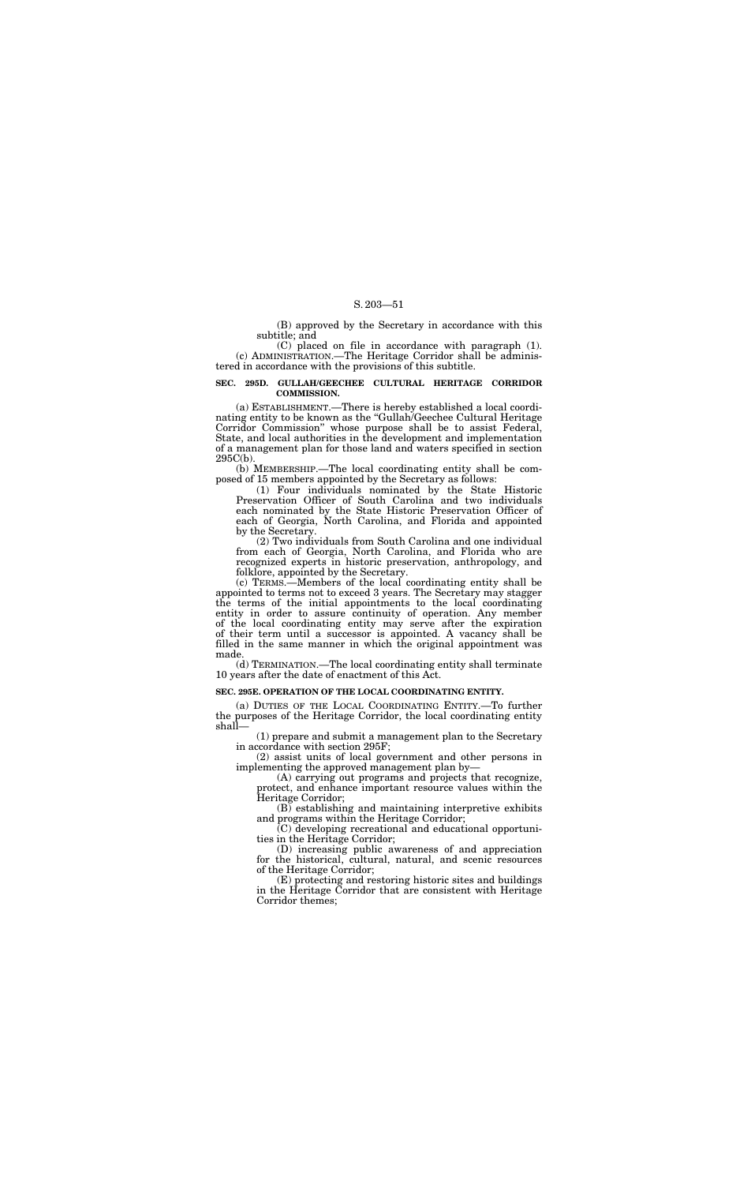(B) approved by the Secretary in accordance with this subtitle; and

(C) placed on file in accordance with paragraph (1).

(c) ADMINISTRATION.—The Heritage Corridor shall be administered in accordance with the provisions of this subtitle.

**SEC. 295D. GULLAH/GEECHEE CULTURAL HERITAGE CORRIDOR COMMISSION.**

(a) ESTABLISHMENT.—There is hereby established a local coordinating entity to be known as the "Gullah/Geechee Cultural Heritage Corridor Commission" whose purpose shall be to assist Federal, State, and local authorities in the development and implementation of a management plan for those land and waters specified in section 295C(b).

(b) MEMBERSHIP.—The local coordinating entity shall be composed of 15 members appointed by the Secretary as follows:

(1) Four individuals nominated by the State Historic Preservation Officer of South Carolina and two individuals each nominated by the State Historic Preservation Officer of each of Georgia, North Carolina, and Florida and appointed by the Secretary.

(2) Two individuals from South Carolina and one individual from each of Georgia, North Carolina, and Florida who are recognized experts in historic preservation, anthropology, and folklore, appointed by the Secretary.

(c) TERMS.—Members of the local coordinating entity shall be appointed to terms not to exceed 3 years. The Secretary may stagger the terms of the initial appointments to the local coordinating entity in order to assure continuity of operation. Any member of the local coordinating entity may serve after the expiration of their term until a successor is appointed. A vacancy shall be filled in the same manner in which the original appointment was made.

(d) TERMINATION.—The local coordinating entity shall terminate 10 years after the date of enactment of this Act.

**SEC. 295E. OPERATION OF THE LOCAL COORDINATING ENTITY.**

(a) DUTIES OF THE LOCAL COORDINATING ENTITY.—To further the purposes of the Heritage Corridor, the local coordinating entity shall—

(1) prepare and submit a management plan to the Secretary in accordance with section 295F;

(2) assist units of local government and other persons in implementing the approved management plan by—

(A) carrying out programs and projects that recognize, protect, and enhance important resource values within the Heritage Corridor;

(B) establishing and maintaining interpretive exhibits and programs within the Heritage Corridor;

(C) developing recreational and educational opportunities in the Heritage Corridor;

(D) increasing public awareness of and appreciation for the historical, cultural, natural, and scenic resources of the Heritage Corridor;

(E) protecting and restoring historic sites and buildings in the Heritage Corridor that are consistent with Heritage Corridor themes;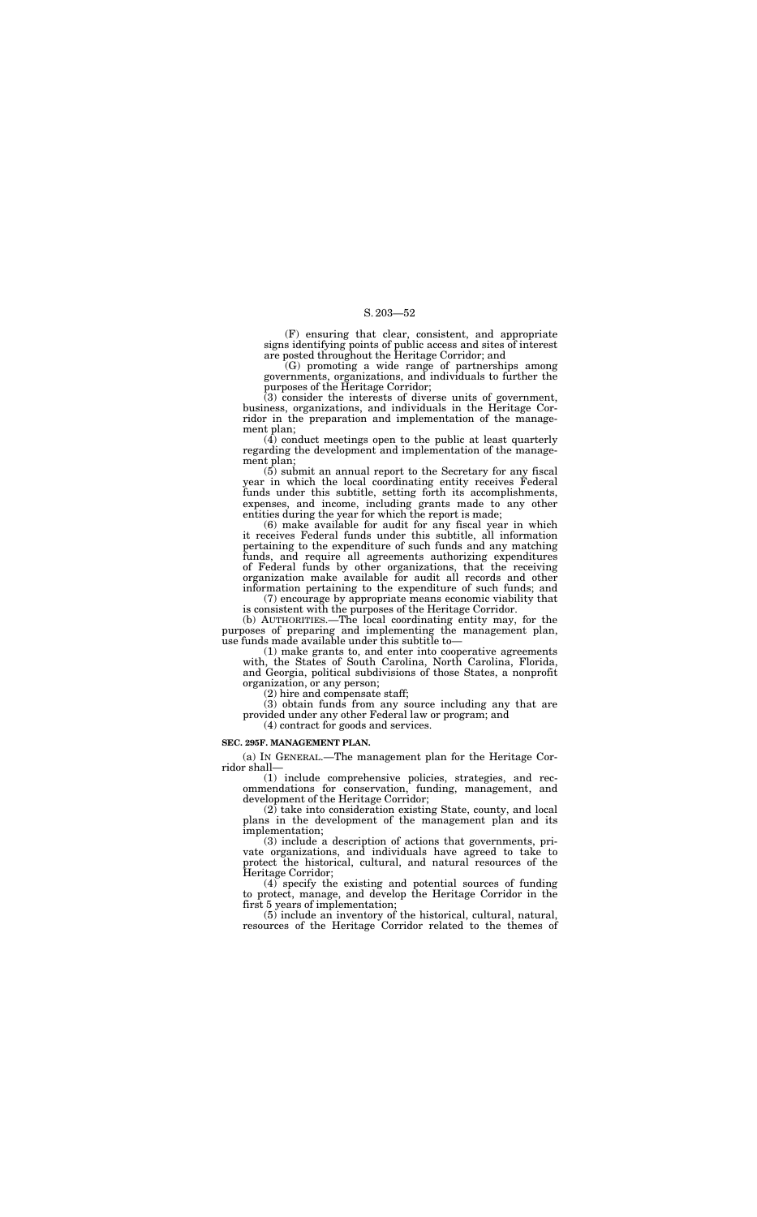(F) ensuring that clear, consistent, and appropriate signs identifying points of public access and sites of interest are posted throughout the Heritage Corridor; and

(G) promoting a wide range of partnerships among governments, organizations, and individuals to further the purposes of the Heritage Corridor;

(3) consider the interests of diverse units of government, business, organizations, and individuals in the Heritage Corridor in the preparation and implementation of the management plan;

(4) conduct meetings open to the public at least quarterly regarding the development and implementation of the management plan;

(5) submit an annual report to the Secretary for any fiscal year in which the local coordinating entity receives Federal funds under this subtitle, setting forth its accomplishments, expenses, and income, including grants made to any other entities during the year for which the report is made;

(6) make available for audit for any fiscal year in which it receives Federal funds under this subtitle, all information pertaining to the expenditure of such funds and any matching funds, and require all agreements authorizing expenditures of Federal funds by other organizations, that the receiving organization make available for audit all records and other information pertaining to the expenditure of such funds; and

(7) encourage by appropriate means economic viability that is consistent with the purposes of the Heritage Corridor.

(b) AUTHORITIES.—The local coordinating entity may, for the purposes of preparing and implementing the management plan, use funds made available under this subtitle to—

(1) make grants to, and enter into cooperative agreements with, the States of South Carolina, North Carolina, Florida, and Georgia, political subdivisions of those States, a nonprofit organization, or any person;

(2) hire and compensate staff;

(3) obtain funds from any source including any that are provided under any other Federal law or program; and

(4) contract for goods and services.

**SEC. 295F. MANAGEMENT PLAN.**

(a) IN GENERAL.—The management plan for the Heritage Corridor shall—

(1) include comprehensive policies, strategies, and recommendations for conservation, funding, management, and development of the Heritage Corridor;

(2) take into consideration existing State, county, and local plans in the development of the management plan and its implementation;

(3) include a description of actions that governments, private organizations, and individuals have agreed to take to protect the historical, cultural, and natural resources of the Heritage Corridor;

(4) specify the existing and potential sources of funding to protect, manage, and develop the Heritage Corridor in the first 5 years of implementation;

(5) include an inventory of the historical, cultural, natural, resources of the Heritage Corridor related to the themes of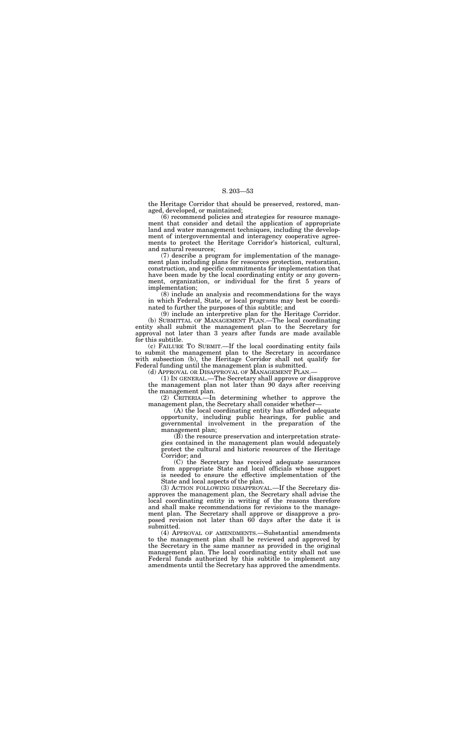the Heritage Corridor that should be preserved, restored, managed, developed, or maintained;

(6) recommend policies and strategies for resource management that consider and detail the application of appropriate land and water management techniques, including the development of intergovernmental and interagency cooperative agreements to protect the Heritage Corridor's historical, cultural, and natural resources;

(7) describe a program for implementation of the management plan including plans for resources protection, restoration, construction, and specific commitments for implementation that have been made by the local coordinating entity or any government, organization, or individual for the first 5 years of implementation;

(8) include an analysis and recommendations for the ways in which Federal, State, or local programs may best be coordinated to further the purposes of this subtitle; and

(9) include an interpretive plan for the Heritage Corridor.

(b) SUBMITTAL OF MANAGEMENT PLAN.—The local coordinating entity shall submit the management plan to the Secretary for approval not later than 3 years after funds are made available for this subtitle.

(c) FAILURE TO SUBMIT.—If the local coordinating entity fails to submit the management plan to the Secretary in accordance with subsection (b), the Heritage Corridor shall not qualify for Federal funding until the management plan is submitted.

(d) APPROVAL OR DISAPPROVAL OF MANAGEMENT PLAN.—

(1) IN GENERAL.—The Secretary shall approve or disapprove the management plan not later than 90 days after receiving the management plan.

(2) CRITERIA.—In determining whether to approve the management plan, the Secretary shall consider whether—

(A) the local coordinating entity has afforded adequate opportunity, including public hearings, for public and governmental involvement in the preparation of the management plan;

(B) the resource preservation and interpretation strategies contained in the management plan would adequately protect the cultural and historic resources of the Heritage Corridor; and

(C) the Secretary has received adequate assurances from appropriate State and local officials whose support is needed to ensure the effective implementation of the State and local aspects of the plan.

(3) ACTION FOLLOWING DISAPPROVAL.—If the Secretary disapproves the management plan, the Secretary shall advise the local coordinating entity in writing of the reasons therefore and shall make recommendations for revisions to the management plan. The Secretary shall approve or disapprove a proposed revision not later than 60 days after the date it is submitted.

(4) APPROVAL OF AMENDMENTS.—Substantial amendments to the management plan shall be reviewed and approved by the Secretary in the same manner as provided in the original management plan. The local coordinating entity shall not use Federal funds authorized by this subtitle to implement any amendments until the Secretary has approved the amendments.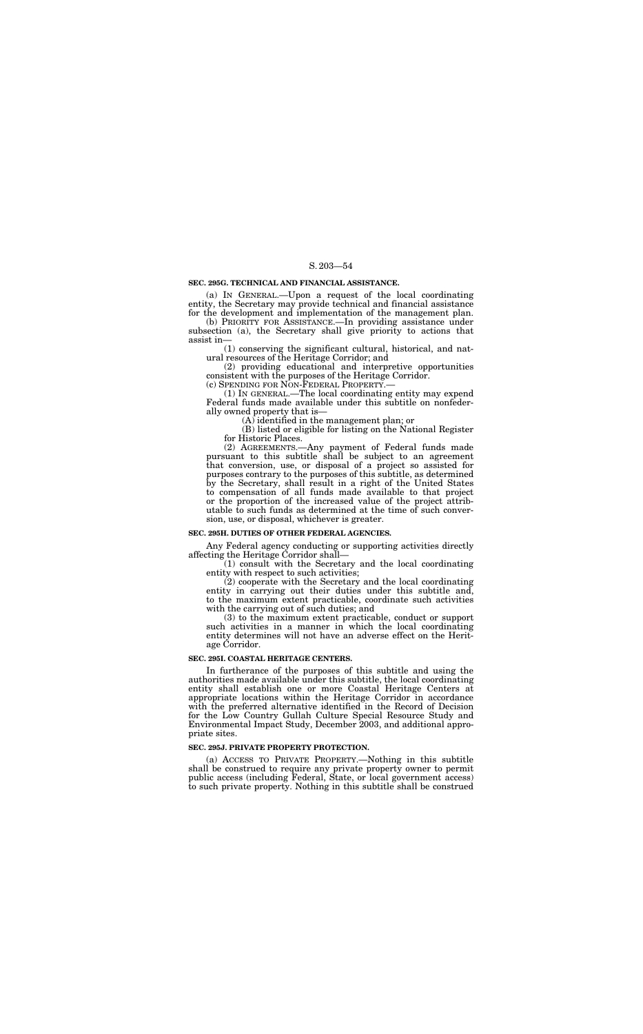### SEC. 295G. TECHNICAL AND FINANCIAL ASSISTANCE.

(a) IN GENERAL.—Upon a request of the local coordinating entity, the Secretary may provide technical and financial assistance for the development and implementation of the management plan.

(b) PRIORITY FOR ASSISTANCE.—In providing assistance under subsection (a), the Secretary shall give priority to actions that assist in—

(1) conserving the significant cultural, historical, and natural resources of the Heritage Corridor; and

(2) providing educational and interpretive opportunities consistent with the purposes of the Heritage Corridor.

(c) SPENDING FOR NON-FEDERAL PROPERTY.—

(1) IN GENERAL.—The local coordinating entity may expend Federal funds made available under this subtitle on nonfederally owned property that is—

(A) identified in the management plan; or

(B) listed or eligible for listing on the National Register for Historic Places.

(2) AGREEMENTS.—Any payment of Federal funds made pursuant to this subtitle shall be subject to an agreement that conversion, use, or disposal of a project so assisted for purposes contrary to the purposes of this subtitle, as determined by the Secretary, shall result in a right of the United States to compensation of all funds made available to that project or the proportion of the increased value of the project attributable to such funds as determined at the time of such conversion, use, or disposal, whichever is greater.

### SEC. 295H. DUTIES OF OTHER FEDERAL AGENCIES.

Any Federal agency conducting or supporting activities directly affecting the Heritage Corridor shall—

(1) consult with the Secretary and the local coordinating entity with respect to such activities;

(2) cooperate with the Secretary and the local coordinating entity in carrying out their duties under this subtitle and, to the maximum extent practicable, coordinate such activities with the carrying out of such duties; and

(3) to the maximum extent practicable, conduct or support such activities in a manner in which the local coordinating entity determines will not have an adverse effect on the Heritage Corridor.

### SEC. 295I. COASTAL HERITAGE CENTERS.

In furtherance of the purposes of this subtitle and using the authorities made available under this subtitle, the local coordinating entity shall establish one or more Coastal Heritage Centers at appropriate locations within the Heritage Corridor in accordance with the preferred alternative identified in the Record of Decision for the Low Country Gullah Culture Special Resource Study and Environmental Impact Study, December 2003, and additional appropriate sites.

### SEC. 295J. PRIVATE PROPERTY PROTECTION.

(a) ACCESS TO PRIVATE PROPERTY.—Nothing in this subtitle shall be construed to require any private property owner to permit public access (including Federal, State, or local government access) to such private property. Nothing in this subtitle shall be construed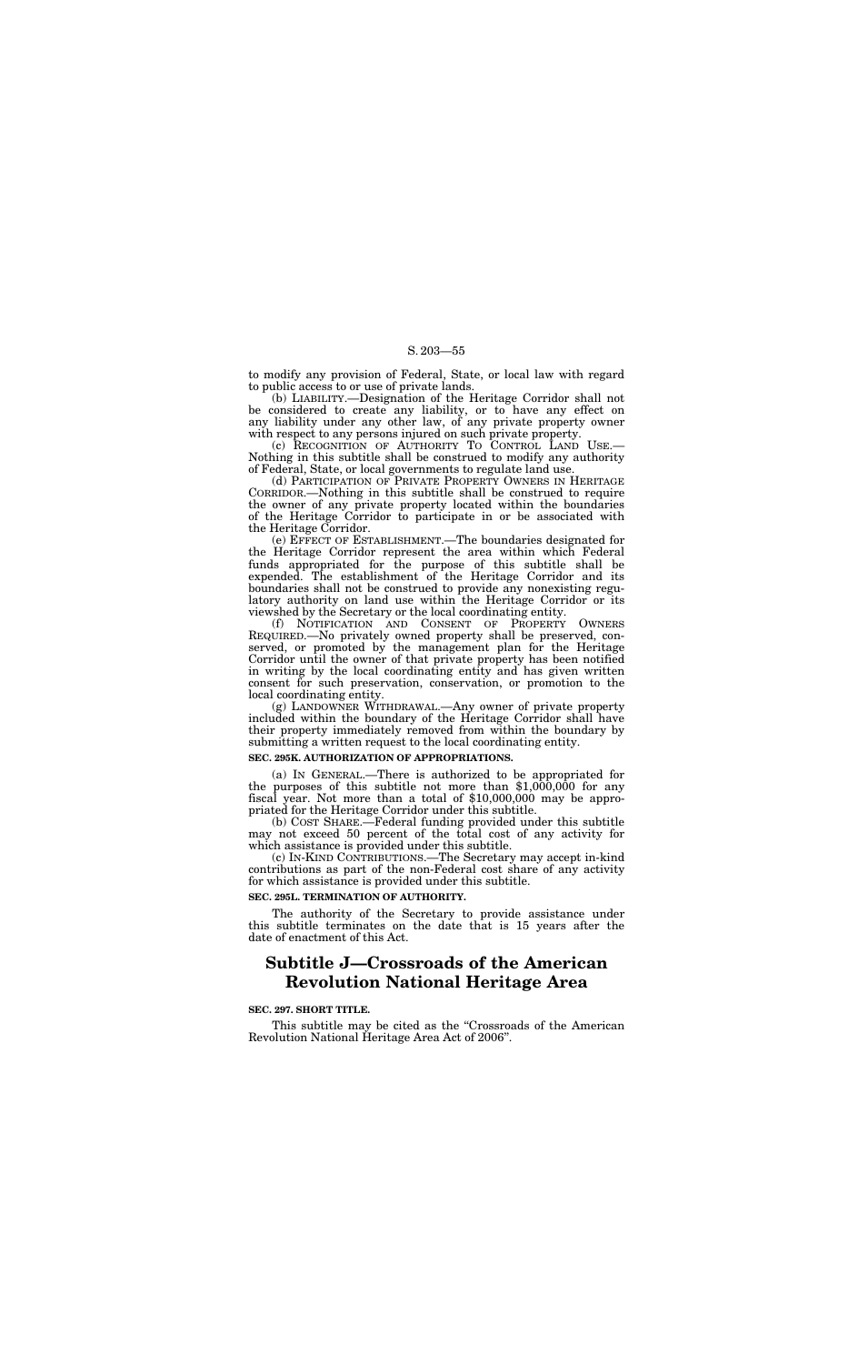to modify any provision of Federal, State, or local law with regard to public access to or use of private lands.

(b) LIABILITY.—Designation of the Heritage Corridor shall not be considered to create any liability, or to have any effect on any liability under any other law, of any private property owner with respect to any persons injured on such private property.

(c) RECOGNITION OF AUTHORITY TO CONTROL LAND USE.—Nothing in this subtitle shall be construed to modify any authority of Federal, State, or local governments to regulate land use.

(d) PARTICIPATION OF PRIVATE PROPERTY OWNERS IN HERITAGE CORRIDOR.—Nothing in this subtitle shall be construed to require the owner of any private property located within the boundaries of the Heritage Corridor to participate in or be associated with the Heritage Corridor.

(e) EFFECT OF ESTABLISHMENT.—The boundaries designated for the Heritage Corridor represent the area within which Federal funds appropriated for the purpose of this subtitle shall be expended. The establishment of the Heritage Corridor and its boundaries shall not be construed to provide any nonexisting regulatory authority on land use within the Heritage Corridor or its viewshed by the Secretary or the local coordinating entity.

(f) NOTIFICATION AND CONSENT OF PROPERTY OWNERS REQUIRED.—No privately owned property shall be preserved, conserved, or promoted by the management plan for the Heritage Corridor until the owner of that private property has been notified in writing by the local coordinating entity and has given written consent for such preservation, conservation, or promotion to the local coordinating entity.

(g) LANDOWNER WITHDRAWAL.—Any owner of private property included within the boundary of the Heritage Corridor shall have their property immediately removed from within the boundary by submitting a written request to the local coordinating entity.

**SEC. 295K. AUTHORIZATION OF APPROPRIATIONS.**

(a) IN GENERAL.—There is authorized to be appropriated for the purposes of this subtitle not more than $1,000,000 for any fiscal year. Not more than a total of $10,000,000 may be appropriated for the Heritage Corridor under this subtitle.

(b) COST SHARE.—Federal funding provided under this subtitle may not exceed 50 percent of the total cost of any activity for which assistance is provided under this subtitle.

(c) IN-KIND CONTRIBUTIONS.—The Secretary may accept in-kind contributions as part of the non-Federal cost share of any activity for which assistance is provided under this subtitle.

**SEC. 295L. TERMINATION OF AUTHORITY.**

The authority of the Secretary to provide assistance under this subtitle terminates on the date that is 15 years after the date of enactment of this Act.

# Subtitle J—Crossroads of the American Revolution National Heritage Area

**SEC. 297. SHORT TITLE.**

This subtitle may be cited as the "Crossroads of the American Revolution National Heritage Area Act of 2006".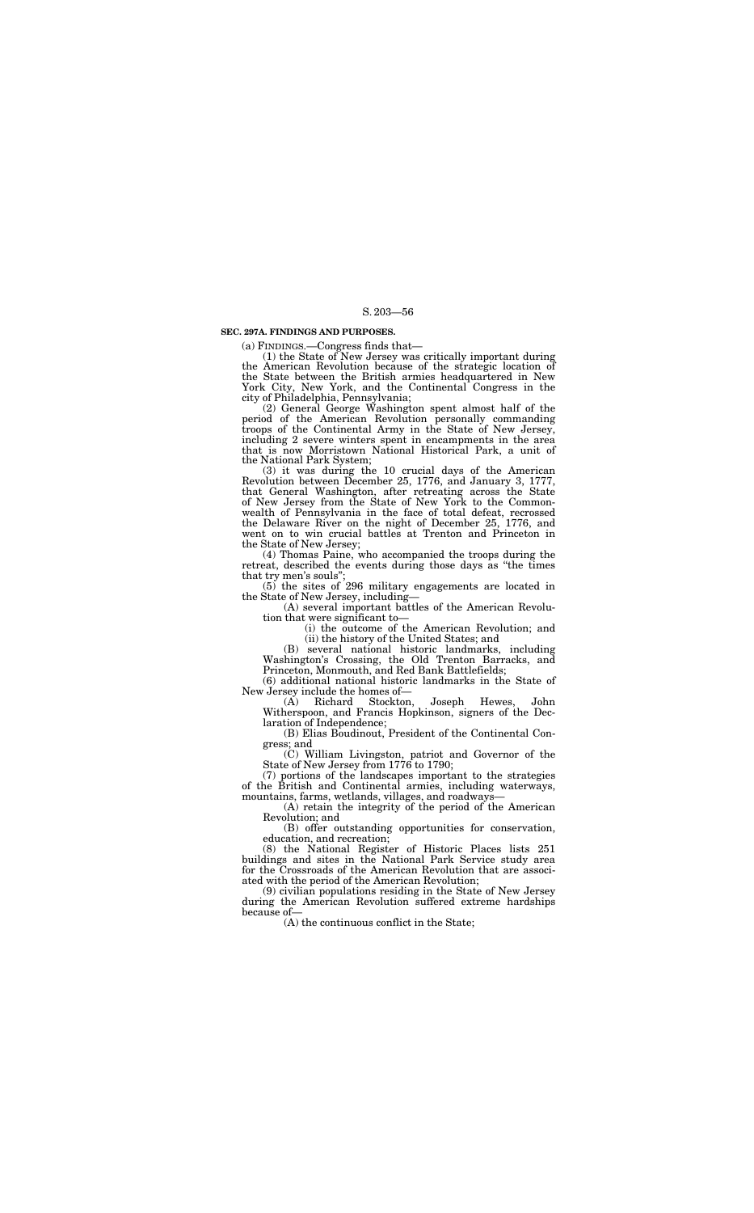**SEC. 297A. FINDINGS AND PURPOSES.**

(a) FINDINGS.—Congress finds that—

(1) the State of New Jersey was critically important during the American Revolution because of the strategic location of the State between the British armies headquartered in New York City, New York, and the Continental Congress in the city of Philadelphia, Pennsylvania;

(2) General George Washington spent almost half of the period of the American Revolution personally commanding troops of the Continental Army in the State of New Jersey, including 2 severe winters spent in encampments in the area that is now Morristown National Historical Park, a unit of the National Park System;

(3) it was during the 10 crucial days of the American Revolution between December 25, 1776, and January 3, 1777, that General Washington, after retreating across the State of New Jersey from the State of New York to the Commonwealth of Pennsylvania in the face of total defeat, recrossed the Delaware River on the night of December 25, 1776, and went on to win crucial battles at Trenton and Princeton in the State of New Jersey;

(4) Thomas Paine, who accompanied the troops during the retreat, described the events during those days as "the times that try men's souls";

(5) the sites of 296 military engagements are located in the State of New Jersey, including—

(A) several important battles of the American Revolution that were significant to—

(i) the outcome of the American Revolution; and

(ii) the history of the United States; and

(B) several national historic landmarks, including Washington's Crossing, the Old Trenton Barracks, and Princeton, Monmouth, and Red Bank Battlefields;

(6) additional national historic landmarks in the State of New Jersey include the homes of—

(A) Richard Stockton, Joseph Hewes, John Witherspoon, and Francis Hopkinson, signers of the Declaration of Independence;

(B) Elias Boudinout, President of the Continental Congress; and

(C) William Livingston, patriot and Governor of the State of New Jersey from 1776 to 1790;

(7) portions of the landscapes important to the strategies of the British and Continental armies, including waterways, mountains, farms, wetlands, villages, and roadways—

(A) retain the integrity of the period of the American Revolution; and

(B) offer outstanding opportunities for conservation, education, and recreation;

(8) the National Register of Historic Places lists 251 buildings and sites in the National Park Service study area for the Crossroads of the American Revolution that are associated with the period of the American Revolution;

(9) civilian populations residing in the State of New Jersey during the American Revolution suffered extreme hardships because of—

(A) the continuous conflict in the State;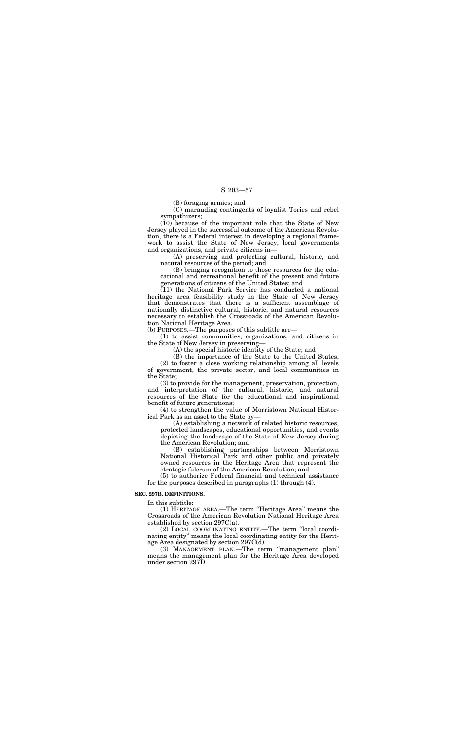(B) foraging armies; and

(C) marauding contingents of loyalist Tories and rebel sympathizers;

(10) because of the important role that the State of New Jersey played in the successful outcome of the American Revolution, there is a Federal interest in developing a regional framework to assist the State of New Jersey, local governments and organizations, and private citizens in—

(A) preserving and protecting cultural, historic, and natural resources of the period; and

(B) bringing recognition to those resources for the educational and recreational benefit of the present and future generations of citizens of the United States; and

(11) the National Park Service has conducted a national heritage area feasibility study in the State of New Jersey that demonstrates that there is a sufficient assemblage of nationally distinctive cultural, historic, and natural resources necessary to establish the Crossroads of the American Revolution National Heritage Area.

(b) PURPOSES.—The purposes of this subtitle are—

(1) to assist communities, organizations, and citizens in the State of New Jersey in preserving—

(A) the special historic identity of the State; and

(B) the importance of the State to the United States;

(2) to foster a close working relationship among all levels of government, the private sector, and local communities in the State;

(3) to provide for the management, preservation, protection, and interpretation of the cultural, historic, and natural resources of the State for the educational and inspirational benefit of future generations;

(4) to strengthen the value of Morristown National Historical Park as an asset to the State by—

(A) establishing a network of related historic resources, protected landscapes, educational opportunities, and events depicting the landscape of the State of New Jersey during the American Revolution; and

(B) establishing partnerships between Morristown National Historical Park and other public and privately owned resources in the Heritage Area that represent the strategic fulcrum of the American Revolution; and

(5) to authorize Federal financial and technical assistance for the purposes described in paragraphs (1) through (4).

**SEC. 297B. DEFINITIONS.**

In this subtitle:

(1) HERITAGE AREA.—The term "Heritage Area" means the Crossroads of the American Revolution National Heritage Area established by section 297C(a).

(2) LOCAL COORDINATING ENTITY.—The term "local coordinating entity" means the local coordinating entity for the Heritage Area designated by section 297C(d).

(3) MANAGEMENT PLAN.—The term "management plan" means the management plan for the Heritage Area developed under section 297D.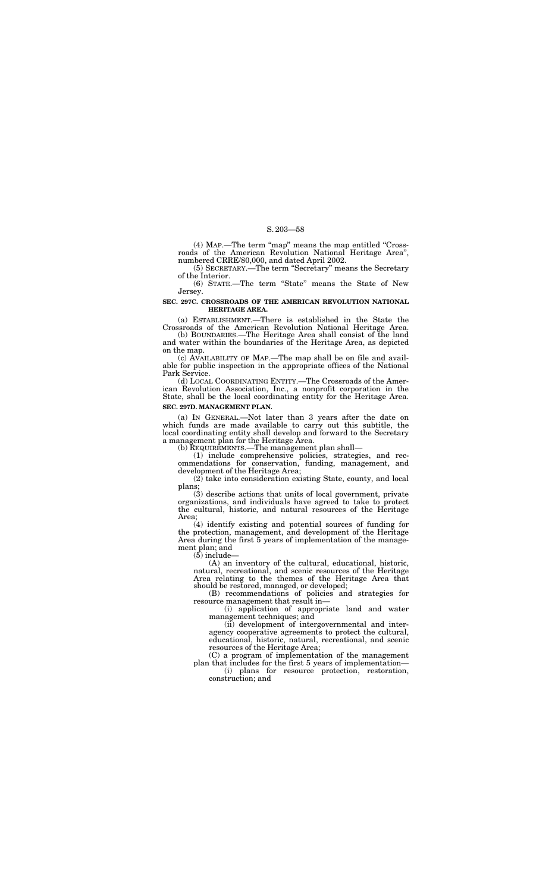(4) MAP.—The term "map" means the map entitled "Crossroads of the American Revolution National Heritage Area", numbered CRRE/80,000, and dated April 2002.

(5) SECRETARY.—The term "Secretary" means the Secretary of the Interior.

(6) STATE.—The term "State" means the State of New Jersey.

**SEC. 297C. CROSSROADS OF THE AMERICAN REVOLUTION NATIONAL HERITAGE AREA.**

(a) ESTABLISHMENT.—There is established in the State the Crossroads of the American Revolution National Heritage Area.

(b) BOUNDARIES.—The Heritage Area shall consist of the land and water within the boundaries of the Heritage Area, as depicted on the map.

(c) AVAILABILITY OF MAP.—The map shall be on file and available for public inspection in the appropriate offices of the National Park Service.

(d) LOCAL COORDINATING ENTITY.—The Crossroads of the American Revolution Association, Inc., a nonprofit corporation in the State, shall be the local coordinating entity for the Heritage Area.

**SEC. 297D. MANAGEMENT PLAN.**

(a) IN GENERAL.—Not later than 3 years after the date on which funds are made available to carry out this subtitle, the local coordinating entity shall develop and forward to the Secretary a management plan for the Heritage Area.

(b) REQUIREMENTS.—The management plan shall—

(1) include comprehensive policies, strategies, and recommendations for conservation, funding, management, and development of the Heritage Area;

(2) take into consideration existing State, county, and local plans;

(3) describe actions that units of local government, private organizations, and individuals have agreed to take to protect the cultural, historic, and natural resources of the Heritage Area;

(4) identify existing and potential sources of funding for the protection, management, and development of the Heritage Area during the first 5 years of implementation of the management plan; and

(5) include—

(A) an inventory of the cultural, educational, historic, natural, recreational, and scenic resources of the Heritage Area relating to the themes of the Heritage Area that should be restored, managed, or developed;

(B) recommendations of policies and strategies for resource management that result in—

(i) application of appropriate land and water management techniques; and

(ii) development of intergovernmental and interagency cooperative agreements to protect the cultural, educational, historic, natural, recreational, and scenic resources of the Heritage Area;

(C) a program of implementation of the management plan that includes for the first 5 years of implementation—

(i) plans for resource protection, restoration, construction; and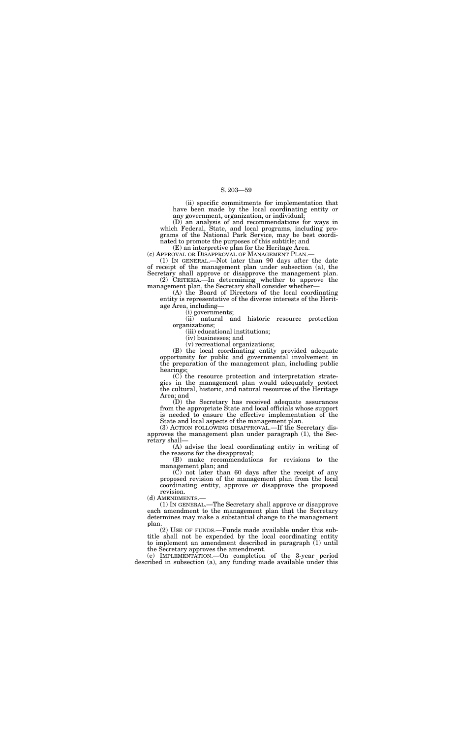(ii) specific commitments for implementation that have been made by the local coordinating entity or any government, organization, or individual;

(D) an analysis of and recommendations for ways in which Federal, State, and local programs, including programs of the National Park Service, may be best coordinated to promote the purposes of this subtitle; and

(E) an interpretive plan for the Heritage Area.

(c) APPROVAL OR DISAPPROVAL OF MANAGEMENT PLAN.—

(1) IN GENERAL.—Not later than 90 days after the date of receipt of the management plan under subsection (a), the Secretary shall approve or disapprove the management plan.

(2) CRITERIA.—In determining whether to approve the management plan, the Secretary shall consider whether—

(A) the Board of Directors of the local coordinating entity is representative of the diverse interests of the Heritage Area, including—

(i) governments;

(ii) natural and historic resource protection organizations;

(iii) educational institutions;

(iv) businesses; and

(v) recreational organizations;

(B) the local coordinating entity provided adequate opportunity for public and governmental involvement in the preparation of the management plan, including public hearings;

(C) the resource protection and interpretation strategies in the management plan would adequately protect the cultural, historic, and natural resources of the Heritage Area; and

(D) the Secretary has received adequate assurances from the appropriate State and local officials whose support is needed to ensure the effective implementation of the State and local aspects of the management plan.

(3) ACTION FOLLOWING DISAPPROVAL.—If the Secretary disapproves the management plan under paragraph (1), the Secretary shall—

(A) advise the local coordinating entity in writing of the reasons for the disapproval;

(B) make recommendations for revisions to the management plan; and

(C) not later than 60 days after the receipt of any proposed revision of the management plan from the local coordinating entity, approve or disapprove the proposed revision.

(d) AMENDMENTS.—

(1) IN GENERAL.—The Secretary shall approve or disapprove each amendment to the management plan that the Secretary determines may make a substantial change to the management plan.

(2) USE OF FUNDS.—Funds made available under this subtitle shall not be expended by the local coordinating entity to implement an amendment described in paragraph (1) until the Secretary approves the amendment.

(e) IMPLEMENTATION.—On completion of the 3-year period described in subsection (a), any funding made available under this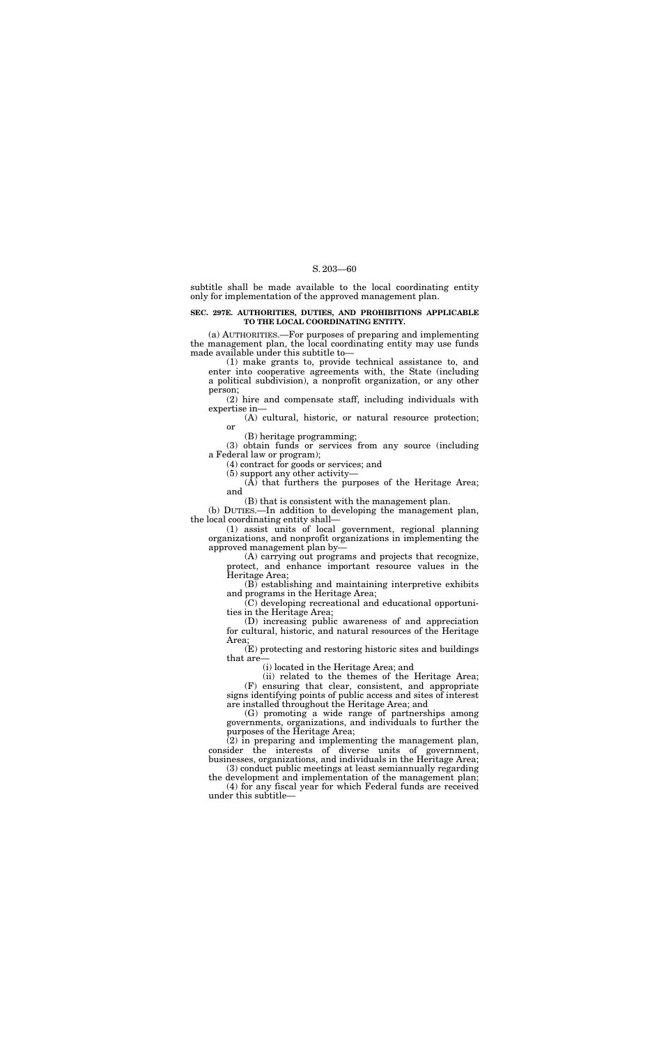subtitle shall be made available to the local coordinating entity only for implementation of the approved management plan.

**SEC. 297E. AUTHORITIES, DUTIES, AND PROHIBITIONS APPLICABLE TO THE LOCAL COORDINATING ENTITY.**

(a) AUTHORITIES.—For purposes of preparing and implementing the management plan, the local coordinating entity may use funds made available under this subtitle to—

(1) make grants to, provide technical assistance to, and enter into cooperative agreements with, the State (including a political subdivision), a nonprofit organization, or any other person;

(2) hire and compensate staff, including individuals with expertise in—

(A) cultural, historic, or natural resource protection; or

(B) heritage programming;

(3) obtain funds or services from any source (including a Federal law or program);

(4) contract for goods or services; and

(5) support any other activity—

(A) that furthers the purposes of the Heritage Area; and

(B) that is consistent with the management plan.

(b) DUTIES.—In addition to developing the management plan, the local coordinating entity shall—

(1) assist units of local government, regional planning organizations, and nonprofit organizations in implementing the approved management plan by—

(A) carrying out programs and projects that recognize, protect, and enhance important resource values in the Heritage Area;

(B) establishing and maintaining interpretive exhibits and programs in the Heritage Area;

(C) developing recreational and educational opportunities in the Heritage Area;

(D) increasing public awareness of and appreciation for cultural, historic, and natural resources of the Heritage Area;

(E) protecting and restoring historic sites and buildings that are—

(i) located in the Heritage Area; and

(ii) related to the themes of the Heritage Area;

(F) ensuring that clear, consistent, and appropriate signs identifying points of public access and sites of interest are installed throughout the Heritage Area; and

(G) promoting a wide range of partnerships among governments, organizations, and individuals to further the purposes of the Heritage Area;

(2) in preparing and implementing the management plan, consider the interests of diverse units of government, businesses, organizations, and individuals in the Heritage Area;

(3) conduct public meetings at least semiannually regarding the development and implementation of the management plan;

(4) for any fiscal year for which Federal funds are received under this subtitle—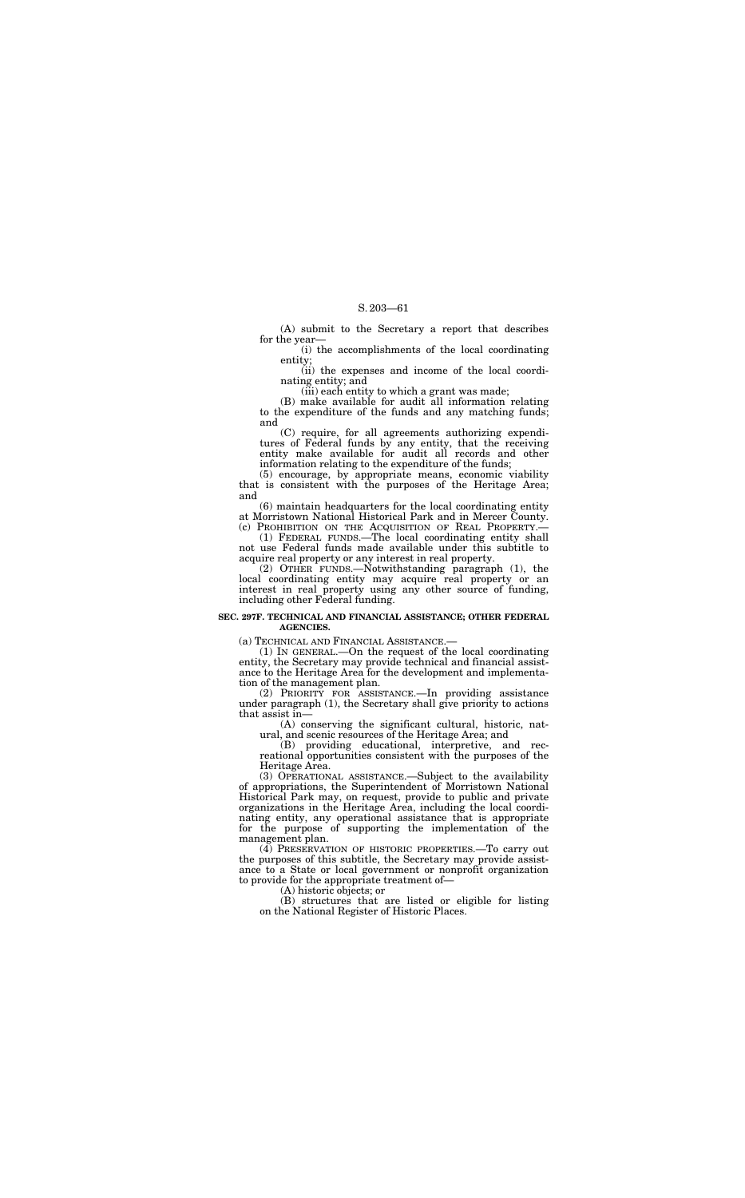(A) submit to the Secretary a report that describes for the year—

(i) the accomplishments of the local coordinating entity;

(ii) the expenses and income of the local coordinating entity; and

(iii) each entity to which a grant was made;

(B) make available for audit all information relating to the expenditure of the funds and any matching funds; and

(C) require, for all agreements authorizing expenditures of Federal funds by any entity, that the receiving entity make available for audit all records and other information relating to the expenditure of the funds;

(5) encourage, by appropriate means, economic viability that is consistent with the purposes of the Heritage Area; and

(6) maintain headquarters for the local coordinating entity at Morristown National Historical Park and in Mercer County.

(c) PROHIBITION ON THE ACQUISITION OF REAL PROPERTY.—

(1) FEDERAL FUNDS.—The local coordinating entity shall not use Federal funds made available under this subtitle to acquire real property or any interest in real property.

(2) OTHER FUNDS.—Notwithstanding paragraph (1), the local coordinating entity may acquire real property or an interest in real property using any other source of funding, including other Federal funding.

### SEC. 297F. TECHNICAL AND FINANCIAL ASSISTANCE; OTHER FEDERAL AGENCIES.

(a) TECHNICAL AND FINANCIAL ASSISTANCE.—

(1) IN GENERAL.—On the request of the local coordinating entity, the Secretary may provide technical and financial assistance to the Heritage Area for the development and implementation of the management plan.

(2) PRIORITY FOR ASSISTANCE.—In providing assistance under paragraph (1), the Secretary shall give priority to actions that assist in—

(A) conserving the significant cultural, historic, natural, and scenic resources of the Heritage Area; and

(B) providing educational, interpretive, and recreational opportunities consistent with the purposes of the Heritage Area.

(3) OPERATIONAL ASSISTANCE.—Subject to the availability of appropriations, the Superintendent of Morristown National Historical Park may, on request, provide to public and private organizations in the Heritage Area, including the local coordinating entity, any operational assistance that is appropriate for the purpose of supporting the implementation of the management plan.

(4) PRESERVATION OF HISTORIC PROPERTIES.—To carry out the purposes of this subtitle, the Secretary may provide assistance to a State or local government or nonprofit organization to provide for the appropriate treatment of—

(A) historic objects; or

(B) structures that are listed or eligible for listing on the National Register of Historic Places.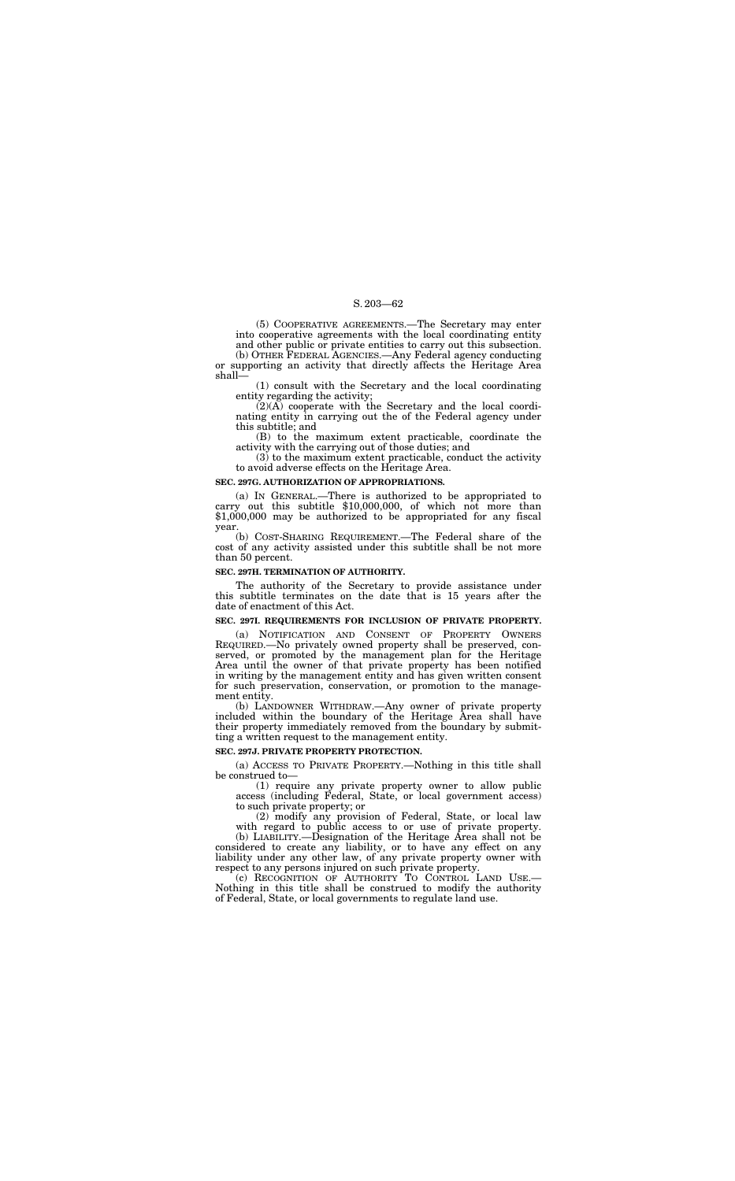(5) COOPERATIVE AGREEMENTS.—The Secretary may enter into cooperative agreements with the local coordinating entity and other public or private entities to carry out this subsection.

(b) OTHER FEDERAL AGENCIES.—Any Federal agency conducting or supporting an activity that directly affects the Heritage Area shall—

(1) consult with the Secretary and the local coordinating entity regarding the activity;

(2)(A) cooperate with the Secretary and the local coordinating entity in carrying out the of the Federal agency under this subtitle; and

(B) to the maximum extent practicable, coordinate the activity with the carrying out of those duties; and

(3) to the maximum extent practicable, conduct the activity to avoid adverse effects on the Heritage Area.

**SEC. 297G. AUTHORIZATION OF APPROPRIATIONS.**

(a) IN GENERAL.—There is authorized to be appropriated to carry out this subtitle $10,000,000, of which not more than $1,000,000 may be authorized to be appropriated for any fiscal year.

(b) COST-SHARING REQUIREMENT.—The Federal share of the cost of any activity assisted under this subtitle shall be not more than 50 percent.

**SEC. 297H. TERMINATION OF AUTHORITY.**

The authority of the Secretary to provide assistance under this subtitle terminates on the date that is 15 years after the date of enactment of this Act.

**SEC. 297I. REQUIREMENTS FOR INCLUSION OF PRIVATE PROPERTY.**

(a) NOTIFICATION AND CONSENT OF PROPERTY OWNERS REQUIRED.—No privately owned property shall be preserved, conserved, or promoted by the management plan for the Heritage Area until the owner of that private property has been notified in writing by the management entity and has given written consent for such preservation, conservation, or promotion to the management entity.

(b) LANDOWNER WITHDRAW.—Any owner of private property included within the boundary of the Heritage Area shall have their property immediately removed from the boundary by submitting a written request to the management entity.

**SEC. 297J. PRIVATE PROPERTY PROTECTION.**

(a) ACCESS TO PRIVATE PROPERTY.—Nothing in this title shall be construed to—

(1) require any private property owner to allow public access (including Federal, State, or local government access) to such private property; or

(2) modify any provision of Federal, State, or local law with regard to public access to or use of private property.

(b) LIABILITY.—Designation of the Heritage Area shall not be considered to create any liability, or to have any effect on any liability under any other law, of any private property owner with respect to any persons injured on such private property.

(c) RECOGNITION OF AUTHORITY TO CONTROL LAND USE.—Nothing in this title shall be construed to modify the authority of Federal, State, or local governments to regulate land use.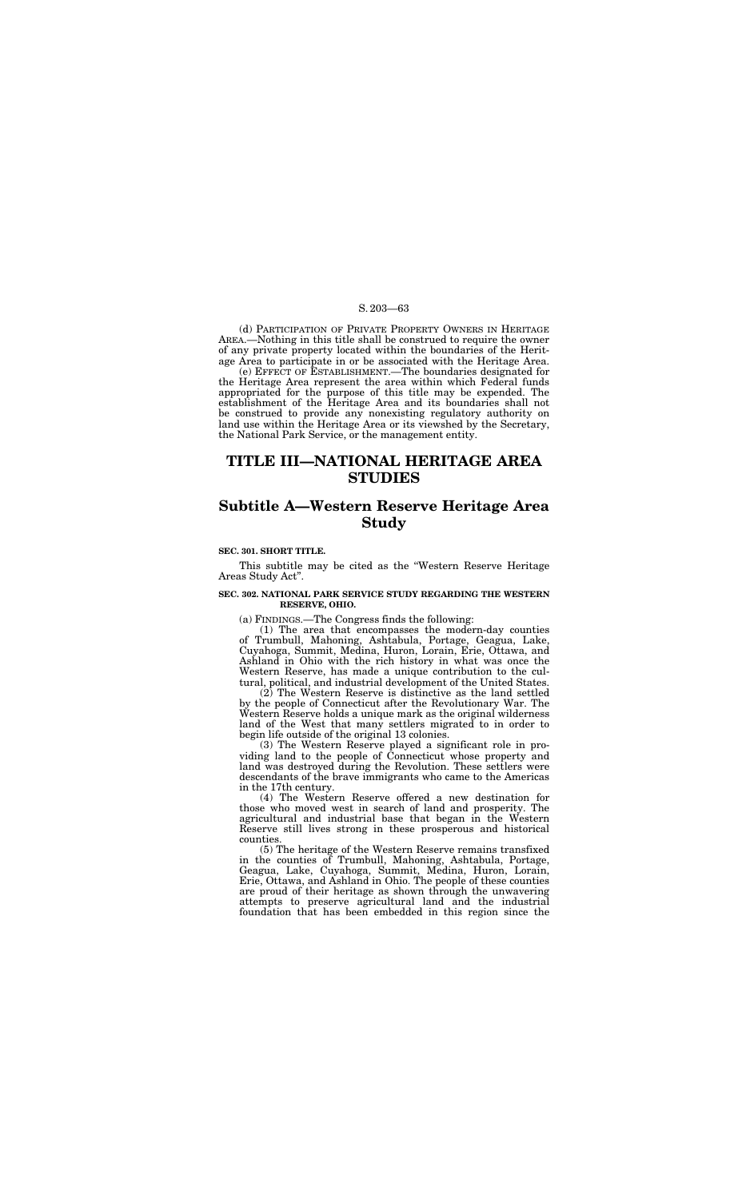(d) PARTICIPATION OF PRIVATE PROPERTY OWNERS IN HERITAGE AREA.—Nothing in this title shall be construed to require the owner of any private property located within the boundaries of the Heritage Area to participate in or be associated with the Heritage Area.

(e) EFFECT OF ESTABLISHMENT.—The boundaries designated for the Heritage Area represent the area within which Federal funds appropriated for the purpose of this title may be expended. The establishment of the Heritage Area and its boundaries shall not be construed to provide any nonexisting regulatory authority on land use within the Heritage Area or its viewshed by the Secretary, the National Park Service, or the management entity.

# TITLE III—NATIONAL HERITAGE AREA STUDIES

## Subtitle A—Western Reserve Heritage Area Study

**SEC. 301. SHORT TITLE.**

This subtitle may be cited as the "Western Reserve Heritage Areas Study Act".

**SEC. 302. NATIONAL PARK SERVICE STUDY REGARDING THE WESTERN RESERVE, OHIO.**

(a) FINDINGS.—The Congress finds the following:

(1) The area that encompasses the modern-day counties of Trumbull, Mahoning, Ashtabula, Portage, Geagua, Lake, Cuyahoga, Summit, Medina, Huron, Lorain, Erie, Ottawa, and Ashland in Ohio with the rich history in what was once the Western Reserve, has made a unique contribution to the cultural, political, and industrial development of the United States.

(2) The Western Reserve is distinctive as the land settled by the people of Connecticut after the Revolutionary War. The Western Reserve holds a unique mark as the original wilderness land of the West that many settlers migrated to in order to begin life outside of the original 13 colonies.

(3) The Western Reserve played a significant role in providing land to the people of Connecticut whose property and land was destroyed during the Revolution. These settlers were descendants of the brave immigrants who came to the Americas in the 17th century.

(4) The Western Reserve offered a new destination for those who moved west in search of land and prosperity. The agricultural and industrial base that began in the Western Reserve still lives strong in these prosperous and historical counties.

(5) The heritage of the Western Reserve remains transfixed in the counties of Trumbull, Mahoning, Ashtabula, Portage, Geagua, Lake, Cuyahoga, Summit, Medina, Huron, Lorain, Erie, Ottawa, and Ashland in Ohio. The people of these counties are proud of their heritage as shown through the unwavering attempts to preserve agricultural land and the industrial foundation that has been embedded in this region since the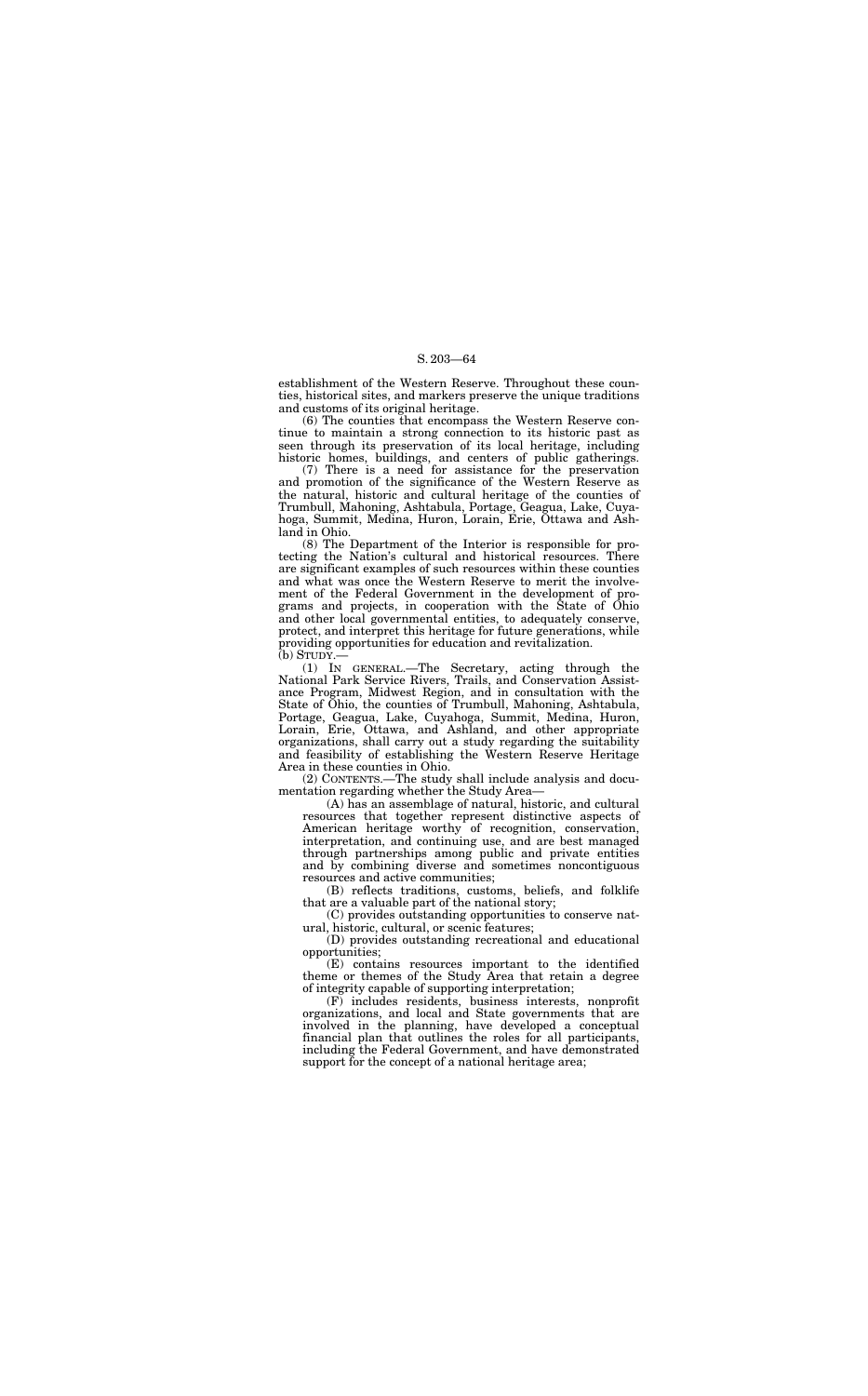establishment of the Western Reserve. Throughout these counties, historical sites, and markers preserve the unique traditions and customs of its original heritage.

(6) The counties that encompass the Western Reserve continue to maintain a strong connection to its historic past as seen through its preservation of its local heritage, including historic homes, buildings, and centers of public gatherings.

(7) There is a need for assistance for the preservation and promotion of the significance of the Western Reserve as the natural, historic and cultural heritage of the counties of Trumbull, Mahoning, Ashtabula, Portage, Geagua, Lake, Cuyahoga, Summit, Medina, Huron, Lorain, Erie, Ottawa and Ashland in Ohio.

(8) The Department of the Interior is responsible for protecting the Nation's cultural and historical resources. There are significant examples of such resources within these counties and what was once the Western Reserve to merit the involvement of the Federal Government in the development of programs and projects, in cooperation with the State of Ohio and other local governmental entities, to adequately conserve, protect, and interpret this heritage for future generations, while providing opportunities for education and revitalization.

(b) STUDY.—

(1) IN GENERAL.—The Secretary, acting through the National Park Service Rivers, Trails, and Conservation Assistance Program, Midwest Region, and in consultation with the State of Ohio, the counties of Trumbull, Mahoning, Ashtabula, Portage, Geagua, Lake, Cuyahoga, Summit, Medina, Huron, Lorain, Erie, Ottawa, and Ashland, and other appropriate organizations, shall carry out a study regarding the suitability and feasibility of establishing the Western Reserve Heritage Area in these counties in Ohio.

(2) CONTENTS.—The study shall include analysis and documentation regarding whether the Study Area—

(A) has an assemblage of natural, historic, and cultural resources that together represent distinctive aspects of American heritage worthy of recognition, conservation, interpretation, and continuing use, and are best managed through partnerships among public and private entities and by combining diverse and sometimes noncontiguous resources and active communities;

(B) reflects traditions, customs, beliefs, and folklife that are a valuable part of the national story;

(C) provides outstanding opportunities to conserve natural, historic, cultural, or scenic features;

(D) provides outstanding recreational and educational opportunities;

(E) contains resources important to the identified theme or themes of the Study Area that retain a degree of integrity capable of supporting interpretation;

(F) includes residents, business interests, nonprofit organizations, and local and State governments that are involved in the planning, have developed a conceptual financial plan that outlines the roles for all participants, including the Federal Government, and have demonstrated support for the concept of a national heritage area;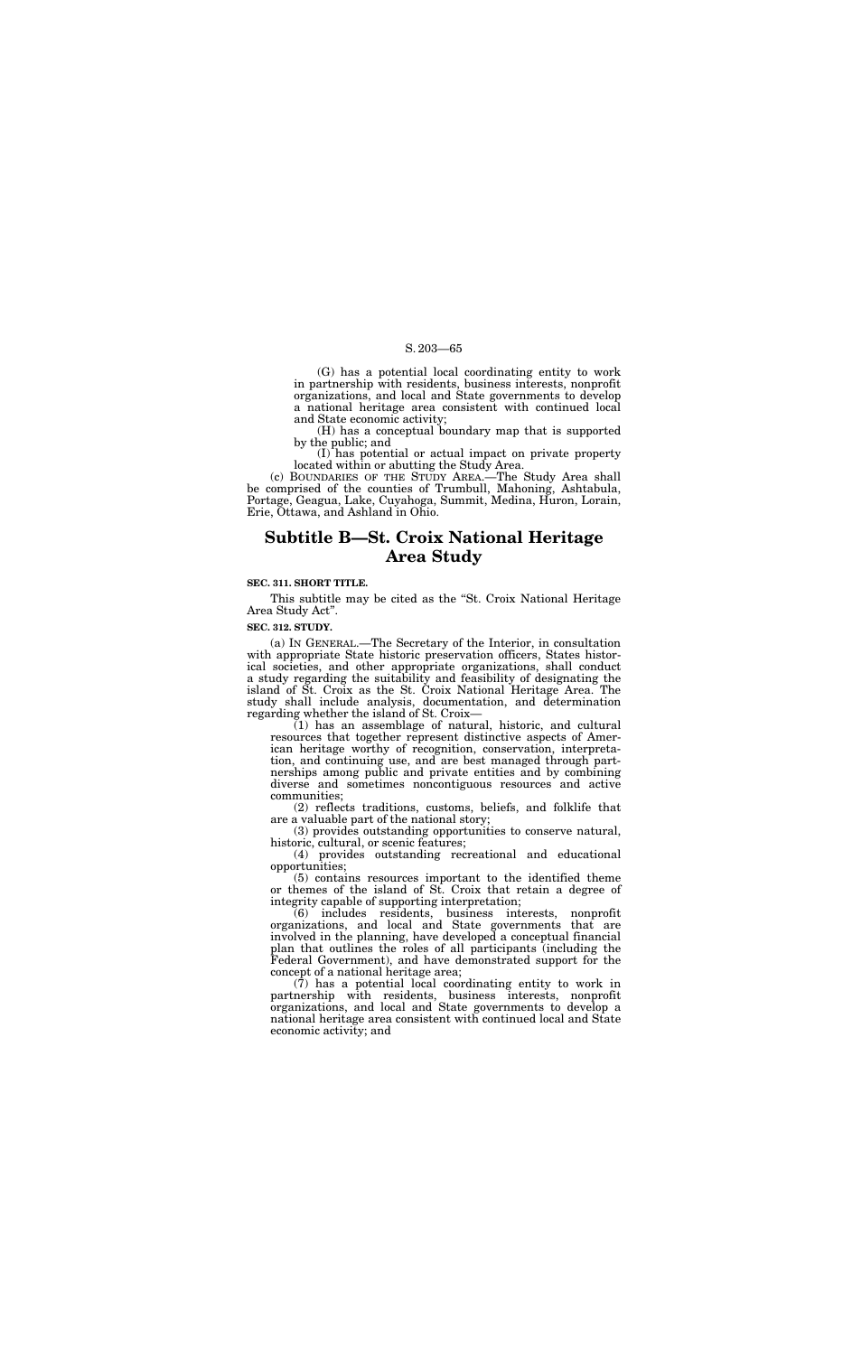(G) has a potential local coordinating entity to work in partnership with residents, business interests, nonprofit organizations, and local and State governments to develop a national heritage area consistent with continued local and State economic activity;

(H) has a conceptual boundary map that is supported by the public; and

(I) has potential or actual impact on private property located within or abutting the Study Area.

(c) BOUNDARIES OF THE STUDY AREA.—The Study Area shall be comprised of the counties of Trumbull, Mahoning, Ashtabula, Portage, Geagua, Lake, Cuyahoga, Summit, Medina, Huron, Lorain, Erie, Ottawa, and Ashland in Ohio.

# Subtitle B—St. Croix National Heritage Area Study

**SEC. 311. SHORT TITLE.**

This subtitle may be cited as the "St. Croix National Heritage Area Study Act".

**SEC. 312. STUDY.**

(a) IN GENERAL.—The Secretary of the Interior, in consultation with appropriate State historic preservation officers, States historical societies, and other appropriate organizations, shall conduct a study regarding the suitability and feasibility of designating the island of St. Croix as the St. Croix National Heritage Area. The study shall include analysis, documentation, and determination regarding whether the island of St. Croix—

(1) has an assemblage of natural, historic, and cultural resources that together represent distinctive aspects of American heritage worthy of recognition, conservation, interpretation, and continuing use, and are best managed through partnerships among public and private entities and by combining diverse and sometimes noncontiguous resources and active communities;

(2) reflects traditions, customs, beliefs, and folklife that are a valuable part of the national story;

(3) provides outstanding opportunities to conserve natural, historic, cultural, or scenic features;

(4) provides outstanding recreational and educational opportunities;

(5) contains resources important to the identified theme or themes of the island of St. Croix that retain a degree of integrity capable of supporting interpretation;

(6) includes residents, business interests, nonprofit organizations, and local and State governments that are involved in the planning, have developed a conceptual financial plan that outlines the roles of all participants (including the Federal Government), and have demonstrated support for the concept of a national heritage area;

(7) has a potential local coordinating entity to work in partnership with residents, business interests, nonprofit organizations, and local and State governments to develop a national heritage area consistent with continued local and State economic activity; and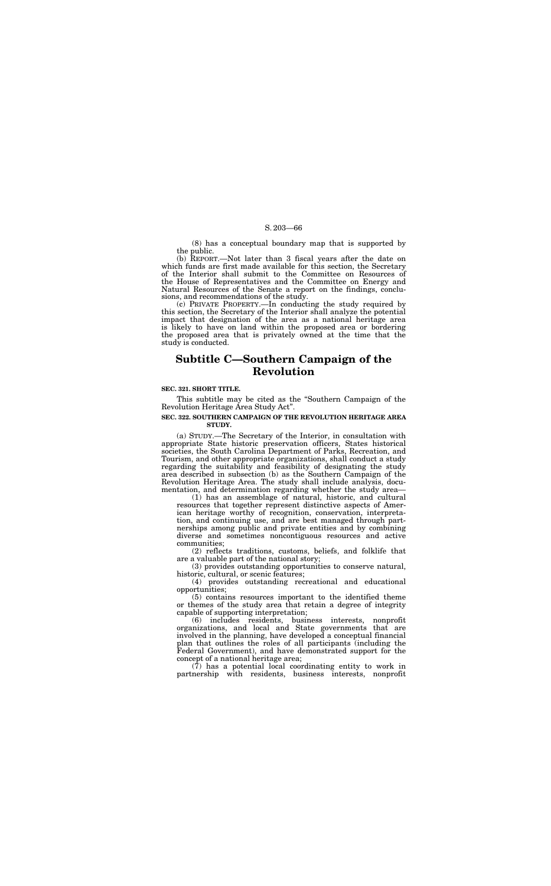(8) has a conceptual boundary map that is supported by the public.

(b) REPORT.—Not later than 3 fiscal years after the date on which funds are first made available for this section, the Secretary of the Interior shall submit to the Committee on Resources of the House of Representatives and the Committee on Energy and Natural Resources of the Senate a report on the findings, conclusions, and recommendations of the study.

(c) PRIVATE PROPERTY.—In conducting the study required by this section, the Secretary of the Interior shall analyze the potential impact that designation of the area as a national heritage area is likely to have on land within the proposed area or bordering the proposed area that is privately owned at the time that the study is conducted.

# Subtitle C—Southern Campaign of the Revolution

**SEC. 321. SHORT TITLE.**

This subtitle may be cited as the "Southern Campaign of the Revolution Heritage Area Study Act".

**SEC. 322. SOUTHERN CAMPAIGN OF THE REVOLUTION HERITAGE AREA STUDY.**

(a) STUDY.—The Secretary of the Interior, in consultation with appropriate State historic preservation officers, States historical societies, the South Carolina Department of Parks, Recreation, and Tourism, and other appropriate organizations, shall conduct a study regarding the suitability and feasibility of designating the study area described in subsection (b) as the Southern Campaign of the Revolution Heritage Area. The study shall include analysis, documentation, and determination regarding whether the study area—

(1) has an assemblage of natural, historic, and cultural resources that together represent distinctive aspects of American heritage worthy of recognition, conservation, interpretation, and continuing use, and are best managed through partnerships among public and private entities and by combining diverse and sometimes noncontiguous resources and active communities;

(2) reflects traditions, customs, beliefs, and folklife that are a valuable part of the national story;

(3) provides outstanding opportunities to conserve natural, historic, cultural, or scenic features;

(4) provides outstanding recreational and educational opportunities;

(5) contains resources important to the identified theme or themes of the study area that retain a degree of integrity capable of supporting interpretation;

(6) includes residents, business interests, nonprofit organizations, and local and State governments that are involved in the planning, have developed a conceptual financial plan that outlines the roles of all participants (including the Federal Government), and have demonstrated support for the concept of a national heritage area;

(7) has a potential local coordinating entity to work in partnership with residents, business interests, nonprofit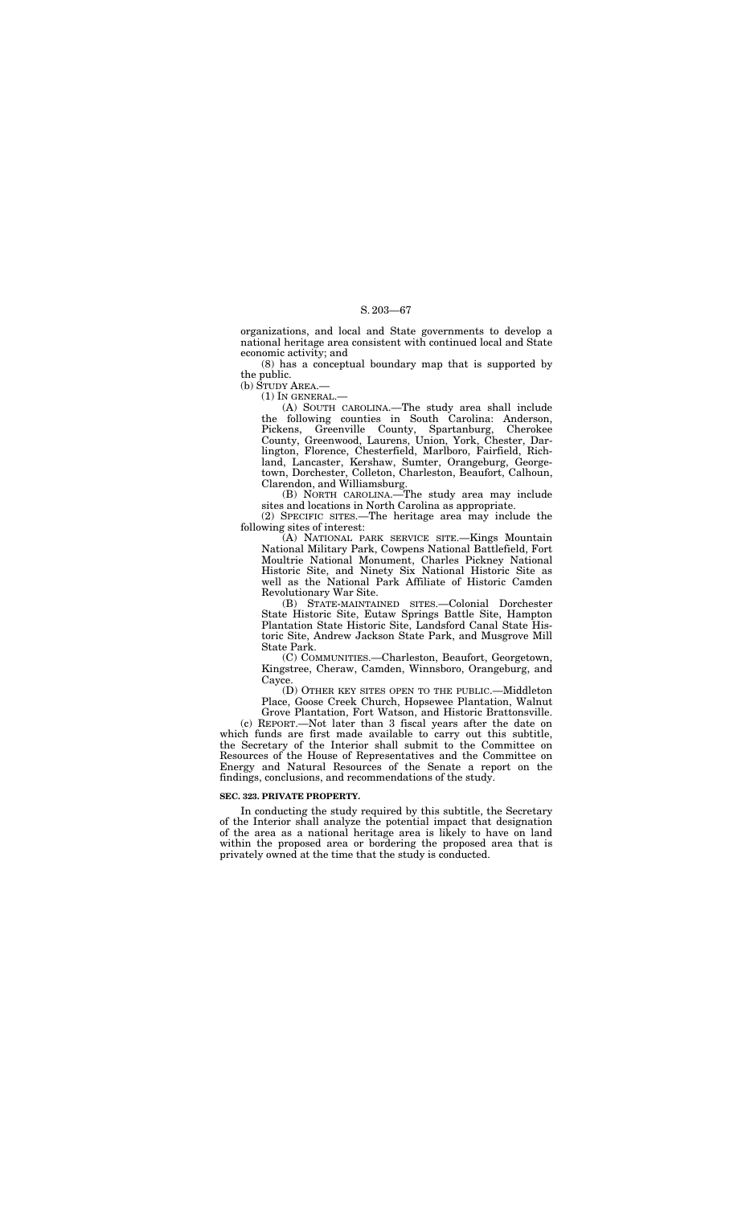organizations, and local and State governments to develop a national heritage area consistent with continued local and State economic activity; and

(8) has a conceptual boundary map that is supported by the public.

(b) STUDY AREA.—

(1) IN GENERAL.—

(A) SOUTH CAROLINA.—The study area shall include the following counties in South Carolina: Anderson, Pickens, Greenville County, Spartanburg, Cherokee County, Greenwood, Laurens, Union, York, Chester, Darlington, Florence, Chesterfield, Marlboro, Fairfield, Richland, Lancaster, Kershaw, Sumter, Orangeburg, Georgetown, Dorchester, Colleton, Charleston, Beaufort, Calhoun, Clarendon, and Williamsburg.

(B) NORTH CAROLINA.—The study area may include sites and locations in North Carolina as appropriate.

(2) SPECIFIC SITES.—The heritage area may include the following sites of interest:

(A) NATIONAL PARK SERVICE SITE.—Kings Mountain National Military Park, Cowpens National Battlefield, Fort Moultrie National Monument, Charles Pickney National Historic Site, and Ninety Six National Historic Site as well as the National Park Affiliate of Historic Camden Revolutionary War Site.

(B) STATE-MAINTAINED SITES.—Colonial Dorchester State Historic Site, Eutaw Springs Battle Site, Hampton Plantation State Historic Site, Landsford Canal State Historic Site, Andrew Jackson State Park, and Musgrove Mill State Park.

(C) COMMUNITIES.—Charleston, Beaufort, Georgetown, Kingstree, Cheraw, Camden, Winnsboro, Orangeburg, and Cayce.

(D) OTHER KEY SITES OPEN TO THE PUBLIC.—Middleton Place, Goose Creek Church, Hopsewee Plantation, Walnut Grove Plantation, Fort Watson, and Historic Brattonsville.

(c) REPORT.—Not later than 3 fiscal years after the date on which funds are first made available to carry out this subtitle, the Secretary of the Interior shall submit to the Committee on Resources of the House of Representatives and the Committee on Energy and Natural Resources of the Senate a report on the findings, conclusions, and recommendations of the study.

**SEC. 323. PRIVATE PROPERTY.**

In conducting the study required by this subtitle, the Secretary of the Interior shall analyze the potential impact that designation of the area as a national heritage area is likely to have on land within the proposed area or bordering the proposed area that is privately owned at the time that the study is conducted.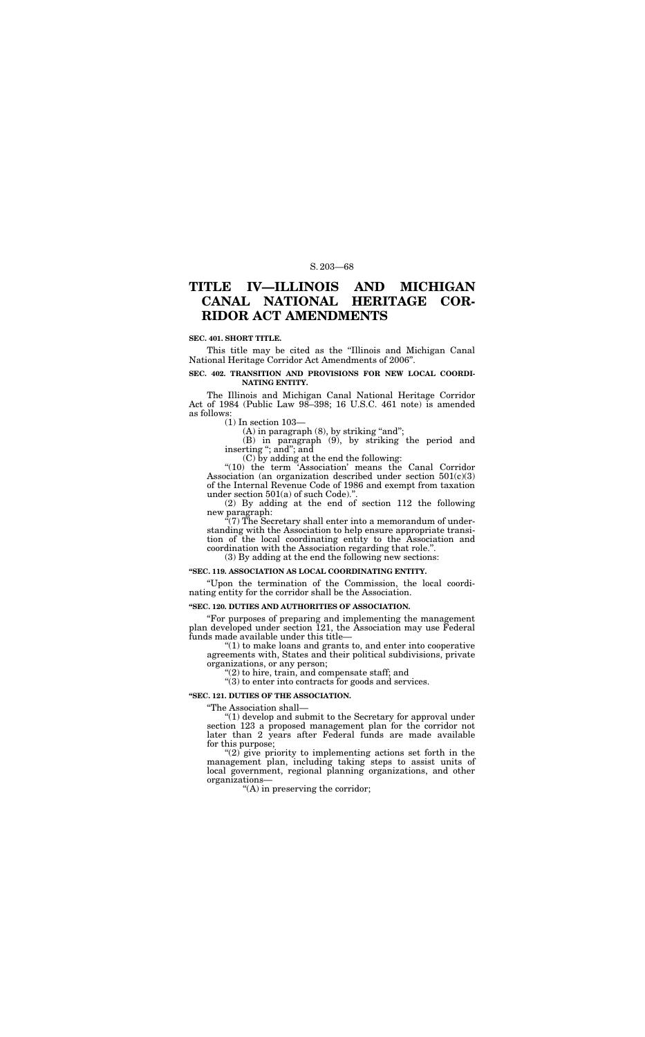# TITLE IV—ILLINOIS AND MICHIGAN CANAL NATIONAL HERITAGE CORRIDOR ACT AMENDMENTS

**SEC. 401. SHORT TITLE.**

This title may be cited as the "Illinois and Michigan Canal National Heritage Corridor Act Amendments of 2006".

**SEC. 402. TRANSITION AND PROVISIONS FOR NEW LOCAL COORDINATING ENTITY.**

The Illinois and Michigan Canal National Heritage Corridor Act of 1984 (Public Law 98–398; 16 U.S.C. 461 note) is amended as follows:

(1) In section 103—

(A) in paragraph (8), by striking "and";

(B) in paragraph (9), by striking the period and inserting "; and"; and

(C) by adding at the end the following:

"(10) the term 'Association' means the Canal Corridor Association (an organization described under section 501(c)(3) of the Internal Revenue Code of 1986 and exempt from taxation under section 501(a) of such Code).".

(2) By adding at the end of section 112 the following new paragraph:

"(7) The Secretary shall enter into a memorandum of understanding with the Association to help ensure appropriate transition of the local coordinating entity to the Association and coordination with the Association regarding that role.".

(3) By adding at the end the following new sections:

**"SEC. 119. ASSOCIATION AS LOCAL COORDINATING ENTITY.**

"Upon the termination of the Commission, the local coordinating entity for the corridor shall be the Association.

**"SEC. 120. DUTIES AND AUTHORITIES OF ASSOCIATION.**

"For purposes of preparing and implementing the management plan developed under section 121, the Association may use Federal funds made available under this title—

"(1) to make loans and grants to, and enter into cooperative agreements with, States and their political subdivisions, private organizations, or any person;

"(2) to hire, train, and compensate staff; and

"(3) to enter into contracts for goods and services.

**"SEC. 121. DUTIES OF THE ASSOCIATION.**

"The Association shall—

"(1) develop and submit to the Secretary for approval under section 123 a proposed management plan for the corridor not later than 2 years after Federal funds are made available for this purpose;

"(2) give priority to implementing actions set forth in the management plan, including taking steps to assist units of local government, regional planning organizations, and other organizations—

"(A) in preserving the corridor;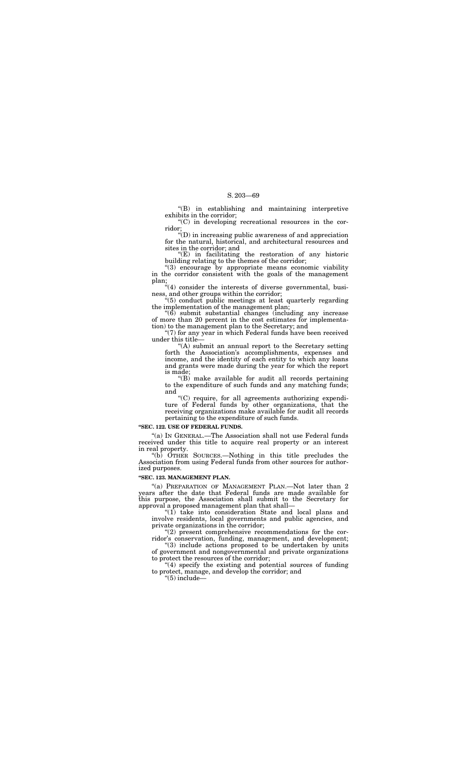"(B) in establishing and maintaining interpretive exhibits in the corridor;

"(C) in developing recreational resources in the corridor;

"(D) in increasing public awareness of and appreciation for the natural, historical, and architectural resources and sites in the corridor; and

"(E) in facilitating the restoration of any historic building relating to the themes of the corridor;

"(3) encourage by appropriate means economic viability in the corridor consistent with the goals of the management plan;

"(4) consider the interests of diverse governmental, business, and other groups within the corridor;

"(5) conduct public meetings at least quarterly regarding the implementation of the management plan;

"(6) submit substantial changes (including any increase of more than 20 percent in the cost estimates for implementation) to the management plan to the Secretary; and

"(7) for any year in which Federal funds have been received under this title—

"(A) submit an annual report to the Secretary setting forth the Association's accomplishments, expenses and income, and the identity of each entity to which any loans and grants were made during the year for which the report is made;

"(B) make available for audit all records pertaining to the expenditure of such funds and any matching funds; and

"(C) require, for all agreements authorizing expenditure of Federal funds by other organizations, that the receiving organizations make available for audit all records pertaining to the expenditure of such funds.

**"SEC. 122. USE OF FEDERAL FUNDS.**

"(a) IN GENERAL.—The Association shall not use Federal funds received under this title to acquire real property or an interest in real property.

"(b) OTHER SOURCES.—Nothing in this title precludes the Association from using Federal funds from other sources for authorized purposes.

**"SEC. 123. MANAGEMENT PLAN.**

"(a) PREPARATION OF MANAGEMENT PLAN.—Not later than 2 years after the date that Federal funds are made available for this purpose, the Association shall submit to the Secretary for approval a proposed management plan that shall—

"(1) take into consideration State and local plans and involve residents, local governments and public agencies, and private organizations in the corridor;

"(2) present comprehensive recommendations for the corridor's conservation, funding, management, and development;

"(3) include actions proposed to be undertaken by units of government and nongovernmental and private organizations to protect the resources of the corridor;

"(4) specify the existing and potential sources of funding to protect, manage, and develop the corridor; and

"(5) include—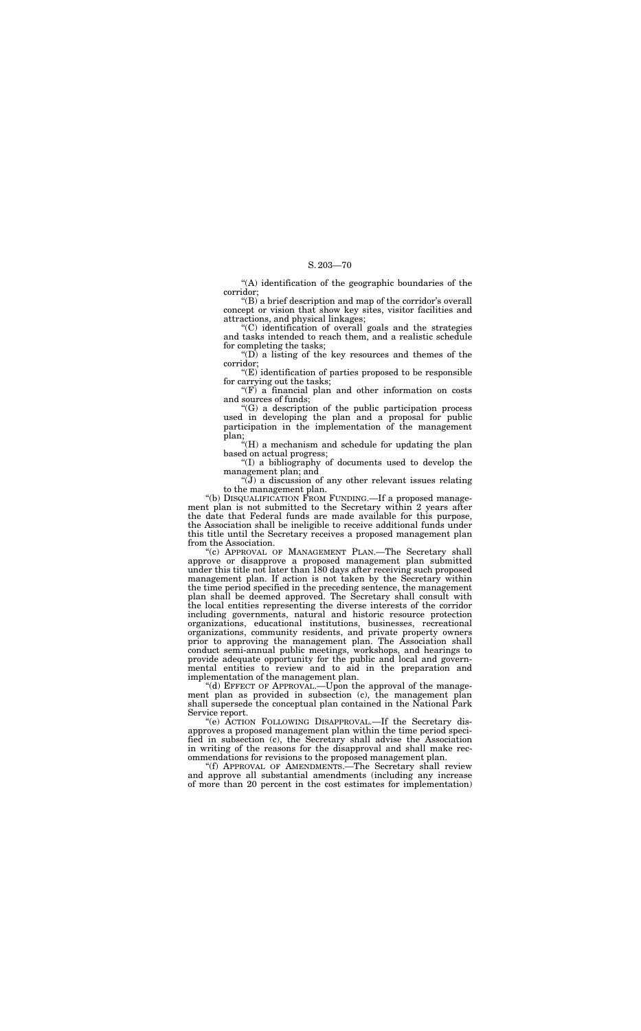"(A) identification of the geographic boundaries of the corridor;

"(B) a brief description and map of the corridor's overall concept or vision that show key sites, visitor facilities and attractions, and physical linkages;

"(C) identification of overall goals and the strategies and tasks intended to reach them, and a realistic schedule for completing the tasks;

"(D) a listing of the key resources and themes of the corridor;

"(E) identification of parties proposed to be responsible for carrying out the tasks;

"(F) a financial plan and other information on costs and sources of funds;

"(G) a description of the public participation process used in developing the plan and a proposal for public participation in the implementation of the management plan;

"(H) a mechanism and schedule for updating the plan based on actual progress;

"(I) a bibliography of documents used to develop the management plan; and

"(J) a discussion of any other relevant issues relating to the management plan.

"(b) DISQUALIFICATION FROM FUNDING.—If a proposed management plan is not submitted to the Secretary within 2 years after the date that Federal funds are made available for this purpose, the Association shall be ineligible to receive additional funds under this title until the Secretary receives a proposed management plan from the Association.

"(c) APPROVAL OF MANAGEMENT PLAN.—The Secretary shall approve or disapprove a proposed management plan submitted under this title not later than 180 days after receiving such proposed management plan. If action is not taken by the Secretary within the time period specified in the preceding sentence, the management plan shall be deemed approved. The Secretary shall consult with the local entities representing the diverse interests of the corridor including governments, natural and historic resource protection organizations, educational institutions, businesses, recreational organizations, community residents, and private property owners prior to approving the management plan. The Association shall conduct semi-annual public meetings, workshops, and hearings to provide adequate opportunity for the public and local and governmental entities to review and to aid in the preparation and implementation of the management plan.

"(d) EFFECT OF APPROVAL.—Upon the approval of the management plan as provided in subsection (c), the management plan shall supersede the conceptual plan contained in the National Park Service report.

"(e) ACTION FOLLOWING DISAPPROVAL.—If the Secretary disapproves a proposed management plan within the time period specified in subsection (c), the Secretary shall advise the Association in writing of the reasons for the disapproval and shall make recommendations for revisions to the proposed management plan.

"(f) APPROVAL OF AMENDMENTS.—The Secretary shall review and approve all substantial amendments (including any increase of more than 20 percent in the cost estimates for implementation)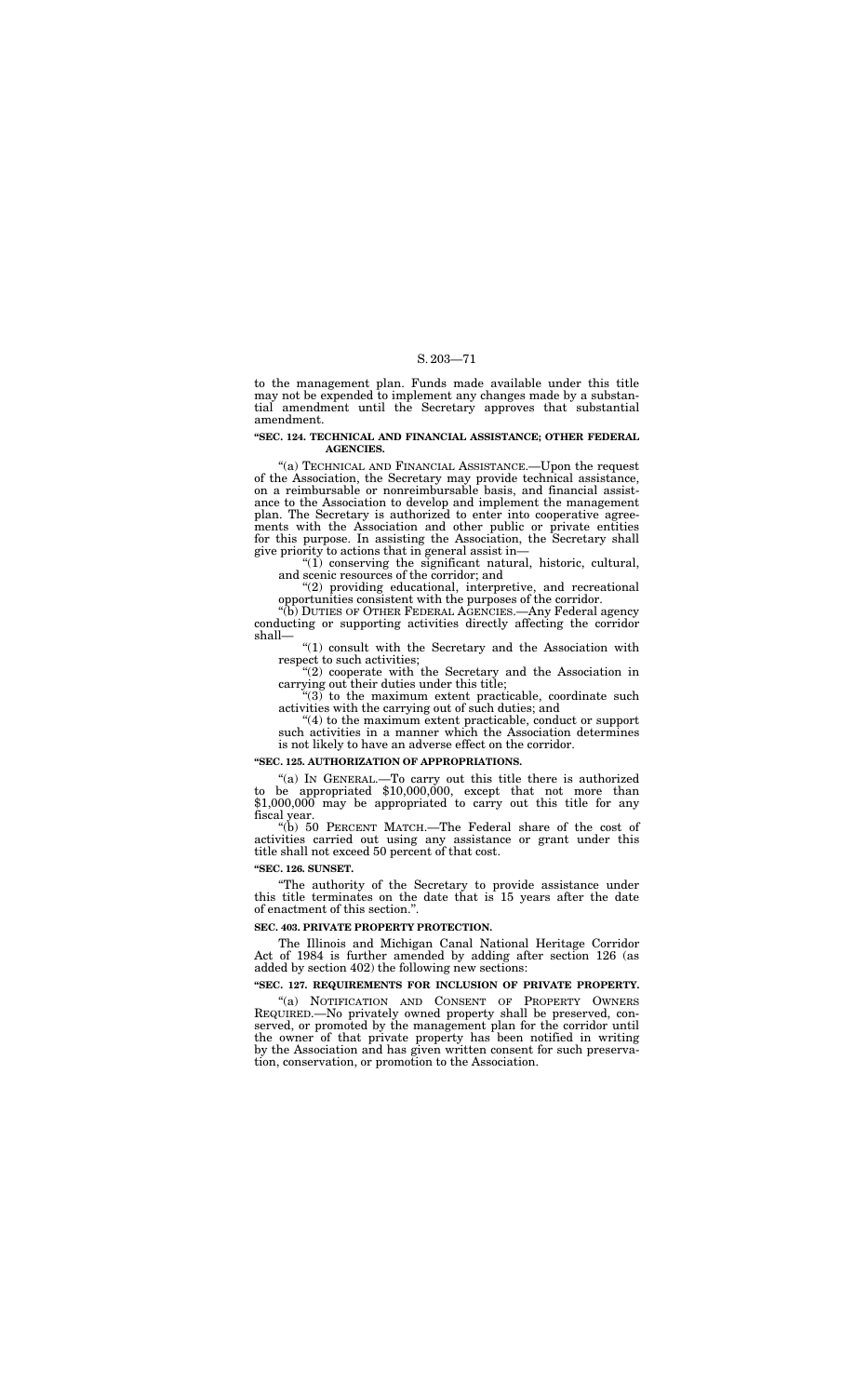to the management plan. Funds made available under this title may not be expended to implement any changes made by a substantial amendment until the Secretary approves that substantial amendment.

**"SEC. 124. TECHNICAL AND FINANCIAL ASSISTANCE; OTHER FEDERAL AGENCIES.**

"(a) TECHNICAL AND FINANCIAL ASSISTANCE.—Upon the request of the Association, the Secretary may provide technical assistance, on a reimbursable or nonreimbursable basis, and financial assistance to the Association to develop and implement the management plan. The Secretary is authorized to enter into cooperative agreements with the Association and other public or private entities for this purpose. In assisting the Association, the Secretary shall give priority to actions that in general assist in—

"(1) conserving the significant natural, historic, cultural, and scenic resources of the corridor; and

"(2) providing educational, interpretive, and recreational opportunities consistent with the purposes of the corridor.

"(b) DUTIES OF OTHER FEDERAL AGENCIES.—Any Federal agency conducting or supporting activities directly affecting the corridor shall—

"(1) consult with the Secretary and the Association with respect to such activities;

"(2) cooperate with the Secretary and the Association in carrying out their duties under this title;

"(3) to the maximum extent practicable, coordinate such activities with the carrying out of such duties; and

"(4) to the maximum extent practicable, conduct or support such activities in a manner which the Association determines is not likely to have an adverse effect on the corridor.

**"SEC. 125. AUTHORIZATION OF APPROPRIATIONS.**

"(a) IN GENERAL.—To carry out this title there is authorized to be appropriated $10,000,000, except that not more than $1,000,000 may be appropriated to carry out this title for any fiscal year.

"(b) 50 PERCENT MATCH.—The Federal share of the cost of activities carried out using any assistance or grant under this title shall not exceed 50 percent of that cost.

**"SEC. 126. SUNSET.**

"The authority of the Secretary to provide assistance under this title terminates on the date that is 15 years after the date of enactment of this section.".

**SEC. 403. PRIVATE PROPERTY PROTECTION.**

The Illinois and Michigan Canal National Heritage Corridor Act of 1984 is further amended by adding after section 126 (as added by section 402) the following new sections:

**"SEC. 127. REQUIREMENTS FOR INCLUSION OF PRIVATE PROPERTY.**

"(a) NOTIFICATION AND CONSENT OF PROPERTY OWNERS REQUIRED.—No privately owned property shall be preserved, conserved, or promoted by the management plan for the corridor until the owner of that private property has been notified in writing by the Association and has given written consent for such preservation, conservation, or promotion to the Association.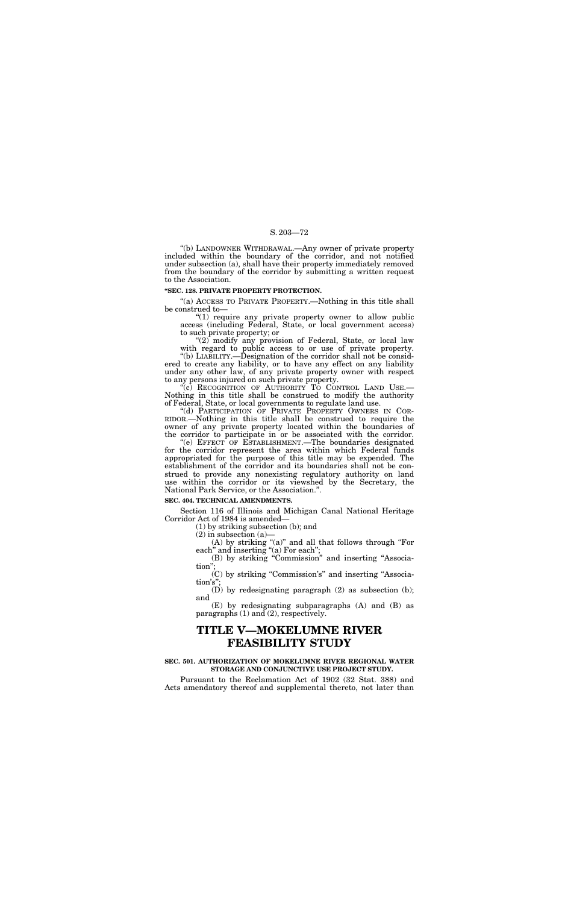"(b) LANDOWNER WITHDRAWAL.—Any owner of private property included within the boundary of the corridor, and not notified under subsection (a), shall have their property immediately removed from the boundary of the corridor by submitting a written request to the Association.

**"SEC. 128. PRIVATE PROPERTY PROTECTION.**

"(a) ACCESS TO PRIVATE PROPERTY.—Nothing in this title shall be construed to—

"(1) require any private property owner to allow public access (including Federal, State, or local government access) to such private property; or

"(2) modify any provision of Federal, State, or local law with regard to public access to or use of private property.

"(b) LIABILITY.—Designation of the corridor shall not be considered to create any liability, or to have any effect on any liability under any other law, of any private property owner with respect to any persons injured on such private property.

"(c) RECOGNITION OF AUTHORITY TO CONTROL LAND USE.—Nothing in this title shall be construed to modify the authority of Federal, State, or local governments to regulate land use.

"(d) PARTICIPATION OF PRIVATE PROPERTY OWNERS IN CORRIDOR.—Nothing in this title shall be construed to require the owner of any private property located within the boundaries of the corridor to participate in or be associated with the corridor.

"(e) EFFECT OF ESTABLISHMENT.—The boundaries designated for the corridor represent the area within which Federal funds appropriated for the purpose of this title may be expended. The establishment of the corridor and its boundaries shall not be construed to provide any nonexisting regulatory authority on land use within the corridor or its viewshed by the Secretary, the National Park Service, or the Association.".

**SEC. 404. TECHNICAL AMENDMENTS.**

Section 116 of Illinois and Michigan Canal National Heritage Corridor Act of 1984 is amended—

(1) by striking subsection (b); and

(2) in subsection (a)—

(A) by striking "(a)" and all that follows through "For each" and inserting "(a) For each";

(B) by striking "Commission" and inserting "Association";

(C) by striking "Commission's" and inserting "Association's";

(D) by redesignating paragraph (2) as subsection (b); and

(E) by redesignating subparagraphs (A) and (B) as paragraphs (1) and (2), respectively.

# TITLE V—MOKELUMNE RIVER FEASIBILITY STUDY

**SEC. 501. AUTHORIZATION OF MOKELUMNE RIVER REGIONAL WATER STORAGE AND CONJUNCTIVE USE PROJECT STUDY.**

Pursuant to the Reclamation Act of 1902 (32 Stat. 388) and Acts amendatory thereof and supplemental thereto, not later than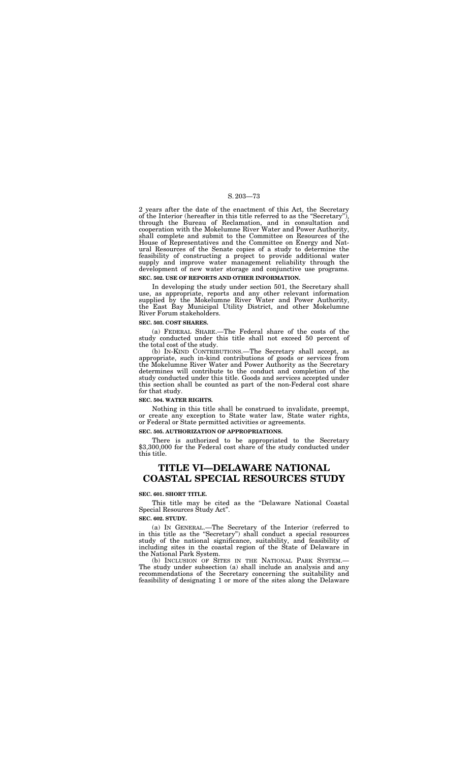2 years after the date of the enactment of this Act, the Secretary of the Interior (hereafter in this title referred to as the "Secretary"), through the Bureau of Reclamation, and in consultation and cooperation with the Mokelumne River Water and Power Authority, shall complete and submit to the Committee on Resources of the House of Representatives and the Committee on Energy and Natural Resources of the Senate copies of a study to determine the feasibility of constructing a project to provide additional water supply and improve water management reliability through the development of new water storage and conjunctive use programs.

**SEC. 502. USE OF REPORTS AND OTHER INFORMATION.**

In developing the study under section 501, the Secretary shall use, as appropriate, reports and any other relevant information supplied by the Mokelumne River Water and Power Authority, the East Bay Municipal Utility District, and other Mokelumne River Forum stakeholders.

**SEC. 503. COST SHARES.**

(a) FEDERAL SHARE.—The Federal share of the costs of the study conducted under this title shall not exceed 50 percent of the total cost of the study.

(b) IN-KIND CONTRIBUTIONS.—The Secretary shall accept, as appropriate, such in-kind contributions of goods or services from the Mokelumne River Water and Power Authority as the Secretary determines will contribute to the conduct and completion of the study conducted under this title. Goods and services accepted under this section shall be counted as part of the non-Federal cost share for that study.

**SEC. 504. WATER RIGHTS.**

Nothing in this title shall be construed to invalidate, preempt, or create any exception to State water law, State water rights, or Federal or State permitted activities or agreements.

**SEC. 505. AUTHORIZATION OF APPROPRIATIONS.**

There is authorized to be appropriated to the Secretary $3,300,000 for the Federal cost share of the study conducted under this title.

# TITLE VI—DELAWARE NATIONAL COASTAL SPECIAL RESOURCES STUDY

**SEC. 601. SHORT TITLE.**

This title may be cited as the "Delaware National Coastal Special Resources Study Act".

**SEC. 602. STUDY.**

(a) IN GENERAL.—The Secretary of the Interior (referred to in this title as the "Secretary") shall conduct a special resources study of the national significance, suitability, and feasibility of including sites in the coastal region of the State of Delaware in the National Park System.

(b) INCLUSION OF SITES IN THE NATIONAL PARK SYSTEM.—The study under subsection (a) shall include an analysis and any recommendations of the Secretary concerning the suitability and feasibility of designating 1 or more of the sites along the Delaware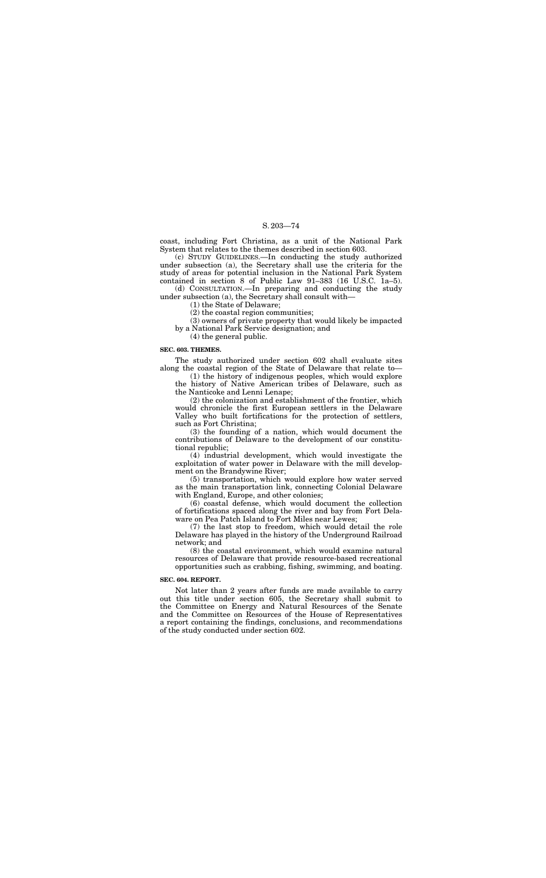coast, including Fort Christina, as a unit of the National Park System that relates to the themes described in section 603.

(c) STUDY GUIDELINES.—In conducting the study authorized under subsection (a), the Secretary shall use the criteria for the study of areas for potential inclusion in the National Park System contained in section 8 of Public Law 91–383 (16 U.S.C. 1a–5).

(d) CONSULTATION.—In preparing and conducting the study under subsection (a), the Secretary shall consult with—

(1) the State of Delaware;

(2) the coastal region communities;

(3) owners of private property that would likely be impacted by a National Park Service designation; and

(4) the general public.

**SEC. 603. THEMES.**

The study authorized under section 602 shall evaluate sites along the coastal region of the State of Delaware that relate to—

(1) the history of indigenous peoples, which would explore the history of Native American tribes of Delaware, such as the Nanticoke and Lenni Lenape;

(2) the colonization and establishment of the frontier, which would chronicle the first European settlers in the Delaware Valley who built fortifications for the protection of settlers, such as Fort Christina;

(3) the founding of a nation, which would document the contributions of Delaware to the development of our constitutional republic;

(4) industrial development, which would investigate the exploitation of water power in Delaware with the mill development on the Brandywine River;

(5) transportation, which would explore how water served as the main transportation link, connecting Colonial Delaware with England, Europe, and other colonies;

(6) coastal defense, which would document the collection of fortifications spaced along the river and bay from Fort Delaware on Pea Patch Island to Fort Miles near Lewes;

(7) the last stop to freedom, which would detail the role Delaware has played in the history of the Underground Railroad network; and

(8) the coastal environment, which would examine natural resources of Delaware that provide resource-based recreational opportunities such as crabbing, fishing, swimming, and boating.

**SEC. 604. REPORT.**

Not later than 2 years after funds are made available to carry out this title under section 605, the Secretary shall submit to the Committee on Energy and Natural Resources of the Senate and the Committee on Resources of the House of Representatives a report containing the findings, conclusions, and recommendations of the study conducted under section 602.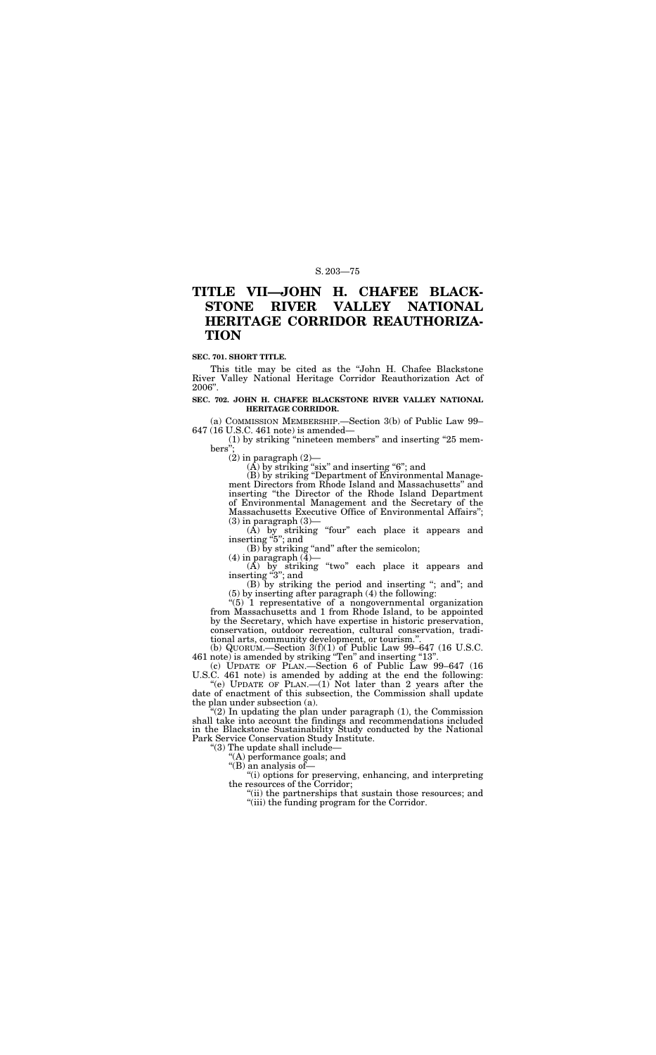# TITLE VII—JOHN H. CHAFEE BLACKSTONE RIVER VALLEY NATIONAL HERITAGE CORRIDOR REAUTHORIZATION

**SEC. 701. SHORT TITLE.**

This title may be cited as the "John H. Chafee Blackstone River Valley National Heritage Corridor Reauthorization Act of 2006".

**SEC. 702. JOHN H. CHAFEE BLACKSTONE RIVER VALLEY NATIONAL HERITAGE CORRIDOR.**

(a) COMMISSION MEMBERSHIP.—Section 3(b) of Public Law 99–647 (16 U.S.C. 461 note) is amended—

(1) by striking "nineteen members" and inserting "25 members";

(2) in paragraph (2)—

(A) by striking "six" and inserting "6"; and

(B) by striking "Department of Environmental Management Directors from Rhode Island and Massachusetts" and inserting "the Director of the Rhode Island Department of Environmental Management and the Secretary of the Massachusetts Executive Office of Environmental Affairs";

(3) in paragraph (3)—

(A) by striking "four" each place it appears and inserting "5"; and

(B) by striking "and" after the semicolon;

(4) in paragraph (4)—

(A) by striking "two" each place it appears and inserting "3"; and

(B) by striking the period and inserting "; and"; and

(5) by inserting after paragraph (4) the following:

"(5) 1 representative of a nongovernmental organization from Massachusetts and 1 from Rhode Island, to be appointed by the Secretary, which have expertise in historic preservation, conservation, outdoor recreation, cultural conservation, traditional arts, community development, or tourism.".

(b) QUORUM.—Section 3(f)(1) of Public Law 99–647 (16 U.S.C. 461 note) is amended by striking "Ten" and inserting "13".

(c) UPDATE OF PLAN.—Section 6 of Public Law 99–647 (16 U.S.C. 461 note) is amended by adding at the end the following:

"(e) UPDATE OF PLAN.—(1) Not later than 2 years after the date of enactment of this subsection, the Commission shall update the plan under subsection (a).

"(2) In updating the plan under paragraph (1), the Commission shall take into account the findings and recommendations included in the Blackstone Sustainability Study conducted by the National Park Service Conservation Study Institute.

"(3) The update shall include—

"(A) performance goals; and

"(B) an analysis of—

"(i) options for preserving, enhancing, and interpreting the resources of the Corridor;

"(ii) the partnerships that sustain those resources; and

"(iii) the funding program for the Corridor.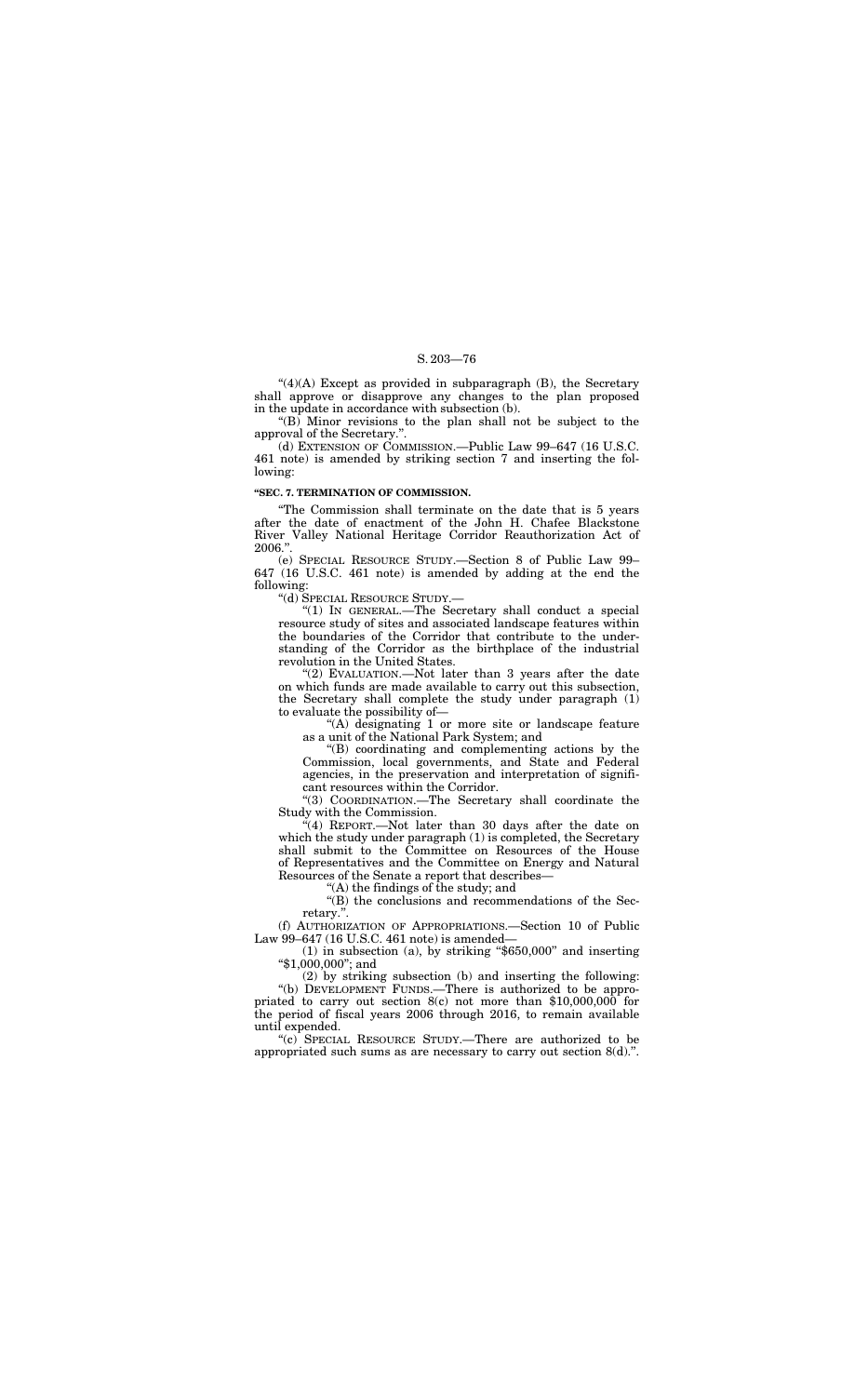"(4)(A) Except as provided in subparagraph (B), the Secretary shall approve or disapprove any changes to the plan proposed in the update in accordance with subsection (b).

"(B) Minor revisions to the plan shall not be subject to the approval of the Secretary.".

(d) EXTENSION OF COMMISSION.—Public Law 99–647 (16 U.S.C. 461 note) is amended by striking section 7 and inserting the following:

**"SEC. 7. TERMINATION OF COMMISSION.**

"The Commission shall terminate on the date that is 5 years after the date of enactment of the John H. Chafee Blackstone River Valley National Heritage Corridor Reauthorization Act of 2006.".

(e) SPECIAL RESOURCE STUDY.—Section 8 of Public Law 99–647 (16 U.S.C. 461 note) is amended by adding at the end the following:

"(d) SPECIAL RESOURCE STUDY.—

"(1) IN GENERAL.—The Secretary shall conduct a special resource study of sites and associated landscape features within the boundaries of the Corridor that contribute to the understanding of the Corridor as the birthplace of the industrial revolution in the United States.

"(2) EVALUATION.—Not later than 3 years after the date on which funds are made available to carry out this subsection, the Secretary shall complete the study under paragraph (1) to evaluate the possibility of—

"(A) designating 1 or more site or landscape feature as a unit of the National Park System; and

"(B) coordinating and complementing actions by the Commission, local governments, and State and Federal agencies, in the preservation and interpretation of significant resources within the Corridor.

"(3) COORDINATION.—The Secretary shall coordinate the Study with the Commission.

"(4) REPORT.—Not later than 30 days after the date on which the study under paragraph (1) is completed, the Secretary shall submit to the Committee on Resources of the House of Representatives and the Committee on Energy and Natural Resources of the Senate a report that describes—

"(A) the findings of the study; and

"(B) the conclusions and recommendations of the Secretary.".

(f) AUTHORIZATION OF APPROPRIATIONS.—Section 10 of Public Law 99–647 (16 U.S.C. 461 note) is amended—

(1) in subsection (a), by striking "$650,000" and inserting "$1,000,000"; and

(2) by striking subsection (b) and inserting the following:

"(b) DEVELOPMENT FUNDS.—There is authorized to be appropriated to carry out section 8(c) not more than $10,000,000 for the period of fiscal years 2006 through 2016, to remain available until expended.

"(c) SPECIAL RESOURCE STUDY.—There are authorized to be appropriated such sums as are necessary to carry out section 8(d).".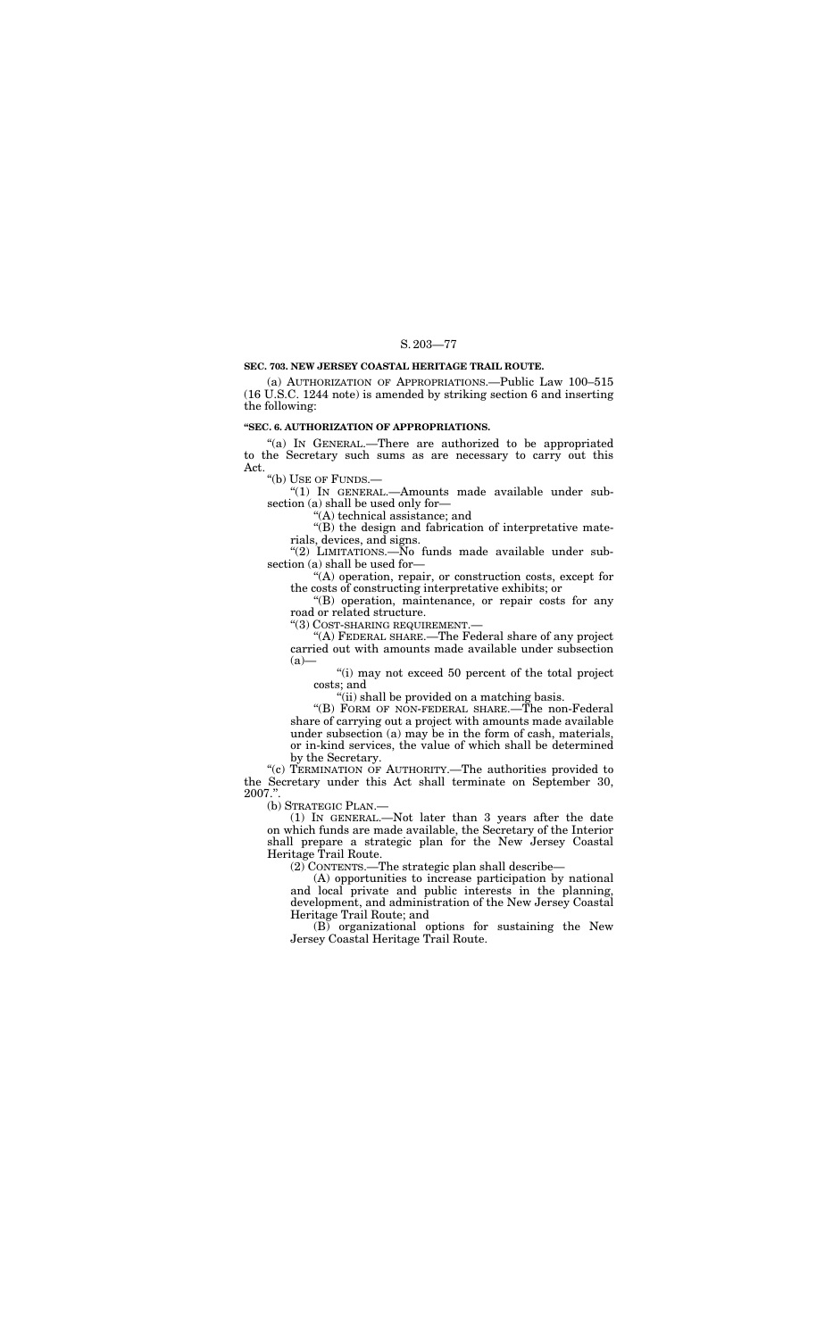**SEC. 703. NEW JERSEY COASTAL HERITAGE TRAIL ROUTE.**

(a) AUTHORIZATION OF APPROPRIATIONS.—Public Law 100–515 (16 U.S.C. 1244 note) is amended by striking section 6 and inserting the following:

**"SEC. 6. AUTHORIZATION OF APPROPRIATIONS.**

"(a) IN GENERAL.—There are authorized to be appropriated to the Secretary such sums as are necessary to carry out this Act.

"(b) USE OF FUNDS.—

"(1) IN GENERAL.—Amounts made available under subsection (a) shall be used only for—

"(A) technical assistance; and

"(B) the design and fabrication of interpretative materials, devices, and signs.

"(2) LIMITATIONS.—No funds made available under subsection (a) shall be used for—

"(A) operation, repair, or construction costs, except for the costs of constructing interpretative exhibits; or

"(B) operation, maintenance, or repair costs for any road or related structure.

"(3) COST-SHARING REQUIREMENT.—

"(A) FEDERAL SHARE.—The Federal share of any project carried out with amounts made available under subsection (a)—

"(i) may not exceed 50 percent of the total project costs; and

"(ii) shall be provided on a matching basis.

"(B) FORM OF NON-FEDERAL SHARE.—The non-Federal share of carrying out a project with amounts made available under subsection (a) may be in the form of cash, materials, or in-kind services, the value of which shall be determined by the Secretary.

"(c) TERMINATION OF AUTHORITY.—The authorities provided to the Secretary under this Act shall terminate on September 30, 2007.".

(b) STRATEGIC PLAN.—

(1) IN GENERAL.—Not later than 3 years after the date on which funds are made available, the Secretary of the Interior shall prepare a strategic plan for the New Jersey Coastal Heritage Trail Route.

(2) CONTENTS.—The strategic plan shall describe—

(A) opportunities to increase participation by national and local private and public interests in the planning, development, and administration of the New Jersey Coastal Heritage Trail Route; and

(B) organizational options for sustaining the New Jersey Coastal Heritage Trail Route.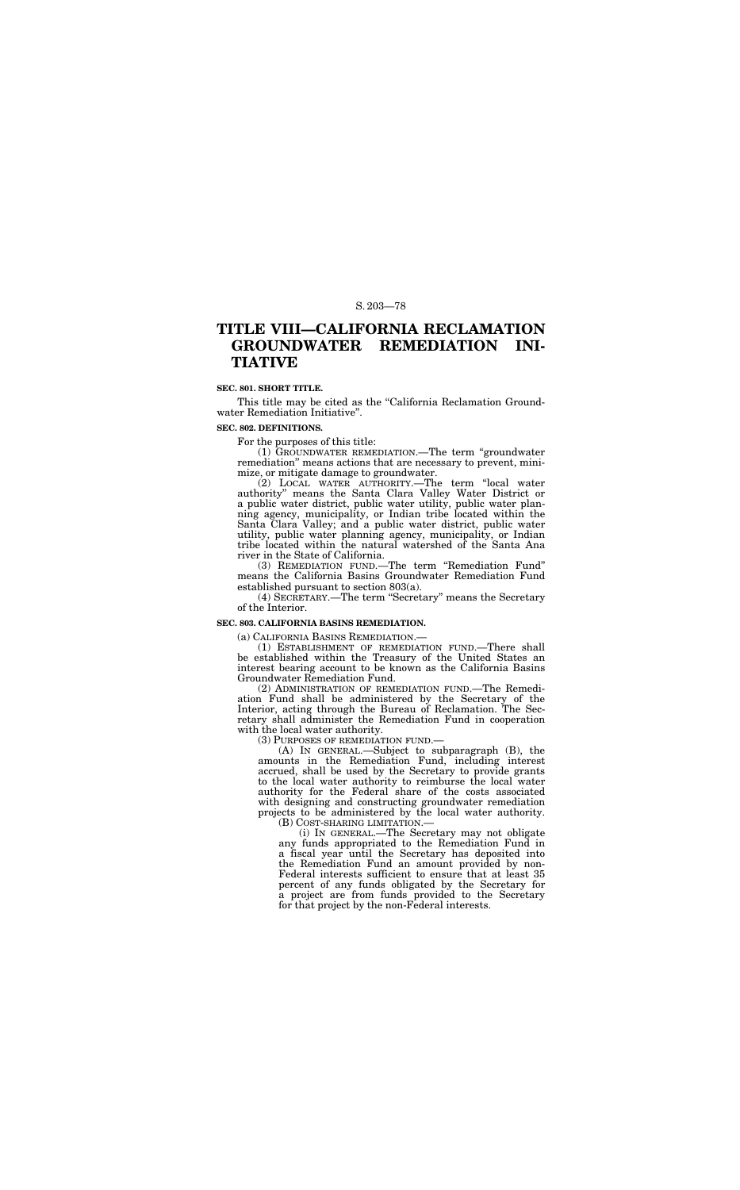# TITLE VIII—CALIFORNIA RECLAMATION GROUNDWATER REMEDIATION INITIATIVE

**SEC. 801. SHORT TITLE.**

This title may be cited as the "California Reclamation Groundwater Remediation Initiative".

**SEC. 802. DEFINITIONS.**

For the purposes of this title:

(1) GROUNDWATER REMEDIATION.—The term "groundwater remediation" means actions that are necessary to prevent, minimize, or mitigate damage to groundwater.

(2) LOCAL WATER AUTHORITY.—The term "local water authority" means the Santa Clara Valley Water District or a public water district, public water utility, public water planning agency, municipality, or Indian tribe located within the Santa Clara Valley; and a public water district, public water utility, public water planning agency, municipality, or Indian tribe located within the natural watershed of the Santa Ana river in the State of California.

(3) REMEDIATION FUND.—The term "Remediation Fund" means the California Basins Groundwater Remediation Fund established pursuant to section 803(a).

(4) SECRETARY.—The term "Secretary" means the Secretary of the Interior.

**SEC. 803. CALIFORNIA BASINS REMEDIATION.**

(a) CALIFORNIA BASINS REMEDIATION.—

(1) ESTABLISHMENT OF REMEDIATION FUND.—There shall be established within the Treasury of the United States an interest bearing account to be known as the California Basins Groundwater Remediation Fund.

(2) ADMINISTRATION OF REMEDIATION FUND.—The Remediation Fund shall be administered by the Secretary of the Interior, acting through the Bureau of Reclamation. The Secretary shall administer the Remediation Fund in cooperation with the local water authority.

(3) PURPOSES OF REMEDIATION FUND.—

(A) IN GENERAL.—Subject to subparagraph (B), the amounts in the Remediation Fund, including interest accrued, shall be used by the Secretary to provide grants to the local water authority to reimburse the local water authority for the Federal share of the costs associated with designing and constructing groundwater remediation projects to be administered by the local water authority.

(B) COST-SHARING LIMITATION.—

(i) IN GENERAL.—The Secretary may not obligate any funds appropriated to the Remediation Fund in a fiscal year until the Secretary has deposited into the Remediation Fund an amount provided by non-Federal interests sufficient to ensure that at least 35 percent of any funds obligated by the Secretary for a project are from funds provided to the Secretary for that project by the non-Federal interests.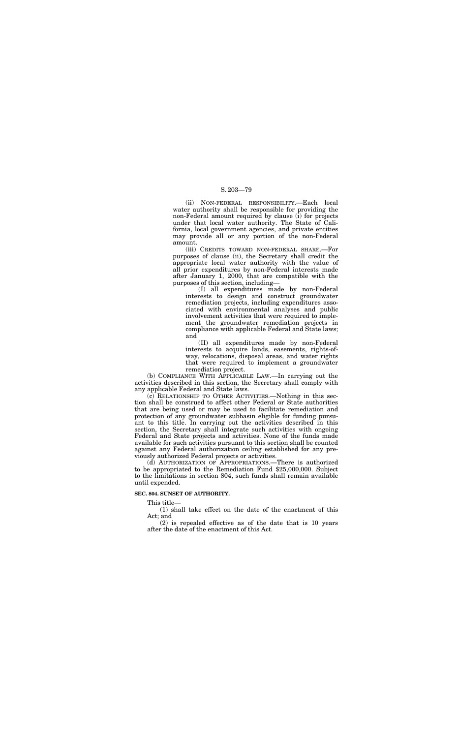(ii) NON-FEDERAL RESPONSIBILITY.—Each local water authority shall be responsible for providing the non-Federal amount required by clause (i) for projects under that local water authority. The State of California, local government agencies, and private entities may provide all or any portion of the non-Federal amount.

(iii) CREDITS TOWARD NON-FEDERAL SHARE.—For purposes of clause (ii), the Secretary shall credit the appropriate local water authority with the value of all prior expenditures by non-Federal interests made after January 1, 2000, that are compatible with the purposes of this section, including—

(I) all expenditures made by non-Federal interests to design and construct groundwater remediation projects, including expenditures associated with environmental analyses and public involvement activities that were required to implement the groundwater remediation projects in compliance with applicable Federal and State laws; and

(II) all expenditures made by non-Federal interests to acquire lands, easements, rights-of-way, relocations, disposal areas, and water rights that were required to implement a groundwater remediation project.

(b) COMPLIANCE WITH APPLICABLE LAW.—In carrying out the activities described in this section, the Secretary shall comply with any applicable Federal and State laws.

(c) RELATIONSHIP TO OTHER ACTIVITIES.—Nothing in this section shall be construed to affect other Federal or State authorities that are being used or may be used to facilitate remediation and protection of any groundwater subbasin eligible for funding pursuant to this title. In carrying out the activities described in this section, the Secretary shall integrate such activities with ongoing Federal and State projects and activities. None of the funds made available for such activities pursuant to this section shall be counted against any Federal authorization ceiling established for any previously authorized Federal projects or activities.

(d) AUTHORIZATION OF APPROPRIATIONS.—There is authorized to be appropriated to the Remediation Fund $25,000,000. Subject to the limitations in section 804, such funds shall remain available until expended.

**SEC. 804. SUNSET OF AUTHORITY.**

This title—

(1) shall take effect on the date of the enactment of this Act; and

(2) is repealed effective as of the date that is 10 years after the date of the enactment of this Act.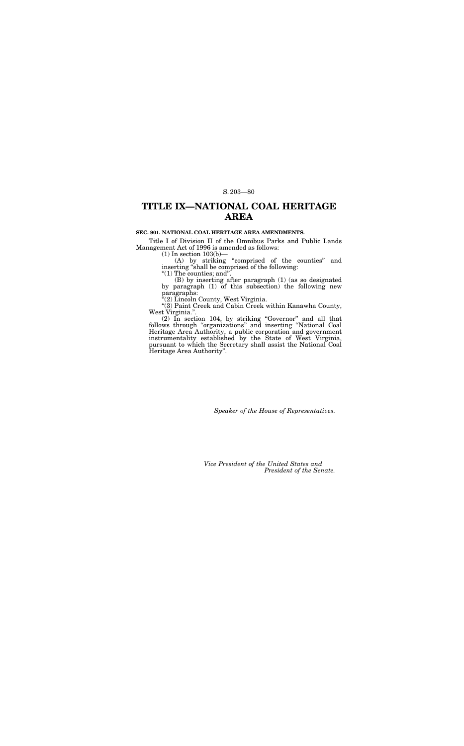# TITLE IX—NATIONAL COAL HERITAGE AREA

**SEC. 901. NATIONAL COAL HERITAGE AREA AMENDMENTS.**

Title I of Division II of the Omnibus Parks and Public Lands Management Act of 1996 is amended as follows:

(1) In section 103(b)—

(A) by striking "comprised of the counties" and inserting "shall be comprised of the following:

"(1) The counties; and".

(B) by inserting after paragraph (1) (as so designated by paragraph (1) of this subsection) the following new paragraphs:

"(2) Lincoln County, West Virginia.

"(3) Paint Creek and Cabin Creek within Kanawha County, West Virginia.".

(2) In section 104, by striking "Governor" and all that follows through "organizations" and inserting "National Coal Heritage Area Authority, a public corporation and government instrumentality established by the State of West Virginia, pursuant to which the Secretary shall assist the National Coal Heritage Area Authority".

*Speaker of the House of Representatives.*

*Vice President of the United States and President of the Senate.*